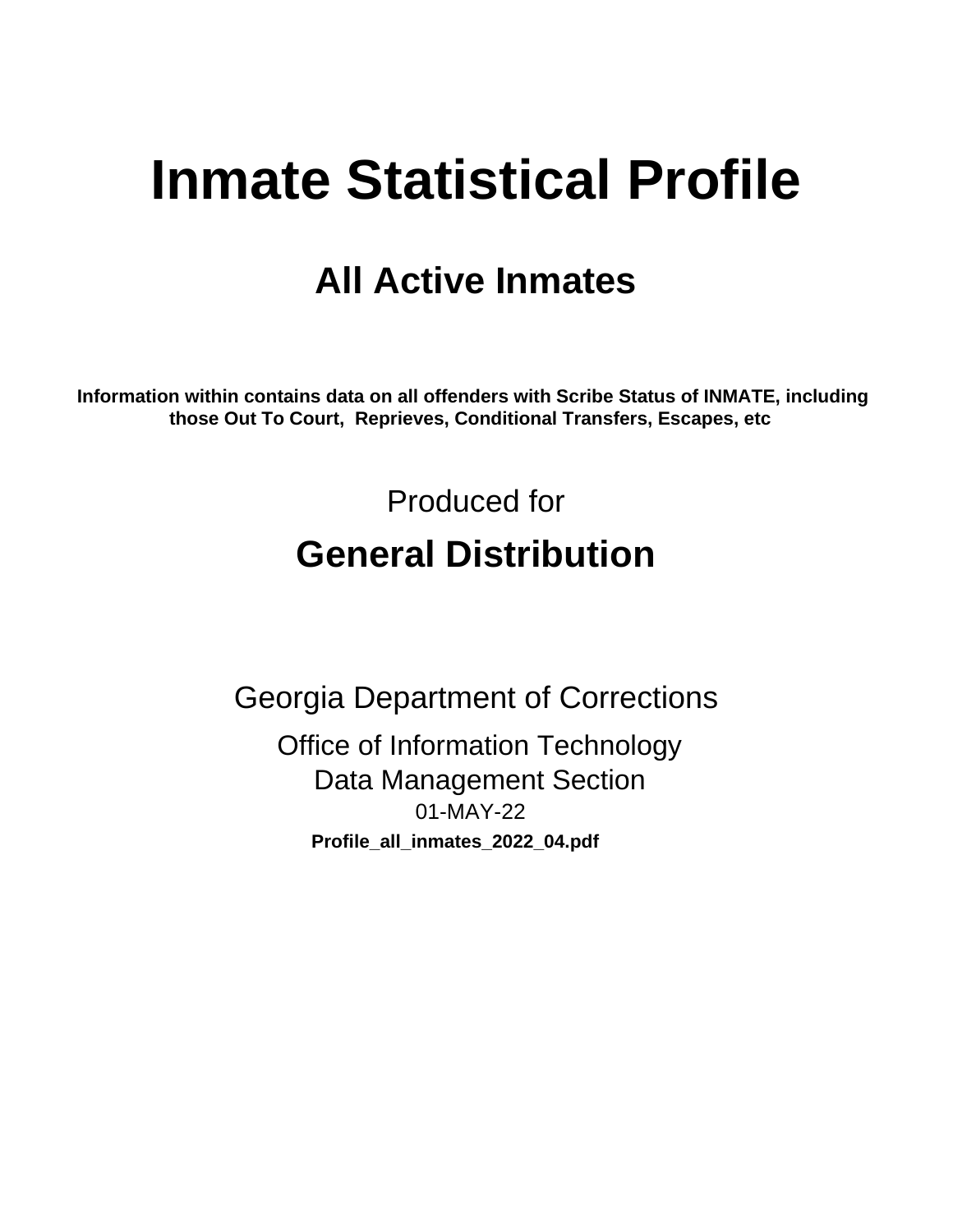# Inmate Statistical Profile

## All Active Inmates

**Information within contains data on all offenders with Scribe Status of INMATE, including those Out To Court, Reprieves, Conditional Transfers, Escapes, etc**

Produced for

## General Distribution

Georgia Department of Corrections

Office of Information Technology
Data Management Section
01-MAY-22

**Profile_all_inmates_2022_04.pdf**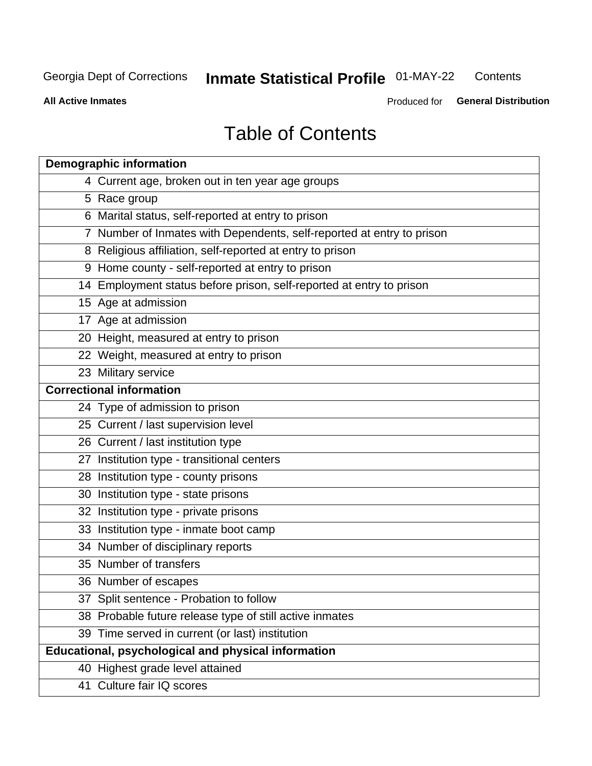Georgia Dept of Corrections **Inmate Statistical Profile** 01-MAY-22 Contents

**All Active Inmates** Produced for **General Distribution**

# Table of Contents

| **Demographic information** | |
|---|---|
| 4 | Current age, broken out in ten year age groups |
| 5 | Race group |
| 6 | Marital status, self-reported at entry to prison |
| 7 | Number of Inmates with Dependents, self-reported at entry to prison |
| 8 | Religious affiliation, self-reported at entry to prison |
| 9 | Home county - self-reported at entry to prison |
| 14 | Employment status before prison, self-reported at entry to prison |
| 15 | Age at admission |
| 17 | Age at admission |
| 20 | Height, measured at entry to prison |
| 22 | Weight, measured at entry to prison |
| 23 | Military service |
| **Correctional information** | |
| 24 | Type of admission to prison |
| 25 | Current / last supervision level |
| 26 | Current / last institution type |
| 27 | Institution type - transitional centers |
| 28 | Institution type - county prisons |
| 30 | Institution type - state prisons |
| 32 | Institution type - private prisons |
| 33 | Institution type - inmate boot camp |
| 34 | Number of disciplinary reports |
| 35 | Number of transfers |
| 36 | Number of escapes |
| 37 | Split sentence - Probation to follow |
| 38 | Probable future release type of still active inmates |
| 39 | Time served in current (or last) institution |
| **Educational, psychological and physical information** | |
| 40 | Highest grade level attained |
| 41 | Culture fair IQ scores |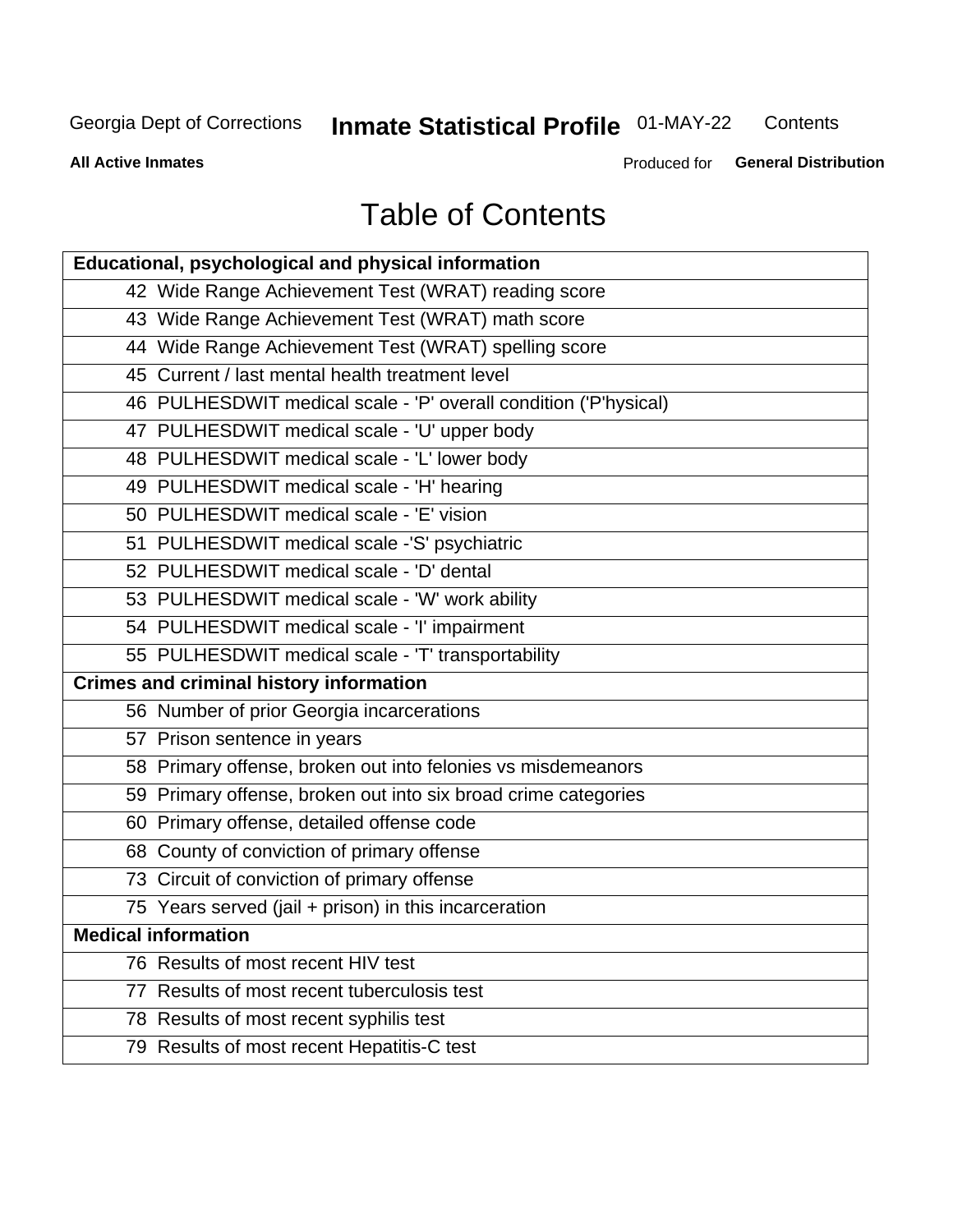# Table of Contents

| Educational, psychological and physical information |
|---|
| 42 Wide Range Achievement Test (WRAT) reading score |
| 43 Wide Range Achievement Test (WRAT) math score |
| 44 Wide Range Achievement Test (WRAT) spelling score |
| 45 Current / last mental health treatment level |
| 46 PULHESDWIT medical scale - 'P' overall condition ('P'hysical) |
| 47 PULHESDWIT medical scale - 'U' upper body |
| 48 PULHESDWIT medical scale - 'L' lower body |
| 49 PULHESDWIT medical scale - 'H' hearing |
| 50 PULHESDWIT medical scale - 'E' vision |
| 51 PULHESDWIT medical scale -'S' psychiatric |
| 52 PULHESDWIT medical scale - 'D' dental |
| 53 PULHESDWIT medical scale - 'W' work ability |
| 54 PULHESDWIT medical scale - 'I' impairment |
| 55 PULHESDWIT medical scale - 'T' transportability |
| **Crimes and criminal history information** |
| 56 Number of prior Georgia incarcerations |
| 57 Prison sentence in years |
| 58 Primary offense, broken out into felonies vs misdemeanors |
| 59 Primary offense, broken out into six broad crime categories |
| 60 Primary offense, detailed offense code |
| 68 County of conviction of primary offense |
| 73 Circuit of conviction of primary offense |
| 75 Years served (jail + prison) in this incarceration |
| **Medical information** |
| 76 Results of most recent HIV test |
| 77 Results of most recent tuberculosis test |
| 78 Results of most recent syphilis test |
| 79 Results of most recent Hepatitis-C test |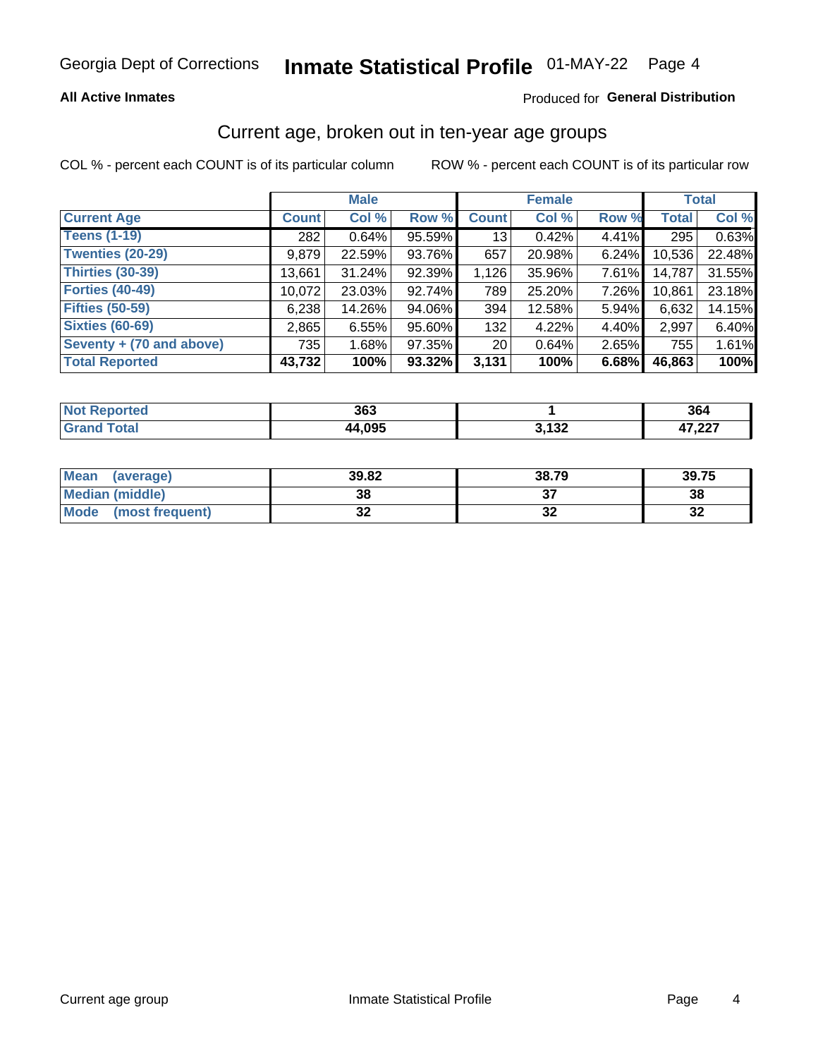Georgia Dept of Corrections **Inmate Statistical Profile** 01-MAY-22

**All Active Inmates**

Produced for **General Distribution**

## Current age, broken out in ten-year age groups

COL % - percent each COUNT is of its particular column ROW % - percent each COUNT is of its particular row

| | Male | | | Female | | | Total | |
|---|---|---|---|---|---|---|---|---|
| **Current Age** | **Count** | **Col %** | **Row %** | **Count** | **Col %** | **Row %** | **Total** | **Col %** |
| **Teens (1-19)** | 282 | 0.64% | 95.59% | 13 | 0.42% | 4.41% | 295 | 0.63% |
| **Twenties (20-29)** | 9,879 | 22.59% | 93.76% | 657 | 20.98% | 6.24% | 10,536 | 22.48% |
| **Thirties (30-39)** | 13,661 | 31.24% | 92.39% | 1,126 | 35.96% | 7.61% | 14,787 | 31.55% |
| **Forties (40-49)** | 10,072 | 23.03% | 92.74% | 789 | 25.20% | 7.26% | 10,861 | 23.18% |
| **Fifties (50-59)** | 6,238 | 14.26% | 94.06% | 394 | 12.58% | 5.94% | 6,632 | 14.15% |
| **Sixties (60-69)** | 2,865 | 6.55% | 95.60% | 132 | 4.22% | 4.40% | 2,997 | 6.40% |
| **Seventy + (70 and above)** | 735 | 1.68% | 97.35% | 20 | 0.64% | 2.65% | 755 | 1.61% |
| **Total Reported** | **43,732** | **100%** | **93.32%** | **3,131** | **100%** | **6.68%** | **46,863** | **100%** |

| | Male | Female | Total |
|---|---|---|---|
| **Not Reported** | **363** | **1** | **364** |
| **Grand Total** | **44,095** | **3,132** | **47,227** |

| | Male | Female | Total |
|---|---|---|---|
| **Mean (average)** | **39.82** | **38.79** | **39.75** |
| **Median (middle)** | **38** | **37** | **38** |
| **Mode (most frequent)** | **32** | **32** | **32** |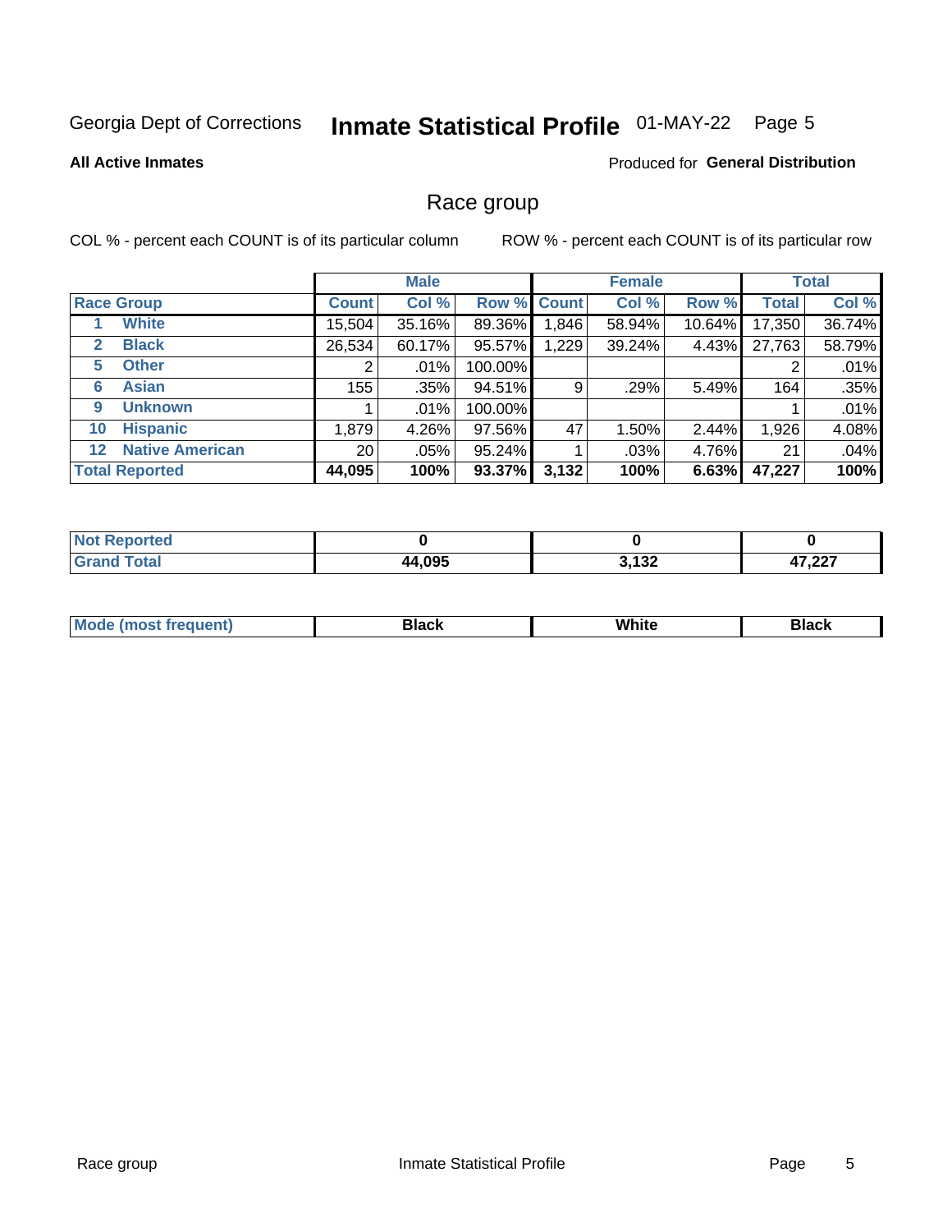Georgia Dept of Corrections **Inmate Statistical Profile** 01-MAY-22 Page 5

**All Active Inmates**

Produced for **General Distribution**

## Race group

COL % - percent each COUNT is of its particular column

ROW % - percent each COUNT is of its particular row

| | | Male | | | Female | | | Total | |
|---|---|---|---|---|---|---|---|---|---|
| **Race Group** | | **Count** | **Col %** | **Row %** | **Count** | **Col %** | **Row %** | **Total** | **Col %** |
| 1 | **White** | 15,504 | 35.16% | 89.36% | 1,846 | 58.94% | 10.64% | 17,350 | 36.74% |
| 2 | **Black** | 26,534 | 60.17% | 95.57% | 1,229 | 39.24% | 4.43% | 27,763 | 58.79% |
| 5 | **Other** | 2 | .01% | 100.00% | | | | 2 | .01% |
| 6 | **Asian** | 155 | .35% | 94.51% | 9 | .29% | 5.49% | 164 | .35% |
| 9 | **Unknown** | 1 | .01% | 100.00% | | | | 1 | .01% |
| 10 | **Hispanic** | 1,879 | 4.26% | 97.56% | 47 | 1.50% | 2.44% | 1,926 | 4.08% |
| 12 | **Native American** | 20 | .05% | 95.24% | 1 | .03% | 4.76% | 21 | .04% |
| **Total Reported** | | **44,095** | **100%** | **93.37%** | **3,132** | **100%** | **6.63%** | **47,227** | **100%** |

| | Male | Female | Total |
|---|---|---|---|
| **Not Reported** | **0** | **0** | **0** |
| **Grand Total** | **44,095** | **3,132** | **47,227** |

| | Male | Female | Total |
|---|---|---|---|
| **Mode (most frequent)** | **Black** | **White** | **Black** |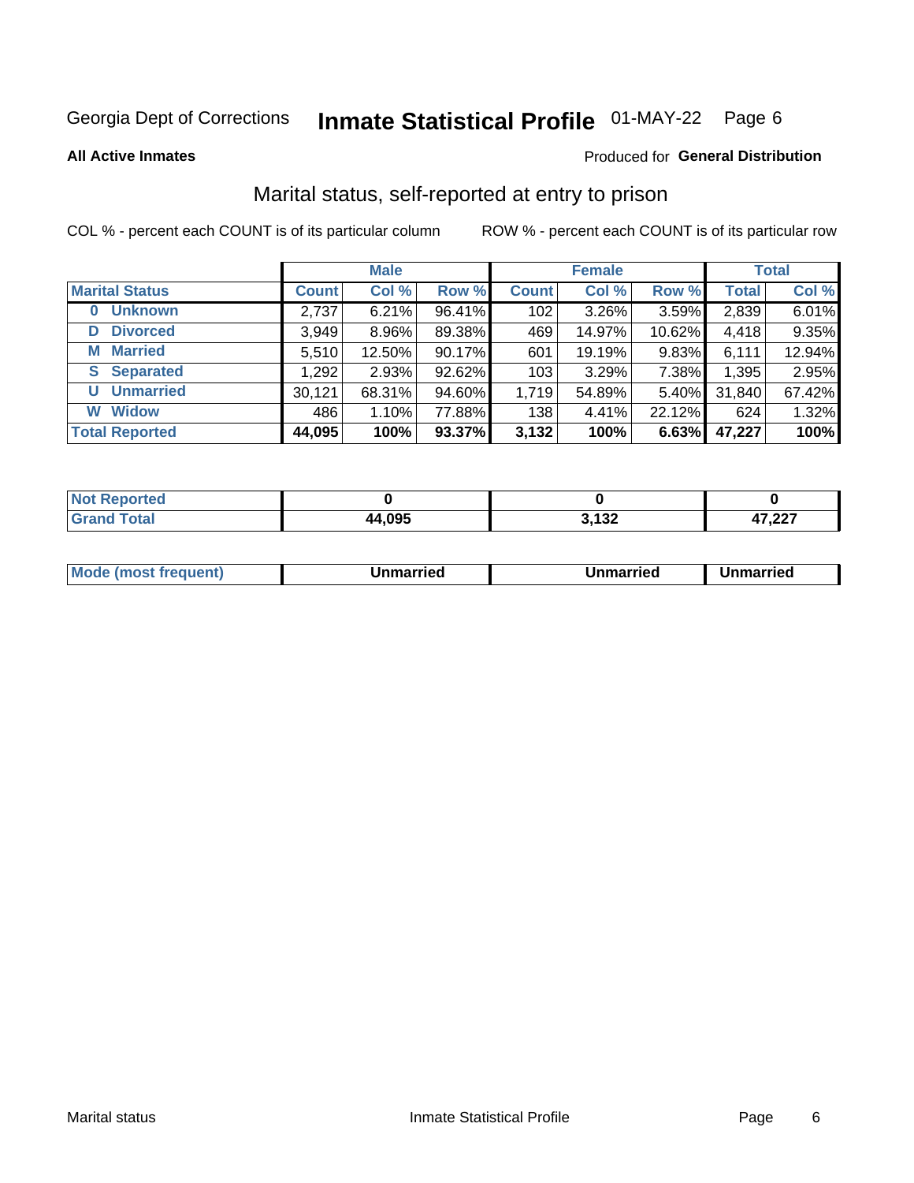Georgia Dept of Corrections **Inmate Statistical Profile** 01-MAY-22 Page 6

**All Active Inmates**

Produced for **General Distribution**

## Marital status, self-reported at entry to prison

COL % - percent each COUNT is of its particular column

ROW % - percent each COUNT is of its particular row

| | Male | | | Female | | | Total | |
|---|---|---|---|---|---|---|---|---|
| **Marital Status** | **Count** | **Col %** | **Row %** | **Count** | **Col %** | **Row %** | **Total** | **Col %** |
| **0 Unknown** | 2,737 | 6.21% | 96.41% | 102 | 3.26% | 3.59% | 2,839 | 6.01% |
| **D Divorced** | 3,949 | 8.96% | 89.38% | 469 | 14.97% | 10.62% | 4,418 | 9.35% |
| **M Married** | 5,510 | 12.50% | 90.17% | 601 | 19.19% | 9.83% | 6,111 | 12.94% |
| **S Separated** | 1,292 | 2.93% | 92.62% | 103 | 3.29% | 7.38% | 1,395 | 2.95% |
| **U Unmarried** | 30,121 | 68.31% | 94.60% | 1,719 | 54.89% | 5.40% | 31,840 | 67.42% |
| **W Widow** | 486 | 1.10% | 77.88% | 138 | 4.41% | 22.12% | 624 | 1.32% |
| **Total Reported** | **44,095** | **100%** | **93.37%** | **3,132** | **100%** | **6.63%** | **47,227** | **100%** |

| | Male | Female | Total |
|---|---|---|---|
| **Not Reported** | **0** | **0** | **0** |
| **Grand Total** | **44,095** | **3,132** | **47,227** |

| | Male | Female | Total |
|---|---|---|---|
| **Mode (most frequent)** | **Unmarried** | **Unmarried** | **Unmarried** |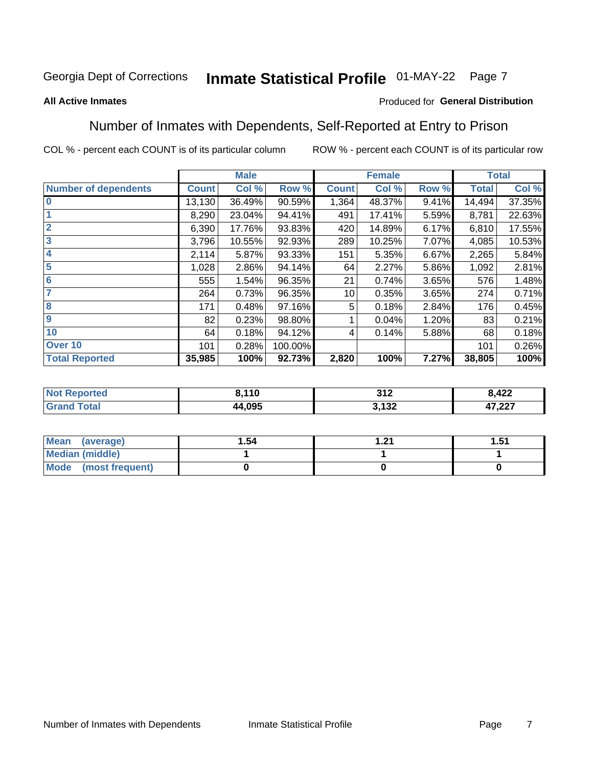Georgia Dept of Corrections **Inmate Statistical Profile** 01-MAY-22

**All Active Inmates**

Produced for **General Distribution**

## Number of Inmates with Dependents, Self-Reported at Entry to Prison

COL % - percent each COUNT is of its particular column

ROW % - percent each COUNT is of its particular row

| | Male | | | Female | | | Total | |
|---|---|---|---|---|---|---|---|---|
| **Number of dependents** | **Count** | **Col %** | **Row %** | **Count** | **Col %** | **Row %** | **Total** | **Col %** |
| **0** | 13,130 | 36.49% | 90.59% | 1,364 | 48.37% | 9.41% | 14,494 | 37.35% |
| **1** | 8,290 | 23.04% | 94.41% | 491 | 17.41% | 5.59% | 8,781 | 22.63% |
| **2** | 6,390 | 17.76% | 93.83% | 420 | 14.89% | 6.17% | 6,810 | 17.55% |
| **3** | 3,796 | 10.55% | 92.93% | 289 | 10.25% | 7.07% | 4,085 | 10.53% |
| **4** | 2,114 | 5.87% | 93.33% | 151 | 5.35% | 6.67% | 2,265 | 5.84% |
| **5** | 1,028 | 2.86% | 94.14% | 64 | 2.27% | 5.86% | 1,092 | 2.81% |
| **6** | 555 | 1.54% | 96.35% | 21 | 0.74% | 3.65% | 576 | 1.48% |
| **7** | 264 | 0.73% | 96.35% | 10 | 0.35% | 3.65% | 274 | 0.71% |
| **8** | 171 | 0.48% | 97.16% | 5 | 0.18% | 2.84% | 176 | 0.45% |
| **9** | 82 | 0.23% | 98.80% | 1 | 0.04% | 1.20% | 83 | 0.21% |
| **10** | 64 | 0.18% | 94.12% | 4 | 0.14% | 5.88% | 68 | 0.18% |
| **Over 10** | 101 | 0.28% | 100.00% | | | | 101 | 0.26% |
| **Total Reported** | **35,985** | **100%** | **92.73%** | **2,820** | **100%** | **7.27%** | **38,805** | **100%** |

| | Male | Female | Total |
|---|---|---|---|
| **Not Reported** | **8,110** | **312** | **8,422** |
| **Grand Total** | **44,095** | **3,132** | **47,227** |

| | Male | Female | Total |
|---|---|---|---|
| **Mean (average)** | **1.54** | **1.21** | **1.51** |
| **Median (middle)** | **1** | **1** | **1** |
| **Mode (most frequent)** | **0** | **0** | **0** |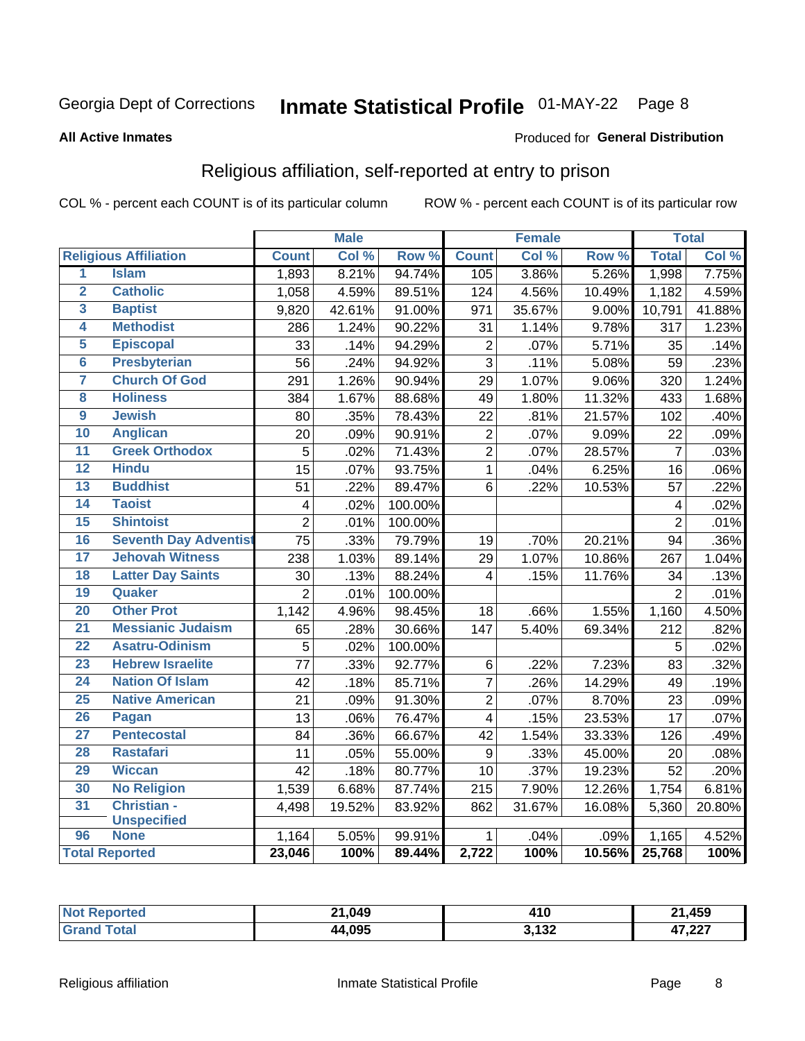Georgia Dept of Corrections **Inmate Statistical Profile** 01-MAY-22

**All Active Inmates**

Produced for **General Distribution**

## Religious affiliation, self-reported at entry to prison

COL % - percent each COUNT is of its particular column    ROW % - percent each COUNT is of its particular row

| Religious Affiliation | | Male | | | Female | | | Total | |
|---|---|---|---|---|---|---|---|---|---|
| | | Count | Col % | Row % | Count | Col % | Row % | Total | Col % |
| 1 | Islam | 1,893 | 8.21% | 94.74% | 105 | 3.86% | 5.26% | 1,998 | 7.75% |
| 2 | Catholic | 1,058 | 4.59% | 89.51% | 124 | 4.56% | 10.49% | 1,182 | 4.59% |
| 3 | Baptist | 9,820 | 42.61% | 91.00% | 971 | 35.67% | 9.00% | 10,791 | 41.88% |
| 4 | Methodist | 286 | 1.24% | 90.22% | 31 | 1.14% | 9.78% | 317 | 1.23% |
| 5 | Episcopal | 33 | .14% | 94.29% | 2 | .07% | 5.71% | 35 | .14% |
| 6 | Presbyterian | 56 | .24% | 94.92% | 3 | .11% | 5.08% | 59 | .23% |
| 7 | Church Of God | 291 | 1.26% | 90.94% | 29 | 1.07% | 9.06% | 320 | 1.24% |
| 8 | Holiness | 384 | 1.67% | 88.68% | 49 | 1.80% | 11.32% | 433 | 1.68% |
| 9 | Jewish | 80 | .35% | 78.43% | 22 | .81% | 21.57% | 102 | .40% |
| 10 | Anglican | 20 | .09% | 90.91% | 2 | .07% | 9.09% | 22 | .09% |
| 11 | Greek Orthodox | 5 | .02% | 71.43% | 2 | .07% | 28.57% | 7 | .03% |
| 12 | Hindu | 15 | .07% | 93.75% | 1 | .04% | 6.25% | 16 | .06% |
| 13 | Buddhist | 51 | .22% | 89.47% | 6 | .22% | 10.53% | 57 | .22% |
| 14 | Taoist | 4 | .02% | 100.00% | | | | 4 | .02% |
| 15 | Shintoist | 2 | .01% | 100.00% | | | | 2 | .01% |
| 16 | Seventh Day Adventist | 75 | .33% | 79.79% | 19 | .70% | 20.21% | 94 | .36% |
| 17 | Jehovah Witness | 238 | 1.03% | 89.14% | 29 | 1.07% | 10.86% | 267 | 1.04% |
| 18 | Latter Day Saints | 30 | .13% | 88.24% | 4 | .15% | 11.76% | 34 | .13% |
| 19 | Quaker | 2 | .01% | 100.00% | | | | 2 | .01% |
| 20 | Other Prot | 1,142 | 4.96% | 98.45% | 18 | .66% | 1.55% | 1,160 | 4.50% |
| 21 | Messianic Judaism | 65 | .28% | 30.66% | 147 | 5.40% | 69.34% | 212 | .82% |
| 22 | Asatru-Odinism | 5 | .02% | 100.00% | | | | 5 | .02% |
| 23 | Hebrew Israelite | 77 | .33% | 92.77% | 6 | .22% | 7.23% | 83 | .32% |
| 24 | Nation Of Islam | 42 | .18% | 85.71% | 7 | .26% | 14.29% | 49 | .19% |
| 25 | Native American | 21 | .09% | 91.30% | 2 | .07% | 8.70% | 23 | .09% |
| 26 | Pagan | 13 | .06% | 76.47% | 4 | .15% | 23.53% | 17 | .07% |
| 27 | Pentecostal | 84 | .36% | 66.67% | 42 | 1.54% | 33.33% | 126 | .49% |
| 28 | Rastafari | 11 | .05% | 55.00% | 9 | .33% | 45.00% | 20 | .08% |
| 29 | Wiccan | 42 | .18% | 80.77% | 10 | .37% | 19.23% | 52 | .20% |
| 30 | No Religion | 1,539 | 6.68% | 87.74% | 215 | 7.90% | 12.26% | 1,754 | 6.81% |
| 31 | Christian - Unspecified | 4,498 | 19.52% | 83.92% | 862 | 31.67% | 16.08% | 5,360 | 20.80% |
| 96 | None | 1,164 | 5.05% | 99.91% | 1 | .04% | .09% | 1,165 | 4.52% |
| **Total Reported** | | **23,046** | **100%** | **89.44%** | **2,722** | **100%** | **10.56%** | **25,768** | **100%** |

| | Male | Female | Total |
|---|---|---|---|
| Not Reported | 21,049 | 410 | 21,459 |
| Grand Total | 44,095 | 3,132 | 47,227 |

Religious affiliation    Inmate Statistical Profile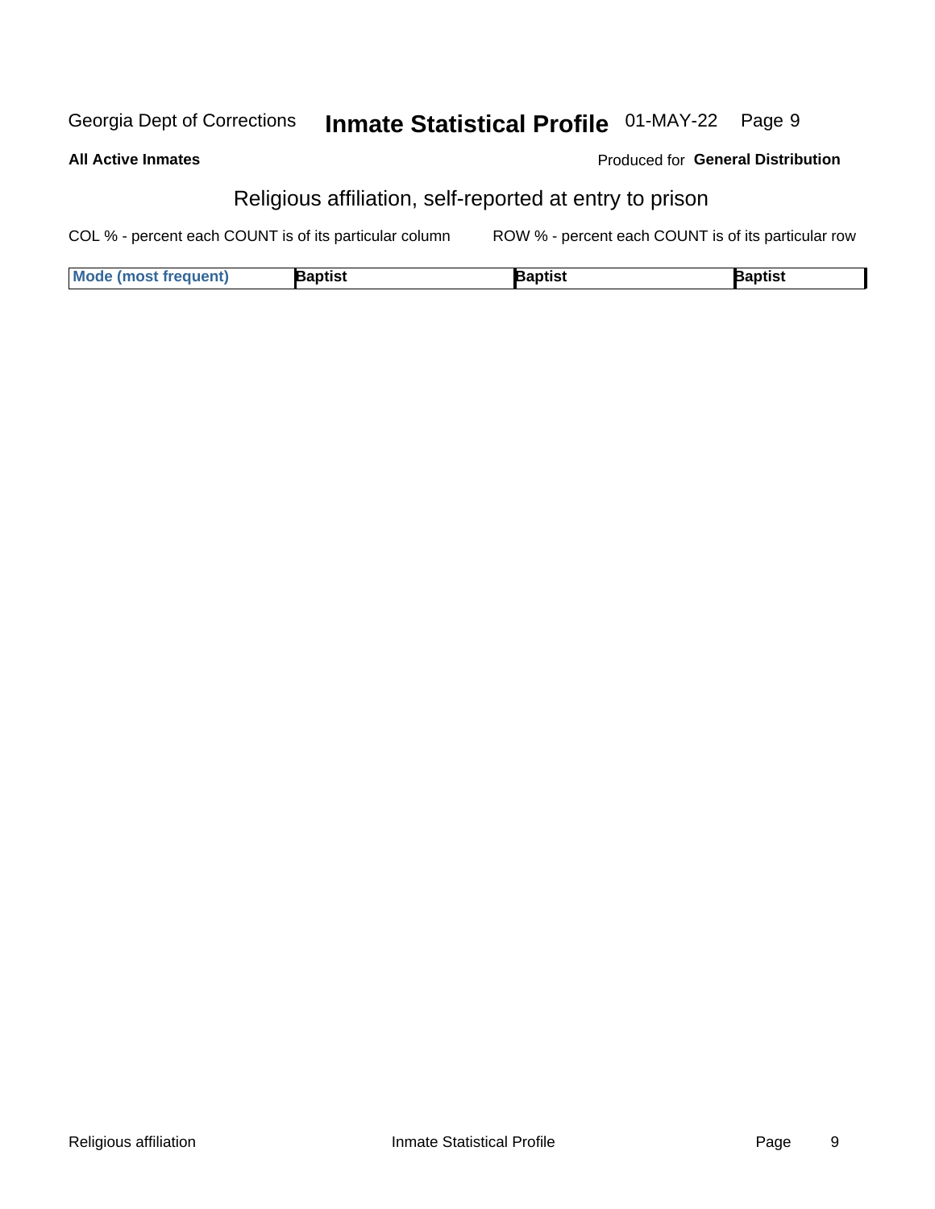Georgia Dept of Corrections **Inmate Statistical Profile** 01-MAY-22

**All Active Inmates**

Produced for **General Distribution**

## Religious affiliation, self-reported at entry to prison

COL % - percent each COUNT is of its particular column

ROW % - percent each COUNT is of its particular row

| **Mode (most frequent)** | **Baptist** | **Baptist** | **Baptist** |
|---|---|---|---|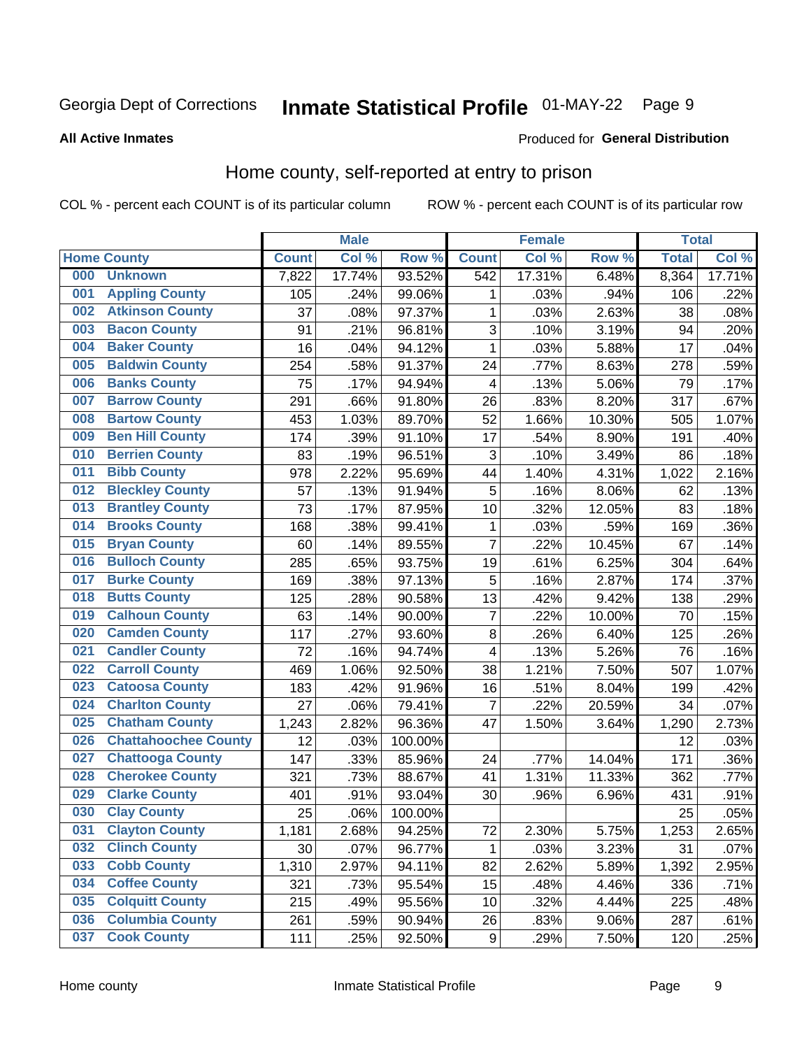Georgia Dept of Corrections **Inmate Statistical Profile** 01-MAY-22

**All Active Inmates**

Produced for **General Distribution**

## Home county, self-reported at entry to prison

COL % - percent each COUNT is of its particular column ROW % - percent each COUNT is of its particular row

| Home County | | Male | | | Female | | | Total | |
|---|---|---|---|---|---|---|---|---|---|
| | | Count | Col % | Row % | Count | Col % | Row % | Total | Col % |
| 000 | Unknown | 7,822 | 17.74% | 93.52% | 542 | 17.31% | 6.48% | 8,364 | 17.71% |
| 001 | Appling County | 105 | .24% | 99.06% | 1 | .03% | .94% | 106 | .22% |
| 002 | Atkinson County | 37 | .08% | 97.37% | 1 | .03% | 2.63% | 38 | .08% |
| 003 | Bacon County | 91 | .21% | 96.81% | 3 | .10% | 3.19% | 94 | .20% |
| 004 | Baker County | 16 | .04% | 94.12% | 1 | .03% | 5.88% | 17 | .04% |
| 005 | Baldwin County | 254 | .58% | 91.37% | 24 | .77% | 8.63% | 278 | .59% |
| 006 | Banks County | 75 | .17% | 94.94% | 4 | .13% | 5.06% | 79 | .17% |
| 007 | Barrow County | 291 | .66% | 91.80% | 26 | .83% | 8.20% | 317 | .67% |
| 008 | Bartow County | 453 | 1.03% | 89.70% | 52 | 1.66% | 10.30% | 505 | 1.07% |
| 009 | Ben Hill County | 174 | .39% | 91.10% | 17 | .54% | 8.90% | 191 | .40% |
| 010 | Berrien County | 83 | .19% | 96.51% | 3 | .10% | 3.49% | 86 | .18% |
| 011 | Bibb County | 978 | 2.22% | 95.69% | 44 | 1.40% | 4.31% | 1,022 | 2.16% |
| 012 | Bleckley County | 57 | .13% | 91.94% | 5 | .16% | 8.06% | 62 | .13% |
| 013 | Brantley County | 73 | .17% | 87.95% | 10 | .32% | 12.05% | 83 | .18% |
| 014 | Brooks County | 168 | .38% | 99.41% | 1 | .03% | .59% | 169 | .36% |
| 015 | Bryan County | 60 | .14% | 89.55% | 7 | .22% | 10.45% | 67 | .14% |
| 016 | Bulloch County | 285 | .65% | 93.75% | 19 | .61% | 6.25% | 304 | .64% |
| 017 | Burke County | 169 | .38% | 97.13% | 5 | .16% | 2.87% | 174 | .37% |
| 018 | Butts County | 125 | .28% | 90.58% | 13 | .42% | 9.42% | 138 | .29% |
| 019 | Calhoun County | 63 | .14% | 90.00% | 7 | .22% | 10.00% | 70 | .15% |
| 020 | Camden County | 117 | .27% | 93.60% | 8 | .26% | 6.40% | 125 | .26% |
| 021 | Candler County | 72 | .16% | 94.74% | 4 | .13% | 5.26% | 76 | .16% |
| 022 | Carroll County | 469 | 1.06% | 92.50% | 38 | 1.21% | 7.50% | 507 | 1.07% |
| 023 | Catoosa County | 183 | .42% | 91.96% | 16 | .51% | 8.04% | 199 | .42% |
| 024 | Charlton County | 27 | .06% | 79.41% | 7 | .22% | 20.59% | 34 | .07% |
| 025 | Chatham County | 1,243 | 2.82% | 96.36% | 47 | 1.50% | 3.64% | 1,290 | 2.73% |
| 026 | Chattahoochee County | 12 | .03% | 100.00% | | | | 12 | .03% |
| 027 | Chattooga County | 147 | .33% | 85.96% | 24 | .77% | 14.04% | 171 | .36% |
| 028 | Cherokee County | 321 | .73% | 88.67% | 41 | 1.31% | 11.33% | 362 | .77% |
| 029 | Clarke County | 401 | .91% | 93.04% | 30 | .96% | 6.96% | 431 | .91% |
| 030 | Clay County | 25 | .06% | 100.00% | | | | 25 | .05% |
| 031 | Clayton County | 1,181 | 2.68% | 94.25% | 72 | 2.30% | 5.75% | 1,253 | 2.65% |
| 032 | Clinch County | 30 | .07% | 96.77% | 1 | .03% | 3.23% | 31 | .07% |
| 033 | Cobb County | 1,310 | 2.97% | 94.11% | 82 | 2.62% | 5.89% | 1,392 | 2.95% |
| 034 | Coffee County | 321 | .73% | 95.54% | 15 | .48% | 4.46% | 336 | .71% |
| 035 | Colquitt County | 215 | .49% | 95.56% | 10 | .32% | 4.44% | 225 | .48% |
| 036 | Columbia County | 261 | .59% | 90.94% | 26 | .83% | 9.06% | 287 | .61% |
| 037 | Cook County | 111 | .25% | 92.50% | 9 | .29% | 7.50% | 120 | .25% |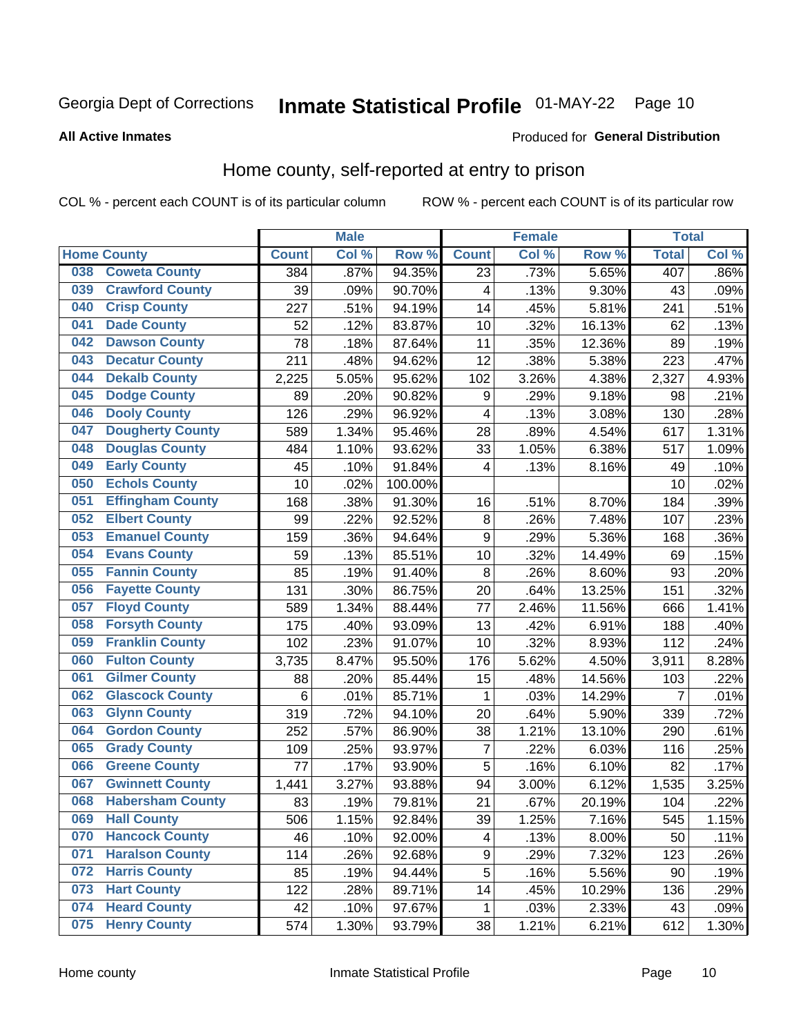Georgia Dept of Corrections **Inmate Statistical Profile** 01-MAY-22 Page 10

**All Active Inmates**

Produced for **General Distribution**

## Home county, self-reported at entry to prison

COL % - percent each COUNT is of its particular column ROW % - percent each COUNT is of its particular row

| Home County | | Male | | | Female | | | Total | |
|---|---|---|---|---|---|---|---|---|---|
| | | Count | Col % | Row % | Count | Col % | Row % | Total | Col % |
| 038 | Coweta County | 384 | .87% | 94.35% | 23 | .73% | 5.65% | 407 | .86% |
| 039 | Crawford County | 39 | .09% | 90.70% | 4 | .13% | 9.30% | 43 | .09% |
| 040 | Crisp County | 227 | .51% | 94.19% | 14 | .45% | 5.81% | 241 | .51% |
| 041 | Dade County | 52 | .12% | 83.87% | 10 | .32% | 16.13% | 62 | .13% |
| 042 | Dawson County | 78 | .18% | 87.64% | 11 | .35% | 12.36% | 89 | .19% |
| 043 | Decatur County | 211 | .48% | 94.62% | 12 | .38% | 5.38% | 223 | .47% |
| 044 | Dekalb County | 2,225 | 5.05% | 95.62% | 102 | 3.26% | 4.38% | 2,327 | 4.93% |
| 045 | Dodge County | 89 | .20% | 90.82% | 9 | .29% | 9.18% | 98 | .21% |
| 046 | Dooly County | 126 | .29% | 96.92% | 4 | .13% | 3.08% | 130 | .28% |
| 047 | Dougherty County | 589 | 1.34% | 95.46% | 28 | .89% | 4.54% | 617 | 1.31% |
| 048 | Douglas County | 484 | 1.10% | 93.62% | 33 | 1.05% | 6.38% | 517 | 1.09% |
| 049 | Early County | 45 | .10% | 91.84% | 4 | .13% | 8.16% | 49 | .10% |
| 050 | Echols County | 10 | .02% | 100.00% | | | | 10 | .02% |
| 051 | Effingham County | 168 | .38% | 91.30% | 16 | .51% | 8.70% | 184 | .39% |
| 052 | Elbert County | 99 | .22% | 92.52% | 8 | .26% | 7.48% | 107 | .23% |
| 053 | Emanuel County | 159 | .36% | 94.64% | 9 | .29% | 5.36% | 168 | .36% |
| 054 | Evans County | 59 | .13% | 85.51% | 10 | .32% | 14.49% | 69 | .15% |
| 055 | Fannin County | 85 | .19% | 91.40% | 8 | .26% | 8.60% | 93 | .20% |
| 056 | Fayette County | 131 | .30% | 86.75% | 20 | .64% | 13.25% | 151 | .32% |
| 057 | Floyd County | 589 | 1.34% | 88.44% | 77 | 2.46% | 11.56% | 666 | 1.41% |
| 058 | Forsyth County | 175 | .40% | 93.09% | 13 | .42% | 6.91% | 188 | .40% |
| 059 | Franklin County | 102 | .23% | 91.07% | 10 | .32% | 8.93% | 112 | .24% |
| 060 | Fulton County | 3,735 | 8.47% | 95.50% | 176 | 5.62% | 4.50% | 3,911 | 8.28% |
| 061 | Gilmer County | 88 | .20% | 85.44% | 15 | .48% | 14.56% | 103 | .22% |
| 062 | Glascock County | 6 | .01% | 85.71% | 1 | .03% | 14.29% | 7 | .01% |
| 063 | Glynn County | 319 | .72% | 94.10% | 20 | .64% | 5.90% | 339 | .72% |
| 064 | Gordon County | 252 | .57% | 86.90% | 38 | 1.21% | 13.10% | 290 | .61% |
| 065 | Grady County | 109 | .25% | 93.97% | 7 | .22% | 6.03% | 116 | .25% |
| 066 | Greene County | 77 | .17% | 93.90% | 5 | .16% | 6.10% | 82 | .17% |
| 067 | Gwinnett County | 1,441 | 3.27% | 93.88% | 94 | 3.00% | 6.12% | 1,535 | 3.25% |
| 068 | Habersham County | 83 | .19% | 79.81% | 21 | .67% | 20.19% | 104 | .22% |
| 069 | Hall County | 506 | 1.15% | 92.84% | 39 | 1.25% | 7.16% | 545 | 1.15% |
| 070 | Hancock County | 46 | .10% | 92.00% | 4 | .13% | 8.00% | 50 | .11% |
| 071 | Haralson County | 114 | .26% | 92.68% | 9 | .29% | 7.32% | 123 | .26% |
| 072 | Harris County | 85 | .19% | 94.44% | 5 | .16% | 5.56% | 90 | .19% |
| 073 | Hart County | 122 | .28% | 89.71% | 14 | .45% | 10.29% | 136 | .29% |
| 074 | Heard County | 42 | .10% | 97.67% | 1 | .03% | 2.33% | 43 | .09% |
| 075 | Henry County | 574 | 1.30% | 93.79% | 38 | 1.21% | 6.21% | 612 | 1.30% |

Home county Inmate Statistical Profile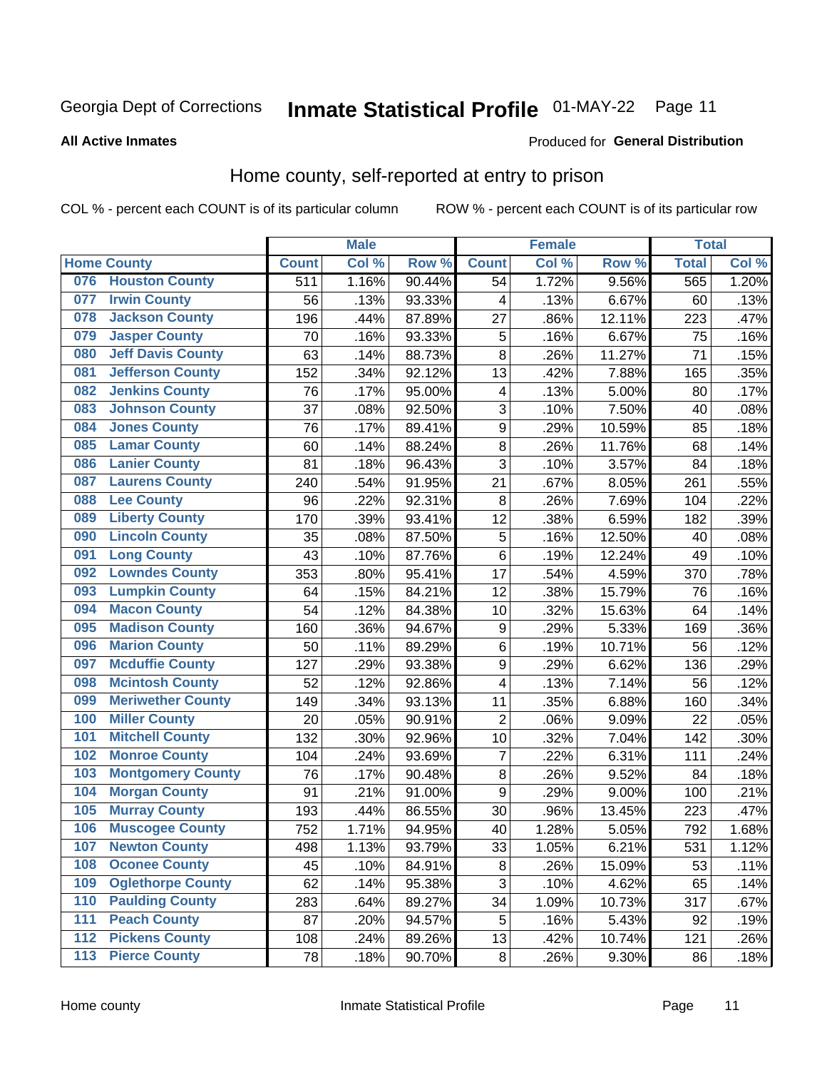Georgia Dept of Corrections **Inmate Statistical Profile** 01-MAY-22 Page 11

**All Active Inmates**

Produced for **General Distribution**

## Home county, self-reported at entry to prison

COL % - percent each COUNT is of its particular column ROW % - percent each COUNT is of its particular row

| Home County | | Male | | | Female | | | Total | |
|---|---|---|---|---|---|---|---|---|---|
| | | Count | Col % | Row % | Count | Col % | Row % | Total | Col % |
| 076 | Houston County | 511 | 1.16% | 90.44% | 54 | 1.72% | 9.56% | 565 | 1.20% |
| 077 | Irwin County | 56 | .13% | 93.33% | 4 | .13% | 6.67% | 60 | .13% |
| 078 | Jackson County | 196 | .44% | 87.89% | 27 | .86% | 12.11% | 223 | .47% |
| 079 | Jasper County | 70 | .16% | 93.33% | 5 | .16% | 6.67% | 75 | .16% |
| 080 | Jeff Davis County | 63 | .14% | 88.73% | 8 | .26% | 11.27% | 71 | .15% |
| 081 | Jefferson County | 152 | .34% | 92.12% | 13 | .42% | 7.88% | 165 | .35% |
| 082 | Jenkins County | 76 | .17% | 95.00% | 4 | .13% | 5.00% | 80 | .17% |
| 083 | Johnson County | 37 | .08% | 92.50% | 3 | .10% | 7.50% | 40 | .08% |
| 084 | Jones County | 76 | .17% | 89.41% | 9 | .29% | 10.59% | 85 | .18% |
| 085 | Lamar County | 60 | .14% | 88.24% | 8 | .26% | 11.76% | 68 | .14% |
| 086 | Lanier County | 81 | .18% | 96.43% | 3 | .10% | 3.57% | 84 | .18% |
| 087 | Laurens County | 240 | .54% | 91.95% | 21 | .67% | 8.05% | 261 | .55% |
| 088 | Lee County | 96 | .22% | 92.31% | 8 | .26% | 7.69% | 104 | .22% |
| 089 | Liberty County | 170 | .39% | 93.41% | 12 | .38% | 6.59% | 182 | .39% |
| 090 | Lincoln County | 35 | .08% | 87.50% | 5 | .16% | 12.50% | 40 | .08% |
| 091 | Long County | 43 | .10% | 87.76% | 6 | .19% | 12.24% | 49 | .10% |
| 092 | Lowndes County | 353 | .80% | 95.41% | 17 | .54% | 4.59% | 370 | .78% |
| 093 | Lumpkin County | 64 | .15% | 84.21% | 12 | .38% | 15.79% | 76 | .16% |
| 094 | Macon County | 54 | .12% | 84.38% | 10 | .32% | 15.63% | 64 | .14% |
| 095 | Madison County | 160 | .36% | 94.67% | 9 | .29% | 5.33% | 169 | .36% |
| 096 | Marion County | 50 | .11% | 89.29% | 6 | .19% | 10.71% | 56 | .12% |
| 097 | Mcduffie County | 127 | .29% | 93.38% | 9 | .29% | 6.62% | 136 | .29% |
| 098 | Mcintosh County | 52 | .12% | 92.86% | 4 | .13% | 7.14% | 56 | .12% |
| 099 | Meriwether County | 149 | .34% | 93.13% | 11 | .35% | 6.88% | 160 | .34% |
| 100 | Miller County | 20 | .05% | 90.91% | 2 | .06% | 9.09% | 22 | .05% |
| 101 | Mitchell County | 132 | .30% | 92.96% | 10 | .32% | 7.04% | 142 | .30% |
| 102 | Monroe County | 104 | .24% | 93.69% | 7 | .22% | 6.31% | 111 | .24% |
| 103 | Montgomery County | 76 | .17% | 90.48% | 8 | .26% | 9.52% | 84 | .18% |
| 104 | Morgan County | 91 | .21% | 91.00% | 9 | .29% | 9.00% | 100 | .21% |
| 105 | Murray County | 193 | .44% | 86.55% | 30 | .96% | 13.45% | 223 | .47% |
| 106 | Muscogee County | 752 | 1.71% | 94.95% | 40 | 1.28% | 5.05% | 792 | 1.68% |
| 107 | Newton County | 498 | 1.13% | 93.79% | 33 | 1.05% | 6.21% | 531 | 1.12% |
| 108 | Oconee County | 45 | .10% | 84.91% | 8 | .26% | 15.09% | 53 | .11% |
| 109 | Oglethorpe County | 62 | .14% | 95.38% | 3 | .10% | 4.62% | 65 | .14% |
| 110 | Paulding County | 283 | .64% | 89.27% | 34 | 1.09% | 10.73% | 317 | .67% |
| 111 | Peach County | 87 | .20% | 94.57% | 5 | .16% | 5.43% | 92 | .19% |
| 112 | Pickens County | 108 | .24% | 89.26% | 13 | .42% | 10.74% | 121 | .26% |
| 113 | Pierce County | 78 | .18% | 90.70% | 8 | .26% | 9.30% | 86 | .18% |

Home county Inmate Statistical Profile Page 11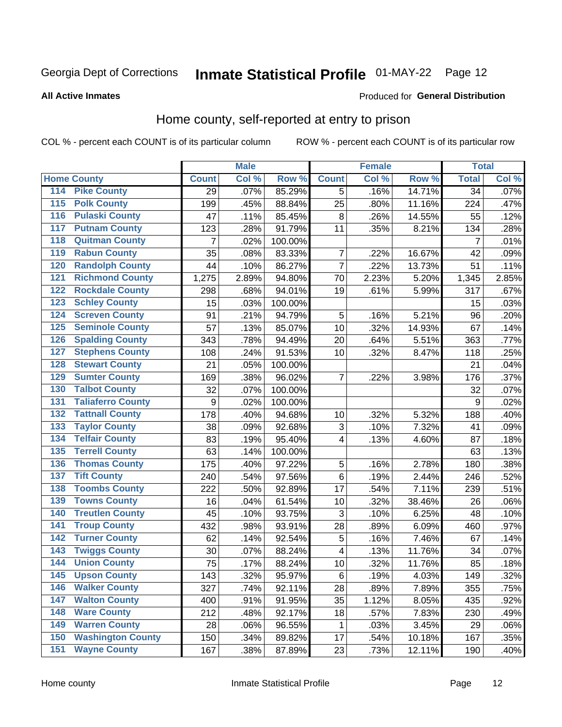Georgia Dept of Corrections

# Inmate Statistical Profile 01-MAY-22 Page 12

**All Active Inmates**

Produced for **General Distribution**

## Home county, self-reported at entry to prison

COL % - percent each COUNT is of its particular column ROW % - percent each COUNT is of its particular row

| Home County | | Male | | | Female | | | Total | |
|---|---|---|---|---|---|---|---|---|---|
| | | Count | Col % | Row % | Count | Col % | Row % | Total | Col % |
| 114 | Pike County | 29 | .07% | 85.29% | 5 | .16% | 14.71% | 34 | .07% |
| 115 | Polk County | 199 | .45% | 88.84% | 25 | .80% | 11.16% | 224 | .47% |
| 116 | Pulaski County | 47 | .11% | 85.45% | 8 | .26% | 14.55% | 55 | .12% |
| 117 | Putnam County | 123 | .28% | 91.79% | 11 | .35% | 8.21% | 134 | .28% |
| 118 | Quitman County | 7 | .02% | 100.00% | | | | 7 | .01% |
| 119 | Rabun County | 35 | .08% | 83.33% | 7 | .22% | 16.67% | 42 | .09% |
| 120 | Randolph County | 44 | .10% | 86.27% | 7 | .22% | 13.73% | 51 | .11% |
| 121 | Richmond County | 1,275 | 2.89% | 94.80% | 70 | 2.23% | 5.20% | 1,345 | 2.85% |
| 122 | Rockdale County | 298 | .68% | 94.01% | 19 | .61% | 5.99% | 317 | .67% |
| 123 | Schley County | 15 | .03% | 100.00% | | | | 15 | .03% |
| 124 | Screven County | 91 | .21% | 94.79% | 5 | .16% | 5.21% | 96 | .20% |
| 125 | Seminole County | 57 | .13% | 85.07% | 10 | .32% | 14.93% | 67 | .14% |
| 126 | Spalding County | 343 | .78% | 94.49% | 20 | .64% | 5.51% | 363 | .77% |
| 127 | Stephens County | 108 | .24% | 91.53% | 10 | .32% | 8.47% | 118 | .25% |
| 128 | Stewart County | 21 | .05% | 100.00% | | | | 21 | .04% |
| 129 | Sumter County | 169 | .38% | 96.02% | 7 | .22% | 3.98% | 176 | .37% |
| 130 | Talbot County | 32 | .07% | 100.00% | | | | 32 | .07% |
| 131 | Taliaferro County | 9 | .02% | 100.00% | | | | 9 | .02% |
| 132 | Tattnall County | 178 | .40% | 94.68% | 10 | .32% | 5.32% | 188 | .40% |
| 133 | Taylor County | 38 | .09% | 92.68% | 3 | .10% | 7.32% | 41 | .09% |
| 134 | Telfair County | 83 | .19% | 95.40% | 4 | .13% | 4.60% | 87 | .18% |
| 135 | Terrell County | 63 | .14% | 100.00% | | | | 63 | .13% |
| 136 | Thomas County | 175 | .40% | 97.22% | 5 | .16% | 2.78% | 180 | .38% |
| 137 | Tift County | 240 | .54% | 97.56% | 6 | .19% | 2.44% | 246 | .52% |
| 138 | Toombs County | 222 | .50% | 92.89% | 17 | .54% | 7.11% | 239 | .51% |
| 139 | Towns County | 16 | .04% | 61.54% | 10 | .32% | 38.46% | 26 | .06% |
| 140 | Treutlen County | 45 | .10% | 93.75% | 3 | .10% | 6.25% | 48 | .10% |
| 141 | Troup County | 432 | .98% | 93.91% | 28 | .89% | 6.09% | 460 | .97% |
| 142 | Turner County | 62 | .14% | 92.54% | 5 | .16% | 7.46% | 67 | .14% |
| 143 | Twiggs County | 30 | .07% | 88.24% | 4 | .13% | 11.76% | 34 | .07% |
| 144 | Union County | 75 | .17% | 88.24% | 10 | .32% | 11.76% | 85 | .18% |
| 145 | Upson County | 143 | .32% | 95.97% | 6 | .19% | 4.03% | 149 | .32% |
| 146 | Walker County | 327 | .74% | 92.11% | 28 | .89% | 7.89% | 355 | .75% |
| 147 | Walton County | 400 | .91% | 91.95% | 35 | 1.12% | 8.05% | 435 | .92% |
| 148 | Ware County | 212 | .48% | 92.17% | 18 | .57% | 7.83% | 230 | .49% |
| 149 | Warren County | 28 | .06% | 96.55% | 1 | .03% | 3.45% | 29 | .06% |
| 150 | Washington County | 150 | .34% | 89.82% | 17 | .54% | 10.18% | 167 | .35% |
| 151 | Wayne County | 167 | .38% | 87.89% | 23 | .73% | 12.11% | 190 | .40% |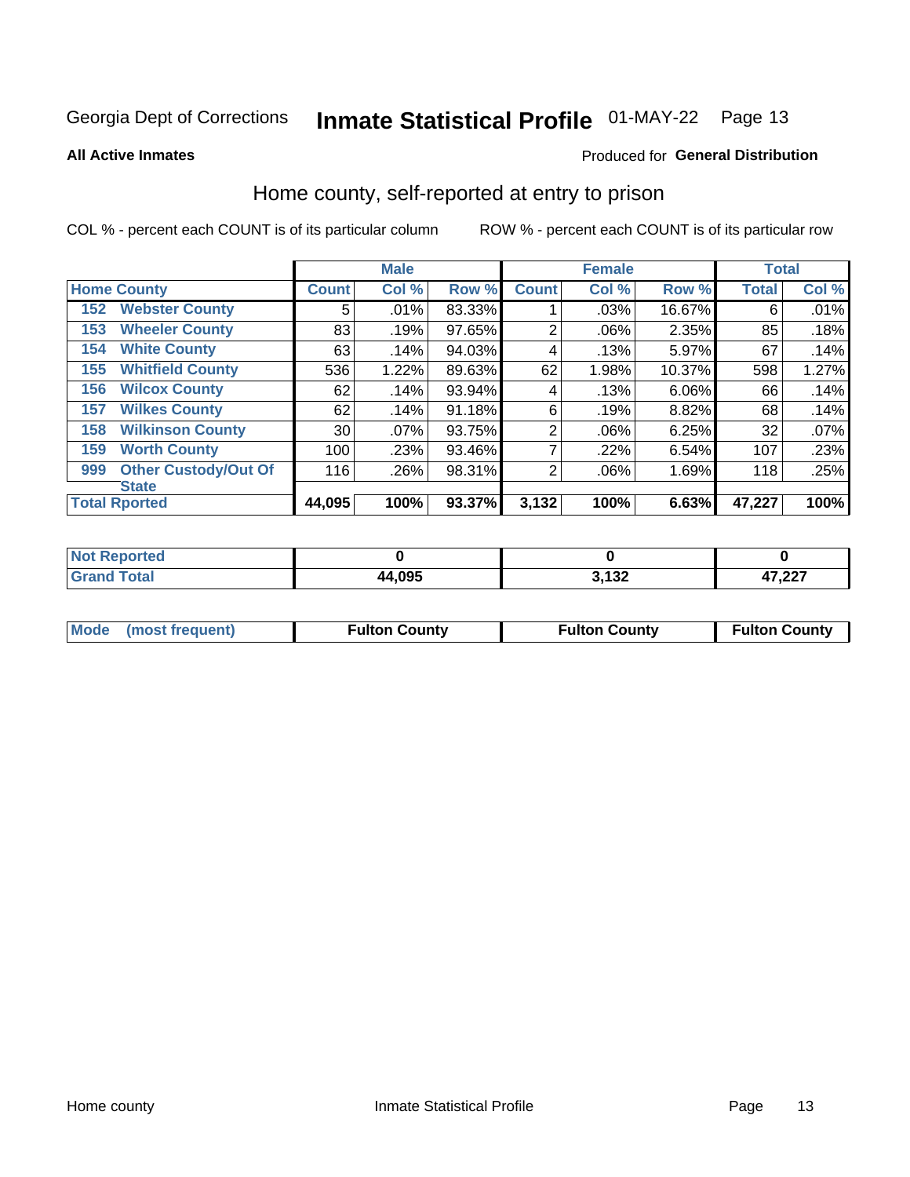Georgia Dept of Corrections **Inmate Statistical Profile** 01-MAY-22

**All Active Inmates**

Produced for **General Distribution**

## Home county, self-reported at entry to prison

COL % - percent each COUNT is of its particular column ROW % - percent each COUNT is of its particular row

| Home County | | Male | | | Female | | | Total | |
|---|---|---|---|---|---|---|---|---|---|
| | | Count | Col % | Row % | Count | Col % | Row % | Total | Col % |
| 152 | Webster County | 5 | .01% | 83.33% | 1 | .03% | 16.67% | 6 | .01% |
| 153 | Wheeler County | 83 | .19% | 97.65% | 2 | .06% | 2.35% | 85 | .18% |
| 154 | White County | 63 | .14% | 94.03% | 4 | .13% | 5.97% | 67 | .14% |
| 155 | Whitfield County | 536 | 1.22% | 89.63% | 62 | 1.98% | 10.37% | 598 | 1.27% |
| 156 | Wilcox County | 62 | .14% | 93.94% | 4 | .13% | 6.06% | 66 | .14% |
| 157 | Wilkes County | 62 | .14% | 91.18% | 6 | .19% | 8.82% | 68 | .14% |
| 158 | Wilkinson County | 30 | .07% | 93.75% | 2 | .06% | 6.25% | 32 | .07% |
| 159 | Worth County | 100 | .23% | 93.46% | 7 | .22% | 6.54% | 107 | .23% |
| 999 | Other Custody/Out Of State | 116 | .26% | 98.31% | 2 | .06% | 1.69% | 118 | .25% |
| Total Rported | | 44,095 | 100% | 93.37% | 3,132 | 100% | 6.63% | 47,227 | 100% |

| | Male | Female | Total |
|---|---|---|---|
| Not Reported | 0 | 0 | 0 |
| Grand Total | 44,095 | 3,132 | 47,227 |

| | Male | Female | Total |
|---|---|---|---|
| Mode (most frequent) | Fulton County | Fulton County | Fulton County |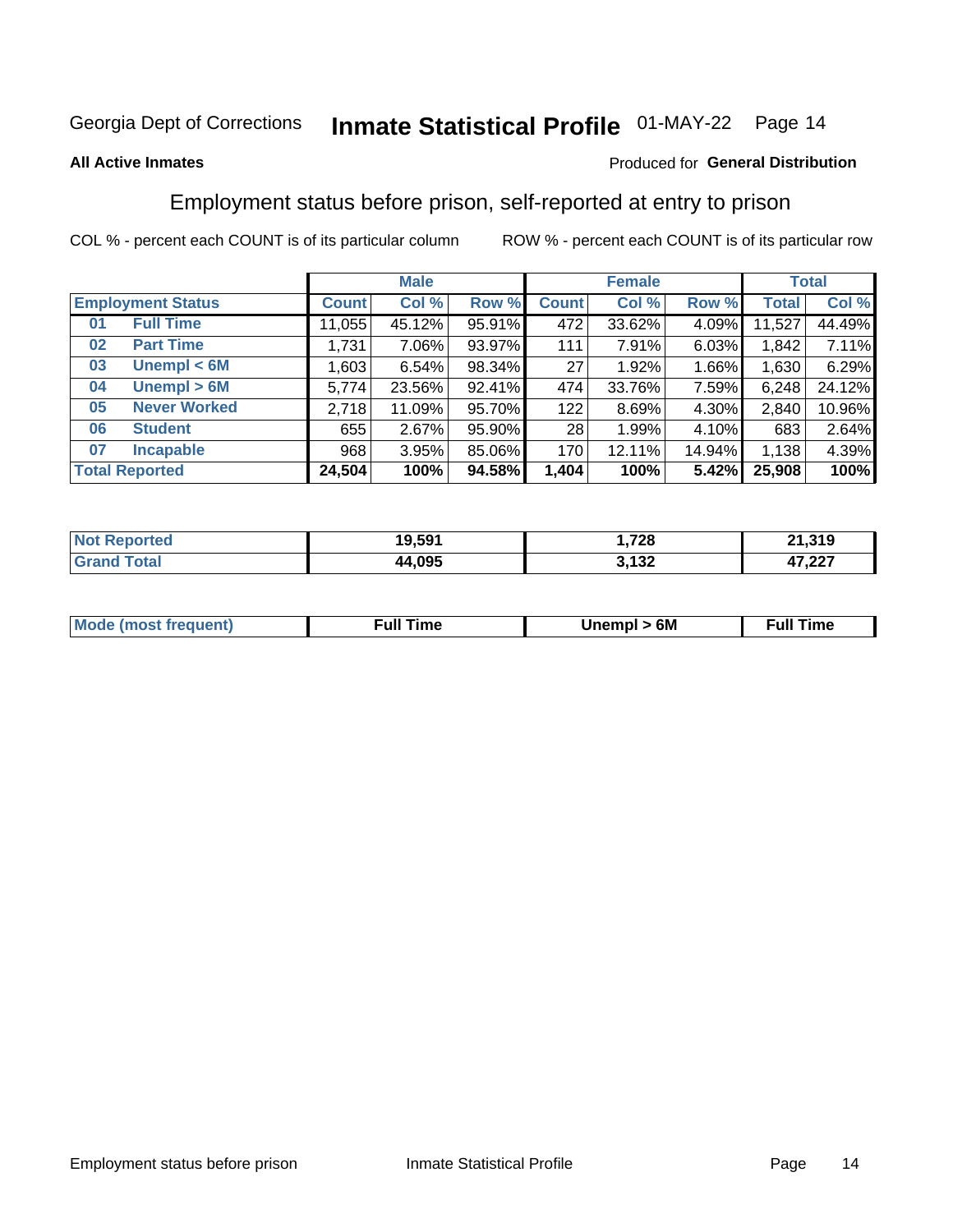Georgia Dept of Corrections **Inmate Statistical Profile** 01-MAY-22

**All Active Inmates**

Produced for **General Distribution**

## Employment status before prison, self-reported at entry to prison

COL % - percent each COUNT is of its particular column    ROW % - percent each COUNT is of its particular row

| | | Male | | | Female | | | Total | |
|---|---|---|---|---|---|---|---|---|---|
| **Employment Status** | | **Count** | **Col %** | **Row %** | **Count** | **Col %** | **Row %** | **Total** | **Col %** |
| 01 | Full Time | 11,055 | 45.12% | 95.91% | 472 | 33.62% | 4.09% | 11,527 | 44.49% |
| 02 | Part Time | 1,731 | 7.06% | 93.97% | 111 | 7.91% | 6.03% | 1,842 | 7.11% |
| 03 | Unempl < 6M | 1,603 | 6.54% | 98.34% | 27 | 1.92% | 1.66% | 1,630 | 6.29% |
| 04 | Unempl > 6M | 5,774 | 23.56% | 92.41% | 474 | 33.76% | 7.59% | 6,248 | 24.12% |
| 05 | Never Worked | 2,718 | 11.09% | 95.70% | 122 | 8.69% | 4.30% | 2,840 | 10.96% |
| 06 | Student | 655 | 2.67% | 95.90% | 28 | 1.99% | 4.10% | 683 | 2.64% |
| 07 | Incapable | 968 | 3.95% | 85.06% | 170 | 12.11% | 14.94% | 1,138 | 4.39% |
| **Total Reported** | | **24,504** | **100%** | **94.58%** | **1,404** | **100%** | **5.42%** | **25,908** | **100%** |

| | Male | Female | Total |
|---|---|---|---|
| Not Reported | 19,591 | 1,728 | 21,319 |
| Grand Total | 44,095 | 3,132 | 47,227 |

| | Male | Female | Total |
|---|---|---|---|
| Mode (most frequent) | Full Time | Unempl > 6M | Full Time |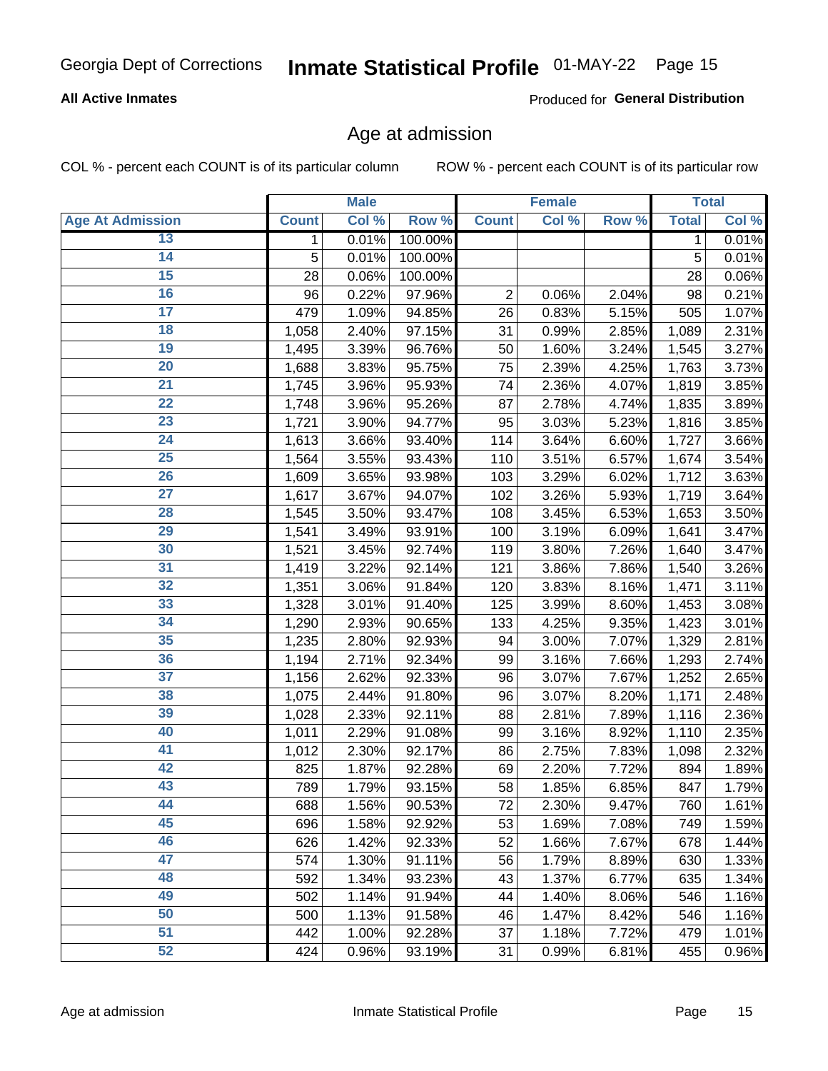Georgia Dept of Corrections **Inmate Statistical Profile** 01-MAY-22

**All Active Inmates**

Produced for **General Distribution**

## Age at admission

COL % - percent each COUNT is of its particular column ROW % - percent each COUNT is of its particular row

| | Male | | | Female | | | Total | |
|---|---|---|---|---|---|---|---|---|
| **Age At Admission** | **Count** | **Col %** | **Row %** | **Count** | **Col %** | **Row %** | **Total** | **Col %** |
| 13 | 1 | 0.01% | 100.00% | | | | 1 | 0.01% |
| 14 | 5 | 0.01% | 100.00% | | | | 5 | 0.01% |
| 15 | 28 | 0.06% | 100.00% | | | | 28 | 0.06% |
| 16 | 96 | 0.22% | 97.96% | 2 | 0.06% | 2.04% | 98 | 0.21% |
| 17 | 479 | 1.09% | 94.85% | 26 | 0.83% | 5.15% | 505 | 1.07% |
| 18 | 1,058 | 2.40% | 97.15% | 31 | 0.99% | 2.85% | 1,089 | 2.31% |
| 19 | 1,495 | 3.39% | 96.76% | 50 | 1.60% | 3.24% | 1,545 | 3.27% |
| 20 | 1,688 | 3.83% | 95.75% | 75 | 2.39% | 4.25% | 1,763 | 3.73% |
| 21 | 1,745 | 3.96% | 95.93% | 74 | 2.36% | 4.07% | 1,819 | 3.85% |
| 22 | 1,748 | 3.96% | 95.26% | 87 | 2.78% | 4.74% | 1,835 | 3.89% |
| 23 | 1,721 | 3.90% | 94.77% | 95 | 3.03% | 5.23% | 1,816 | 3.85% |
| 24 | 1,613 | 3.66% | 93.40% | 114 | 3.64% | 6.60% | 1,727 | 3.66% |
| 25 | 1,564 | 3.55% | 93.43% | 110 | 3.51% | 6.57% | 1,674 | 3.54% |
| 26 | 1,609 | 3.65% | 93.98% | 103 | 3.29% | 6.02% | 1,712 | 3.63% |
| 27 | 1,617 | 3.67% | 94.07% | 102 | 3.26% | 5.93% | 1,719 | 3.64% |
| 28 | 1,545 | 3.50% | 93.47% | 108 | 3.45% | 6.53% | 1,653 | 3.50% |
| 29 | 1,541 | 3.49% | 93.91% | 100 | 3.19% | 6.09% | 1,641 | 3.47% |
| 30 | 1,521 | 3.45% | 92.74% | 119 | 3.80% | 7.26% | 1,640 | 3.47% |
| 31 | 1,419 | 3.22% | 92.14% | 121 | 3.86% | 7.86% | 1,540 | 3.26% |
| 32 | 1,351 | 3.06% | 91.84% | 120 | 3.83% | 8.16% | 1,471 | 3.11% |
| 33 | 1,328 | 3.01% | 91.40% | 125 | 3.99% | 8.60% | 1,453 | 3.08% |
| 34 | 1,290 | 2.93% | 90.65% | 133 | 4.25% | 9.35% | 1,423 | 3.01% |
| 35 | 1,235 | 2.80% | 92.93% | 94 | 3.00% | 7.07% | 1,329 | 2.81% |
| 36 | 1,194 | 2.71% | 92.34% | 99 | 3.16% | 7.66% | 1,293 | 2.74% |
| 37 | 1,156 | 2.62% | 92.33% | 96 | 3.07% | 7.67% | 1,252 | 2.65% |
| 38 | 1,075 | 2.44% | 91.80% | 96 | 3.07% | 8.20% | 1,171 | 2.48% |
| 39 | 1,028 | 2.33% | 92.11% | 88 | 2.81% | 7.89% | 1,116 | 2.36% |
| 40 | 1,011 | 2.29% | 91.08% | 99 | 3.16% | 8.92% | 1,110 | 2.35% |
| 41 | 1,012 | 2.30% | 92.17% | 86 | 2.75% | 7.83% | 1,098 | 2.32% |
| 42 | 825 | 1.87% | 92.28% | 69 | 2.20% | 7.72% | 894 | 1.89% |
| 43 | 789 | 1.79% | 93.15% | 58 | 1.85% | 6.85% | 847 | 1.79% |
| 44 | 688 | 1.56% | 90.53% | 72 | 2.30% | 9.47% | 760 | 1.61% |
| 45 | 696 | 1.58% | 92.92% | 53 | 1.69% | 7.08% | 749 | 1.59% |
| 46 | 626 | 1.42% | 92.33% | 52 | 1.66% | 7.67% | 678 | 1.44% |
| 47 | 574 | 1.30% | 91.11% | 56 | 1.79% | 8.89% | 630 | 1.33% |
| 48 | 592 | 1.34% | 93.23% | 43 | 1.37% | 6.77% | 635 | 1.34% |
| 49 | 502 | 1.14% | 91.94% | 44 | 1.40% | 8.06% | 546 | 1.16% |
| 50 | 500 | 1.13% | 91.58% | 46 | 1.47% | 8.42% | 546 | 1.16% |
| 51 | 442 | 1.00% | 92.28% | 37 | 1.18% | 7.72% | 479 | 1.01% |
| 52 | 424 | 0.96% | 93.19% | 31 | 0.99% | 6.81% | 455 | 0.96% |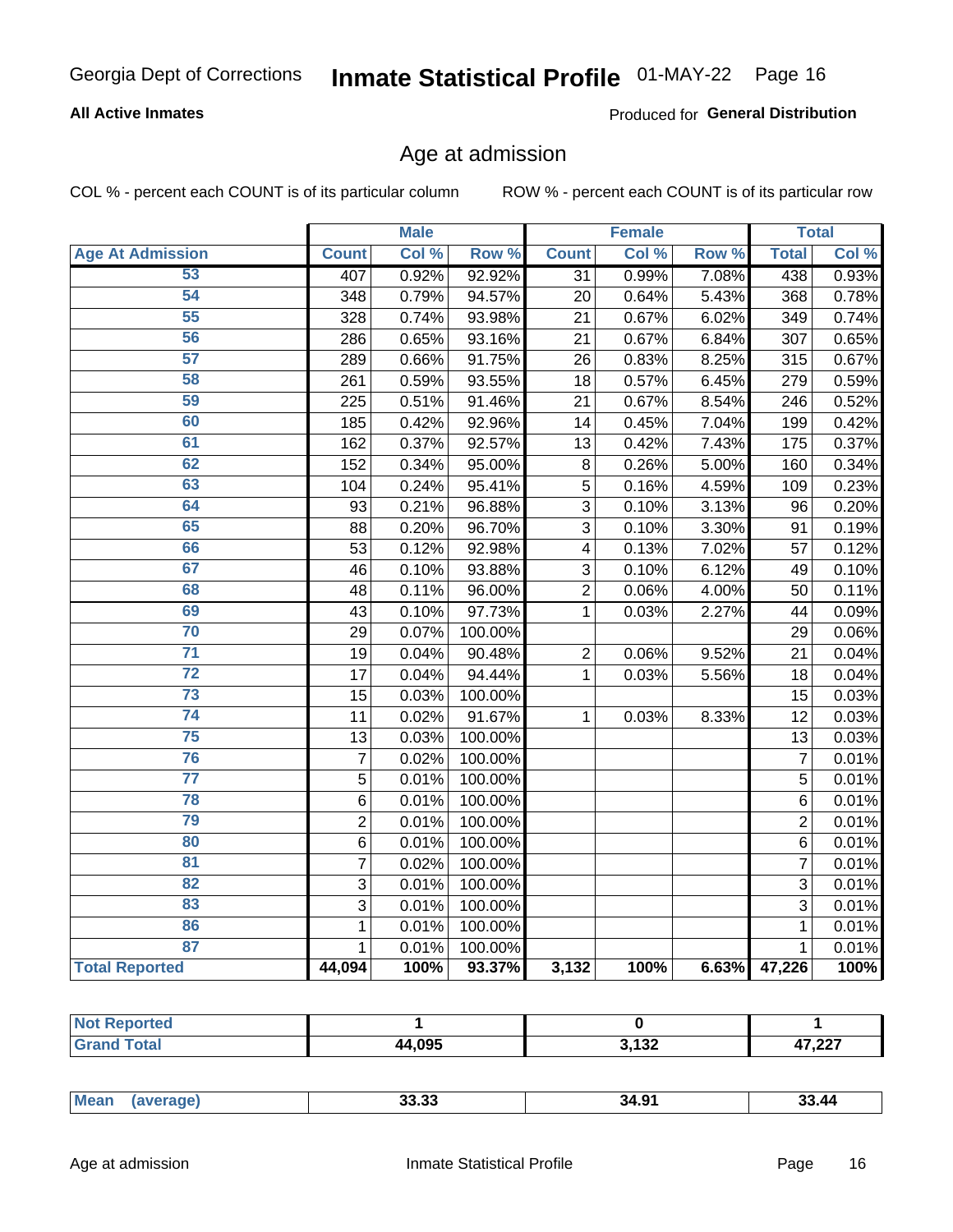Georgia Dept of Corrections **Inmate Statistical Profile** 01-MAY-22

**All Active Inmates**

Produced for **General Distribution**

## Age at admission

COL % - percent each COUNT is of its particular column ROW % - percent each COUNT is of its particular row

| | Male | | | Female | | | Total | |
|---|---|---|---|---|---|---|---|---|
| **Age At Admission** | **Count** | **Col %** | **Row %** | **Count** | **Col %** | **Row %** | **Total** | **Col %** |
| 53 | 407 | 0.92% | 92.92% | 31 | 0.99% | 7.08% | 438 | 0.93% |
| 54 | 348 | 0.79% | 94.57% | 20 | 0.64% | 5.43% | 368 | 0.78% |
| 55 | 328 | 0.74% | 93.98% | 21 | 0.67% | 6.02% | 349 | 0.74% |
| 56 | 286 | 0.65% | 93.16% | 21 | 0.67% | 6.84% | 307 | 0.65% |
| 57 | 289 | 0.66% | 91.75% | 26 | 0.83% | 8.25% | 315 | 0.67% |
| 58 | 261 | 0.59% | 93.55% | 18 | 0.57% | 6.45% | 279 | 0.59% |
| 59 | 225 | 0.51% | 91.46% | 21 | 0.67% | 8.54% | 246 | 0.52% |
| 60 | 185 | 0.42% | 92.96% | 14 | 0.45% | 7.04% | 199 | 0.42% |
| 61 | 162 | 0.37% | 92.57% | 13 | 0.42% | 7.43% | 175 | 0.37% |
| 62 | 152 | 0.34% | 95.00% | 8 | 0.26% | 5.00% | 160 | 0.34% |
| 63 | 104 | 0.24% | 95.41% | 5 | 0.16% | 4.59% | 109 | 0.23% |
| 64 | 93 | 0.21% | 96.88% | 3 | 0.10% | 3.13% | 96 | 0.20% |
| 65 | 88 | 0.20% | 96.70% | 3 | 0.10% | 3.30% | 91 | 0.19% |
| 66 | 53 | 0.12% | 92.98% | 4 | 0.13% | 7.02% | 57 | 0.12% |
| 67 | 46 | 0.10% | 93.88% | 3 | 0.10% | 6.12% | 49 | 0.10% |
| 68 | 48 | 0.11% | 96.00% | 2 | 0.06% | 4.00% | 50 | 0.11% |
| 69 | 43 | 0.10% | 97.73% | 1 | 0.03% | 2.27% | 44 | 0.09% |
| 70 | 29 | 0.07% | 100.00% | | | | 29 | 0.06% |
| 71 | 19 | 0.04% | 90.48% | 2 | 0.06% | 9.52% | 21 | 0.04% |
| 72 | 17 | 0.04% | 94.44% | 1 | 0.03% | 5.56% | 18 | 0.04% |
| 73 | 15 | 0.03% | 100.00% | | | | 15 | 0.03% |
| 74 | 11 | 0.02% | 91.67% | 1 | 0.03% | 8.33% | 12 | 0.03% |
| 75 | 13 | 0.03% | 100.00% | | | | 13 | 0.03% |
| 76 | 7 | 0.02% | 100.00% | | | | 7 | 0.01% |
| 77 | 5 | 0.01% | 100.00% | | | | 5 | 0.01% |
| 78 | 6 | 0.01% | 100.00% | | | | 6 | 0.01% |
| 79 | 2 | 0.01% | 100.00% | | | | 2 | 0.01% |
| 80 | 6 | 0.01% | 100.00% | | | | 6 | 0.01% |
| 81 | 7 | 0.02% | 100.00% | | | | 7 | 0.01% |
| 82 | 3 | 0.01% | 100.00% | | | | 3 | 0.01% |
| 83 | 3 | 0.01% | 100.00% | | | | 3 | 0.01% |
| 86 | 1 | 0.01% | 100.00% | | | | 1 | 0.01% |
| 87 | 1 | 0.01% | 100.00% | | | | 1 | 0.01% |
| **Total Reported** | **44,094** | **100%** | **93.37%** | **3,132** | **100%** | **6.63%** | **47,226** | **100%** |

| | Male | Female | Total |
|---|---|---|---|
| **Not Reported** | 1 | 0 | 1 |
| **Grand Total** | 44,095 | 3,132 | 47,227 |

| | Male | Female | Total |
|---|---|---|---|
| **Mean (average)** | 33.33 | 34.91 | 33.44 |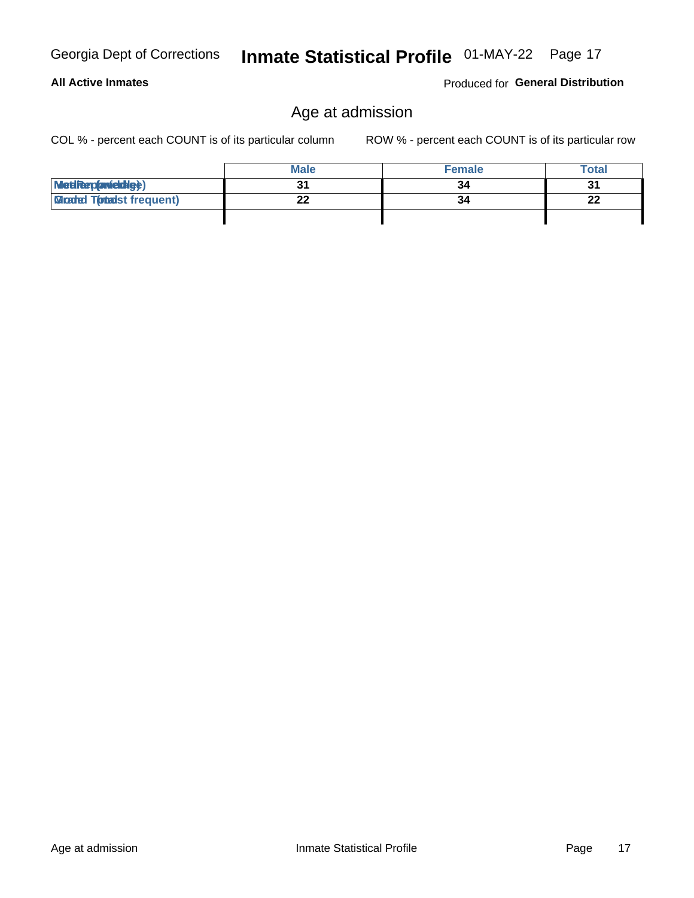# Age at admission

COL % - percent each COUNT is of its particular column

ROW % - percent each COUNT is of its particular row

| | Male | Female | Total |
|---|---|---|---|
| Median (middle) | 31 | 34 | 31 |
| Mode (most frequent) | 22 | 34 | 22 |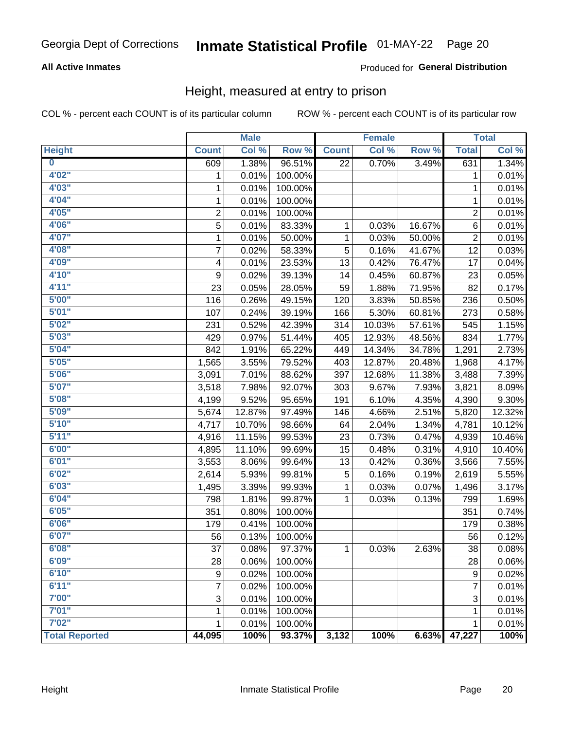Georgia Dept of Corrections **Inmate Statistical Profile** 01-MAY-22

**All Active Inmates**

Produced for **General Distribution**

## Height, measured at entry to prison

COL % - percent each COUNT is of its particular column ROW % - percent each COUNT is of its particular row

| Height | Male | | | Female | | | Total | |
|---|---|---|---|---|---|---|---|---|
| | Count | Col % | Row % | Count | Col % | Row % | Total | Col % |
| 0 | 609 | 1.38% | 96.51% | 22 | 0.70% | 3.49% | 631 | 1.34% |
| 4'02" | 1 | 0.01% | 100.00% | | | | 1 | 0.01% |
| 4'03" | 1 | 0.01% | 100.00% | | | | 1 | 0.01% |
| 4'04" | 1 | 0.01% | 100.00% | | | | 1 | 0.01% |
| 4'05" | 2 | 0.01% | 100.00% | | | | 2 | 0.01% |
| 4'06" | 5 | 0.01% | 83.33% | 1 | 0.03% | 16.67% | 6 | 0.01% |
| 4'07" | 1 | 0.01% | 50.00% | 1 | 0.03% | 50.00% | 2 | 0.01% |
| 4'08" | 7 | 0.02% | 58.33% | 5 | 0.16% | 41.67% | 12 | 0.03% |
| 4'09" | 4 | 0.01% | 23.53% | 13 | 0.42% | 76.47% | 17 | 0.04% |
| 4'10" | 9 | 0.02% | 39.13% | 14 | 0.45% | 60.87% | 23 | 0.05% |
| 4'11" | 23 | 0.05% | 28.05% | 59 | 1.88% | 71.95% | 82 | 0.17% |
| 5'00" | 116 | 0.26% | 49.15% | 120 | 3.83% | 50.85% | 236 | 0.50% |
| 5'01" | 107 | 0.24% | 39.19% | 166 | 5.30% | 60.81% | 273 | 0.58% |
| 5'02" | 231 | 0.52% | 42.39% | 314 | 10.03% | 57.61% | 545 | 1.15% |
| 5'03" | 429 | 0.97% | 51.44% | 405 | 12.93% | 48.56% | 834 | 1.77% |
| 5'04" | 842 | 1.91% | 65.22% | 449 | 14.34% | 34.78% | 1,291 | 2.73% |
| 5'05" | 1,565 | 3.55% | 79.52% | 403 | 12.87% | 20.48% | 1,968 | 4.17% |
| 5'06" | 3,091 | 7.01% | 88.62% | 397 | 12.68% | 11.38% | 3,488 | 7.39% |
| 5'07" | 3,518 | 7.98% | 92.07% | 303 | 9.67% | 7.93% | 3,821 | 8.09% |
| 5'08" | 4,199 | 9.52% | 95.65% | 191 | 6.10% | 4.35% | 4,390 | 9.30% |
| 5'09" | 5,674 | 12.87% | 97.49% | 146 | 4.66% | 2.51% | 5,820 | 12.32% |
| 5'10" | 4,717 | 10.70% | 98.66% | 64 | 2.04% | 1.34% | 4,781 | 10.12% |
| 5'11" | 4,916 | 11.15% | 99.53% | 23 | 0.73% | 0.47% | 4,939 | 10.46% |
| 6'00" | 4,895 | 11.10% | 99.69% | 15 | 0.48% | 0.31% | 4,910 | 10.40% |
| 6'01" | 3,553 | 8.06% | 99.64% | 13 | 0.42% | 0.36% | 3,566 | 7.55% |
| 6'02" | 2,614 | 5.93% | 99.81% | 5 | 0.16% | 0.19% | 2,619 | 5.55% |
| 6'03" | 1,495 | 3.39% | 99.93% | 1 | 0.03% | 0.07% | 1,496 | 3.17% |
| 6'04" | 798 | 1.81% | 99.87% | 1 | 0.03% | 0.13% | 799 | 1.69% |
| 6'05" | 351 | 0.80% | 100.00% | | | | 351 | 0.74% |
| 6'06" | 179 | 0.41% | 100.00% | | | | 179 | 0.38% |
| 6'07" | 56 | 0.13% | 100.00% | | | | 56 | 0.12% |
| 6'08" | 37 | 0.08% | 97.37% | 1 | 0.03% | 2.63% | 38 | 0.08% |
| 6'09" | 28 | 0.06% | 100.00% | | | | 28 | 0.06% |
| 6'10" | 9 | 0.02% | 100.00% | | | | 9 | 0.02% |
| 6'11" | 7 | 0.02% | 100.00% | | | | 7 | 0.01% |
| 7'00" | 3 | 0.01% | 100.00% | | | | 3 | 0.01% |
| 7'01" | 1 | 0.01% | 100.00% | | | | 1 | 0.01% |
| 7'02" | 1 | 0.01% | 100.00% | | | | 1 | 0.01% |
| **Total Reported** | **44,095** | **100%** | **93.37%** | **3,132** | **100%** | **6.63%** | **47,227** | **100%** |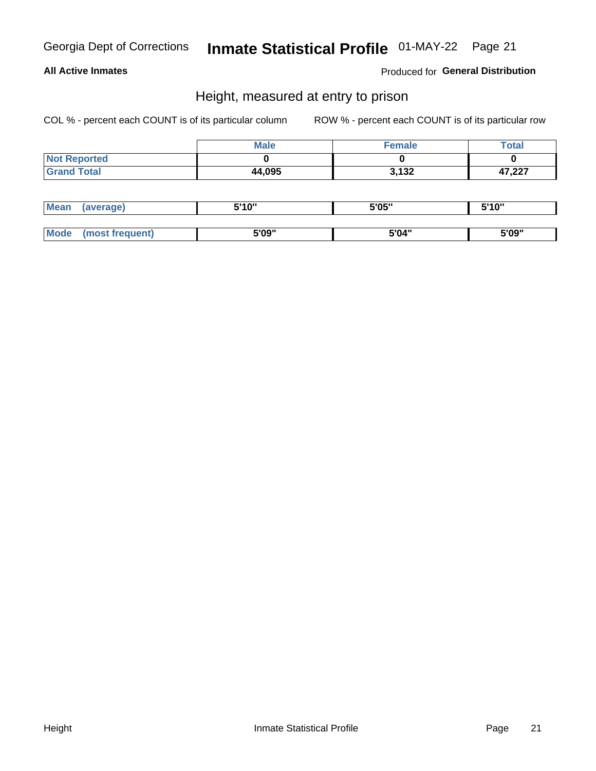Georgia Dept of Corrections **Inmate Statistical Profile** 01-MAY-22

**All Active Inmates**

Produced for **General Distribution**

## Height, measured at entry to prison

COL % - percent each COUNT is of its particular column

ROW % - percent each COUNT is of its particular row

| | Male | Female | Total |
|---|---|---|---|
| **Not Reported** | **0** | **0** | **0** |
| **Grand Total** | **44,095** | **3,132** | **47,227** |

| | Male | Female | Total |
|---|---|---|---|
| **Mean (average)** | **5'10"** | **5'05"** | **5'10"** |
| **Mode (most frequent)** | **5'09"** | **5'04"** | **5'09"** |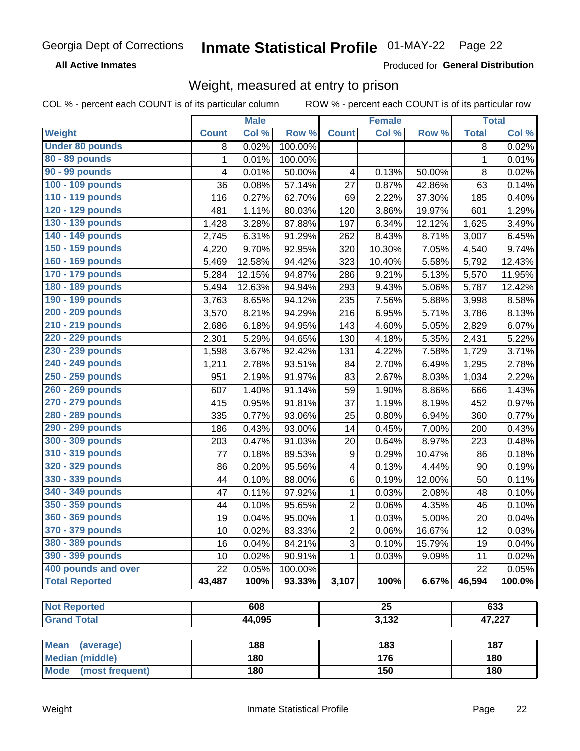Georgia Dept of Corrections **Inmate Statistical Profile** 01-MAY-22

**All Active Inmates**

Produced for **General Distribution**

## Weight, measured at entry to prison

COL % - percent each COUNT is of its particular column ROW % - percent each COUNT is of its particular row

| Weight | Male | | | Female | | | Total | |
|---|---|---|---|---|---|---|---|---|
| | Count | Col % | Row % | Count | Col % | Row % | Total | Col % |
| Under 80 pounds | 8 | 0.02% | 100.00% | | | | 8 | 0.02% |
| 80 - 89 pounds | 1 | 0.01% | 100.00% | | | | 1 | 0.01% |
| 90 - 99 pounds | 4 | 0.01% | 50.00% | 4 | 0.13% | 50.00% | 8 | 0.02% |
| 100 - 109 pounds | 36 | 0.08% | 57.14% | 27 | 0.87% | 42.86% | 63 | 0.14% |
| 110 - 119 pounds | 116 | 0.27% | 62.70% | 69 | 2.22% | 37.30% | 185 | 0.40% |
| 120 - 129 pounds | 481 | 1.11% | 80.03% | 120 | 3.86% | 19.97% | 601 | 1.29% |
| 130 - 139 pounds | 1,428 | 3.28% | 87.88% | 197 | 6.34% | 12.12% | 1,625 | 3.49% |
| 140 - 149 pounds | 2,745 | 6.31% | 91.29% | 262 | 8.43% | 8.71% | 3,007 | 6.45% |
| 150 - 159 pounds | 4,220 | 9.70% | 92.95% | 320 | 10.30% | 7.05% | 4,540 | 9.74% |
| 160 - 169 pounds | 5,469 | 12.58% | 94.42% | 323 | 10.40% | 5.58% | 5,792 | 12.43% |
| 170 - 179 pounds | 5,284 | 12.15% | 94.87% | 286 | 9.21% | 5.13% | 5,570 | 11.95% |
| 180 - 189 pounds | 5,494 | 12.63% | 94.94% | 293 | 9.43% | 5.06% | 5,787 | 12.42% |
| 190 - 199 pounds | 3,763 | 8.65% | 94.12% | 235 | 7.56% | 5.88% | 3,998 | 8.58% |
| 200 - 209 pounds | 3,570 | 8.21% | 94.29% | 216 | 6.95% | 5.71% | 3,786 | 8.13% |
| 210 - 219 pounds | 2,686 | 6.18% | 94.95% | 143 | 4.60% | 5.05% | 2,829 | 6.07% |
| 220 - 229 pounds | 2,301 | 5.29% | 94.65% | 130 | 4.18% | 5.35% | 2,431 | 5.22% |
| 230 - 239 pounds | 1,598 | 3.67% | 92.42% | 131 | 4.22% | 7.58% | 1,729 | 3.71% |
| 240 - 249 pounds | 1,211 | 2.78% | 93.51% | 84 | 2.70% | 6.49% | 1,295 | 2.78% |
| 250 - 259 pounds | 951 | 2.19% | 91.97% | 83 | 2.67% | 8.03% | 1,034 | 2.22% |
| 260 - 269 pounds | 607 | 1.40% | 91.14% | 59 | 1.90% | 8.86% | 666 | 1.43% |
| 270 - 279 pounds | 415 | 0.95% | 91.81% | 37 | 1.19% | 8.19% | 452 | 0.97% |
| 280 - 289 pounds | 335 | 0.77% | 93.06% | 25 | 0.80% | 6.94% | 360 | 0.77% |
| 290 - 299 pounds | 186 | 0.43% | 93.00% | 14 | 0.45% | 7.00% | 200 | 0.43% |
| 300 - 309 pounds | 203 | 0.47% | 91.03% | 20 | 0.64% | 8.97% | 223 | 0.48% |
| 310 - 319 pounds | 77 | 0.18% | 89.53% | 9 | 0.29% | 10.47% | 86 | 0.18% |
| 320 - 329 pounds | 86 | 0.20% | 95.56% | 4 | 0.13% | 4.44% | 90 | 0.19% |
| 330 - 339 pounds | 44 | 0.10% | 88.00% | 6 | 0.19% | 12.00% | 50 | 0.11% |
| 340 - 349 pounds | 47 | 0.11% | 97.92% | 1 | 0.03% | 2.08% | 48 | 0.10% |
| 350 - 359 pounds | 44 | 0.10% | 95.65% | 2 | 0.06% | 4.35% | 46 | 0.10% |
| 360 - 369 pounds | 19 | 0.04% | 95.00% | 1 | 0.03% | 5.00% | 20 | 0.04% |
| 370 - 379 pounds | 10 | 0.02% | 83.33% | 2 | 0.06% | 16.67% | 12 | 0.03% |
| 380 - 389 pounds | 16 | 0.04% | 84.21% | 3 | 0.10% | 15.79% | 19 | 0.04% |
| 390 - 399 pounds | 10 | 0.02% | 90.91% | 1 | 0.03% | 9.09% | 11 | 0.02% |
| 400 pounds and over | 22 | 0.05% | 100.00% | | | | 22 | 0.05% |
| **Total Reported** | **43,487** | **100%** | **93.33%** | **3,107** | **100%** | **6.67%** | **46,594** | **100.0%** |

| | Male | Female | Total |
|---|---|---|---|
| Not Reported | 608 | 25 | 633 |
| Grand Total | 44,095 | 3,132 | 47,227 |

| | Male | Female | Total |
|---|---|---|---|
| Mean (average) | 188 | 183 | 187 |
| Median (middle) | 180 | 176 | 180 |
| Mode (most frequent) | 180 | 150 | 180 |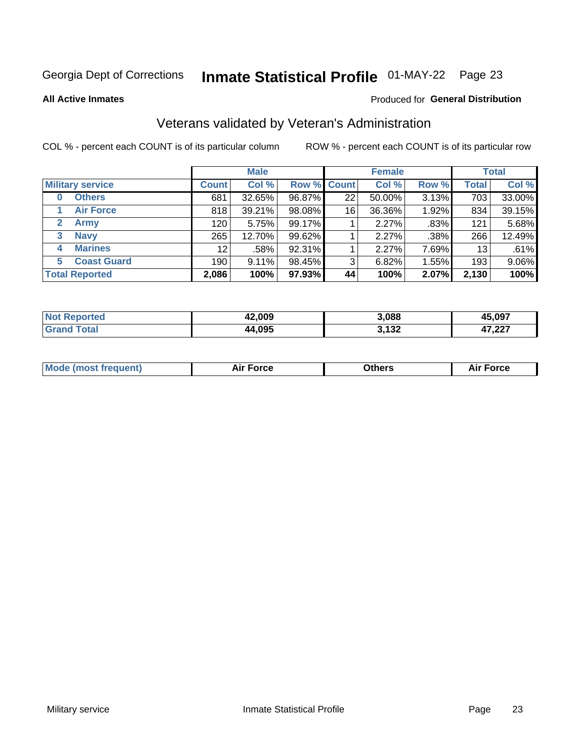Georgia Dept of Corrections **Inmate Statistical Profile** 01-MAY-22 Page 23

**All Active Inmates**

Produced for **General Distribution**

## Veterans validated by Veteran's Administration

COL % - percent each COUNT is of its particular column

ROW % - percent each COUNT is of its particular row

| | Male | | | Female | | | Total | |
|---|---|---|---|---|---|---|---|---|
| **Military service** | **Count** | **Col %** | **Row %** | **Count** | **Col %** | **Row %** | **Total** | **Col %** |
| **0 Others** | 681 | 32.65% | 96.87% | 22 | 50.00% | 3.13% | 703 | 33.00% |
| **1 Air Force** | 818 | 39.21% | 98.08% | 16 | 36.36% | 1.92% | 834 | 39.15% |
| **2 Army** | 120 | 5.75% | 99.17% | 1 | 2.27% | .83% | 121 | 5.68% |
| **3 Navy** | 265 | 12.70% | 99.62% | 1 | 2.27% | .38% | 266 | 12.49% |
| **4 Marines** | 12 | .58% | 92.31% | 1 | 2.27% | 7.69% | 13 | .61% |
| **5 Coast Guard** | 190 | 9.11% | 98.45% | 3 | 6.82% | 1.55% | 193 | 9.06% |
| **Total Reported** | **2,086** | **100%** | **97.93%** | **44** | **100%** | **2.07%** | **2,130** | **100%** |

| | Male | Female | Total |
|---|---|---|---|
| **Not Reported** | **42,009** | **3,088** | **45,097** |
| **Grand Total** | **44,095** | **3,132** | **47,227** |

| | Male | Female | Total |
|---|---|---|---|
| **Mode (most frequent)** | **Air Force** | **Others** | **Air Force** |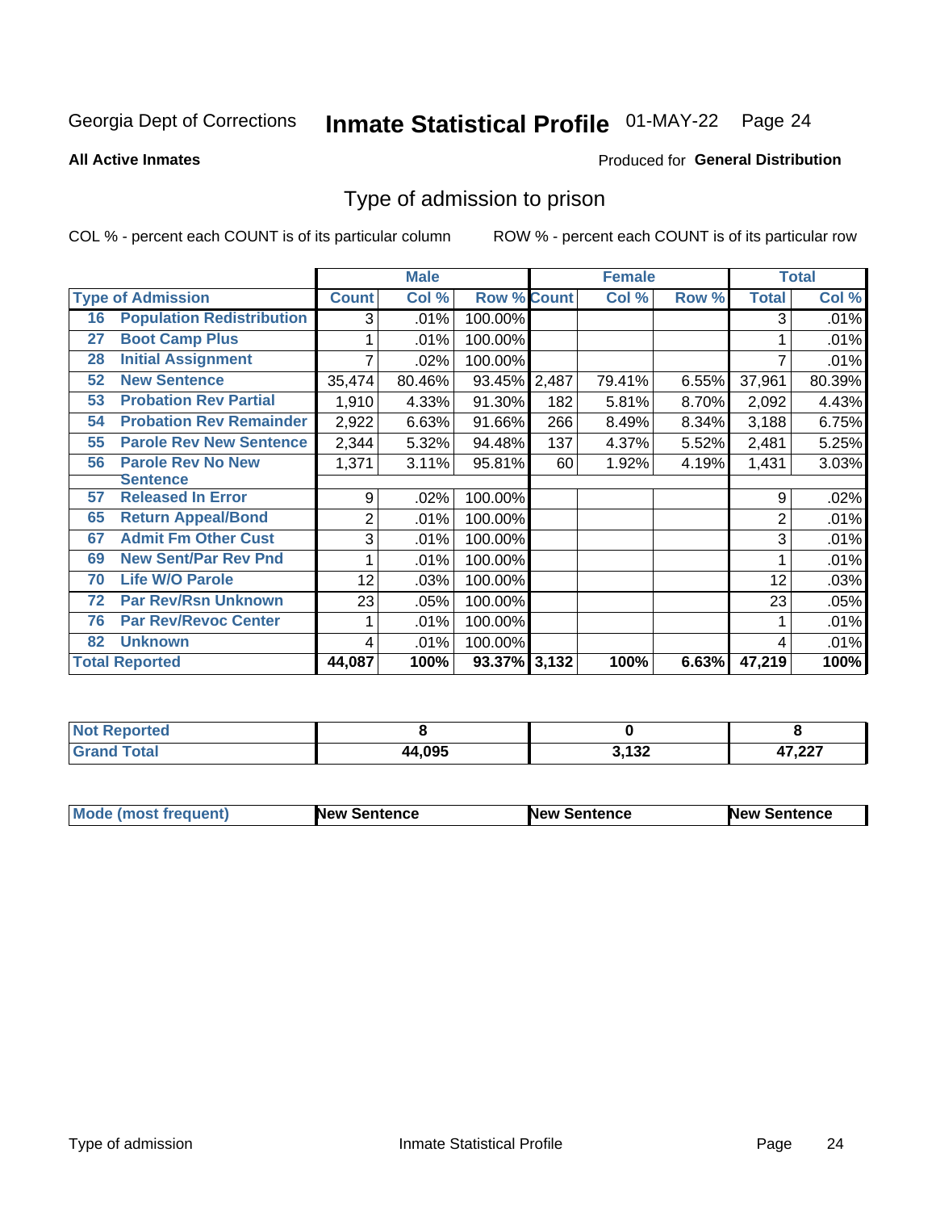Georgia Dept of Corrections **Inmate Statistical Profile** 01-MAY-22

**All Active Inmates**

Produced for **General Distribution**

## Type of admission to prison

COL % - percent each COUNT is of its particular column

ROW % - percent each COUNT is of its particular row

| | | Male | | | Female | | | Total | |
|---|---|---|---|---|---|---|---|---|---|
| **Type of Admission** | | **Count** | **Col %** | **Row %** | **Count** | **Col %** | **Row %** | **Total** | **Col %** |
| 16 | Population Redistribution | 3 | .01% | 100.00% | | | | 3 | .01% |
| 27 | Boot Camp Plus | 1 | .01% | 100.00% | | | | 1 | .01% |
| 28 | Initial Assignment | 7 | .02% | 100.00% | | | | 7 | .01% |
| 52 | New Sentence | 35,474 | 80.46% | 93.45% | 2,487 | 79.41% | 6.55% | 37,961 | 80.39% |
| 53 | Probation Rev Partial | 1,910 | 4.33% | 91.30% | 182 | 5.81% | 8.70% | 2,092 | 4.43% |
| 54 | Probation Rev Remainder | 2,922 | 6.63% | 91.66% | 266 | 8.49% | 8.34% | 3,188 | 6.75% |
| 55 | Parole Rev New Sentence | 2,344 | 5.32% | 94.48% | 137 | 4.37% | 5.52% | 2,481 | 5.25% |
| 56 | Parole Rev No New Sentence | 1,371 | 3.11% | 95.81% | 60 | 1.92% | 4.19% | 1,431 | 3.03% |
| 57 | Released In Error | 9 | .02% | 100.00% | | | | 9 | .02% |
| 65 | Return Appeal/Bond | 2 | .01% | 100.00% | | | | 2 | .01% |
| 67 | Admit Fm Other Cust | 3 | .01% | 100.00% | | | | 3 | .01% |
| 69 | New Sent/Par Rev Pnd | 1 | .01% | 100.00% | | | | 1 | .01% |
| 70 | Life W/O Parole | 12 | .03% | 100.00% | | | | 12 | .03% |
| 72 | Par Rev/Rsn Unknown | 23 | .05% | 100.00% | | | | 23 | .05% |
| 76 | Par Rev/Revoc Center | 1 | .01% | 100.00% | | | | 1 | .01% |
| 82 | Unknown | 4 | .01% | 100.00% | | | | 4 | .01% |
| **Total Reported** | | **44,087** | **100%** | **93.37%** | **3,132** | **100%** | **6.63%** | **47,219** | **100%** |

| | Male | Female | Total |
|---|---|---|---|
| **Not Reported** | **8** | **0** | **8** |
| **Grand Total** | **44,095** | **3,132** | **47,227** |

| | Male | Female | Total |
|---|---|---|---|
| **Mode (most frequent)** | **New Sentence** | **New Sentence** | **New Sentence** |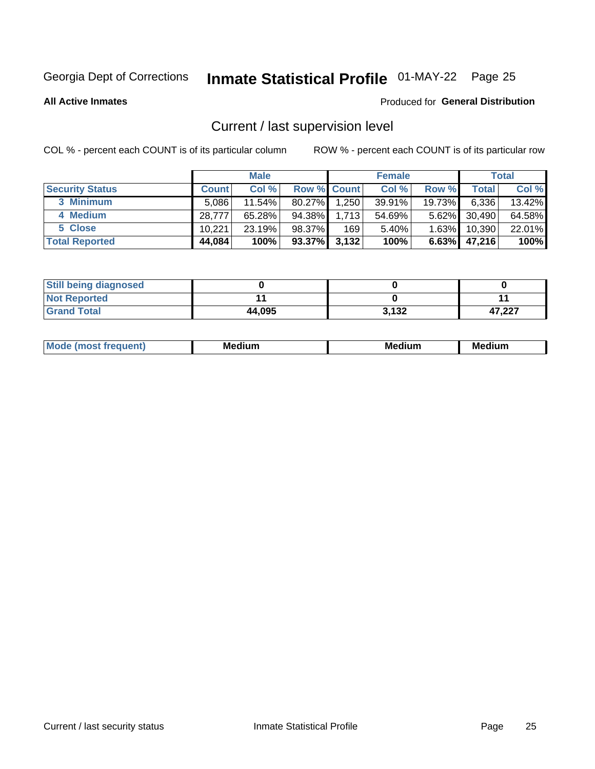Georgia Dept of Corrections **Inmate Statistical Profile** 01-MAY-22

**All Active Inmates**

Produced for **General Distribution**

## Current / last supervision level

COL % - percent each COUNT is of its particular column

ROW % - percent each COUNT is of its particular row

| | Male | | | Female | | | Total | |
|---|---|---|---|---|---|---|---|---|
| **Security Status** | **Count** | **Col %** | **Row %** | **Count** | **Col %** | **Row %** | **Total** | **Col %** |
| 3 Minimum | 5,086 | 11.54% | 80.27% | 1,250 | 39.91% | 19.73% | 6,336 | 13.42% |
| 4 Medium | 28,777 | 65.28% | 94.38% | 1,713 | 54.69% | 5.62% | 30,490 | 64.58% |
| 5 Close | 10,221 | 23.19% | 98.37% | 169 | 5.40% | 1.63% | 10,390 | 22.01% |
| **Total Reported** | **44,084** | **100%** | **93.37%** | **3,132** | **100%** | **6.63%** | **47,216** | **100%** |

| | Male | Female | Total |
|---|---|---|---|
| **Still being diagnosed** | **0** | **0** | **0** |
| **Not Reported** | **11** | **0** | **11** |
| **Grand Total** | **44,095** | **3,132** | **47,227** |

| | Male | Female | Total |
|---|---|---|---|
| **Mode (most frequent)** | **Medium** | **Medium** | **Medium** |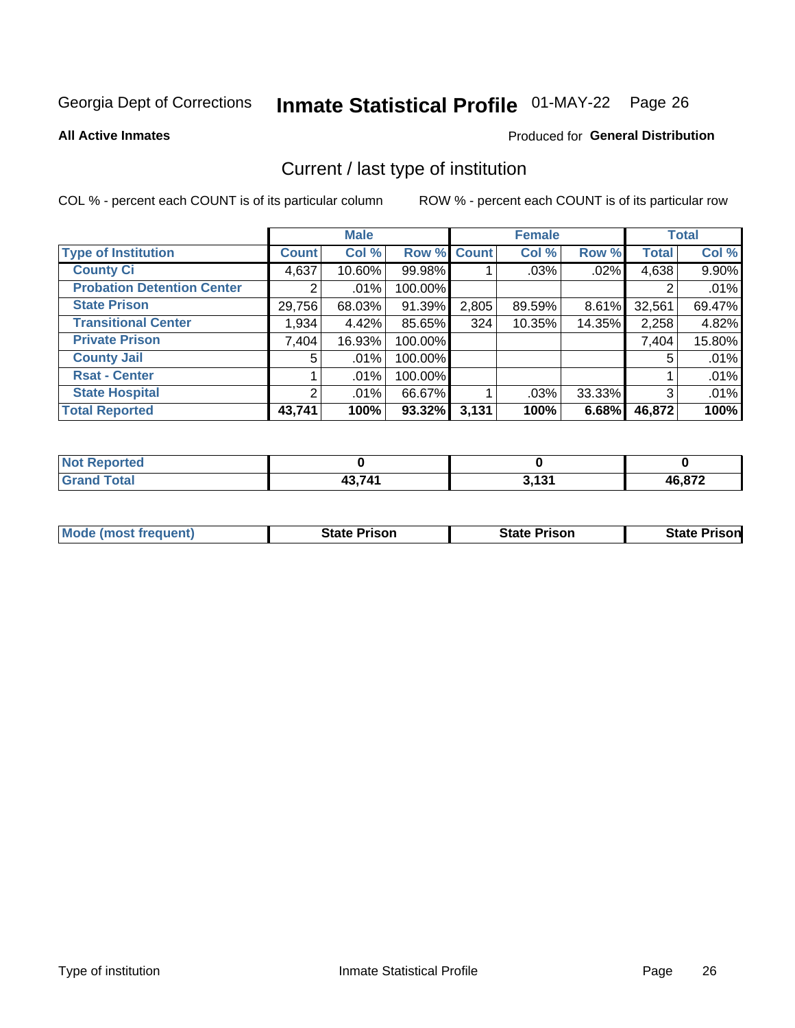Georgia Dept of Corrections **Inmate Statistical Profile** 01-MAY-22 Page 26

**All Active Inmates**

Produced for **General Distribution**

## Current / last type of institution

COL % - percent each COUNT is of its particular column

ROW % - percent each COUNT is of its particular row

| | Male | | | Female | | | Total | |
|---|---|---|---|---|---|---|---|---|
| **Type of Institution** | **Count** | **Col %** | **Row %** | **Count** | **Col %** | **Row %** | **Total** | **Col %** |
| **County Ci** | 4,637 | 10.60% | 99.98% | 1 | .03% | .02% | 4,638 | 9.90% |
| **Probation Detention Center** | 2 | .01% | 100.00% | | | | 2 | .01% |
| **State Prison** | 29,756 | 68.03% | 91.39% | 2,805 | 89.59% | 8.61% | 32,561 | 69.47% |
| **Transitional Center** | 1,934 | 4.42% | 85.65% | 324 | 10.35% | 14.35% | 2,258 | 4.82% |
| **Private Prison** | 7,404 | 16.93% | 100.00% | | | | 7,404 | 15.80% |
| **County Jail** | 5 | .01% | 100.00% | | | | 5 | .01% |
| **Rsat - Center** | 1 | .01% | 100.00% | | | | 1 | .01% |
| **State Hospital** | 2 | .01% | 66.67% | 1 | .03% | 33.33% | 3 | .01% |
| **Total Reported** | **43,741** | **100%** | **93.32%** | **3,131** | **100%** | **6.68%** | **46,872** | **100%** |

| | Male | Female | Total |
|---|---|---|---|
| **Not Reported** | **0** | **0** | **0** |
| **Grand Total** | **43,741** | **3,131** | **46,872** |

| | Male | Female | Total |
|---|---|---|---|
| **Mode (most frequent)** | **State Prison** | **State Prison** | **State Prison** |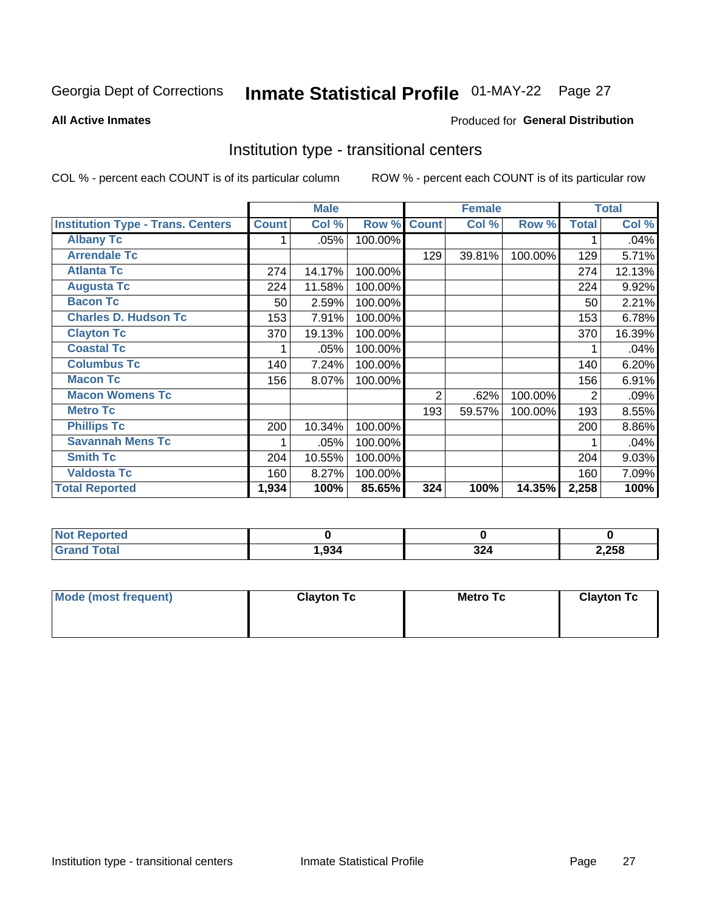Georgia Dept of Corrections **Inmate Statistical Profile** 01-MAY-22

**All Active Inmates**

Produced for **General Distribution**

## Institution type - transitional centers

COL % - percent each COUNT is of its particular column

ROW % - percent each COUNT is of its particular row

| | Male | | | Female | | | Total | |
|---|---|---|---|---|---|---|---|---|
| **Institution Type - Trans. Centers** | **Count** | **Col %** | **Row %** | **Count** | **Col %** | **Row %** | **Total** | **Col %** |
| **Albany Tc** | 1 | .05% | 100.00% | | | | 1 | .04% |
| **Arrendale Tc** | | | | 129 | 39.81% | 100.00% | 129 | 5.71% |
| **Atlanta Tc** | 274 | 14.17% | 100.00% | | | | 274 | 12.13% |
| **Augusta Tc** | 224 | 11.58% | 100.00% | | | | 224 | 9.92% |
| **Bacon Tc** | 50 | 2.59% | 100.00% | | | | 50 | 2.21% |
| **Charles D. Hudson Tc** | 153 | 7.91% | 100.00% | | | | 153 | 6.78% |
| **Clayton Tc** | 370 | 19.13% | 100.00% | | | | 370 | 16.39% |
| **Coastal Tc** | 1 | .05% | 100.00% | | | | 1 | .04% |
| **Columbus Tc** | 140 | 7.24% | 100.00% | | | | 140 | 6.20% |
| **Macon Tc** | 156 | 8.07% | 100.00% | | | | 156 | 6.91% |
| **Macon Womens Tc** | | | | 2 | .62% | 100.00% | 2 | .09% |
| **Metro Tc** | | | | 193 | 59.57% | 100.00% | 193 | 8.55% |
| **Phillips Tc** | 200 | 10.34% | 100.00% | | | | 200 | 8.86% |
| **Savannah Mens Tc** | 1 | .05% | 100.00% | | | | 1 | .04% |
| **Smith Tc** | 204 | 10.55% | 100.00% | | | | 204 | 9.03% |
| **Valdosta Tc** | 160 | 8.27% | 100.00% | | | | 160 | 7.09% |
| **Total Reported** | **1,934** | **100%** | **85.65%** | **324** | **100%** | **14.35%** | **2,258** | **100%** |

| | Male | Female | Total |
|---|---|---|---|
| **Not Reported** | **0** | **0** | **0** |
| **Grand Total** | **1,934** | **324** | **2,258** |

| | Male | Female | Total |
|---|---|---|---|
| **Mode (most frequent)** | **Clayton Tc** | **Metro Tc** | **Clayton Tc** |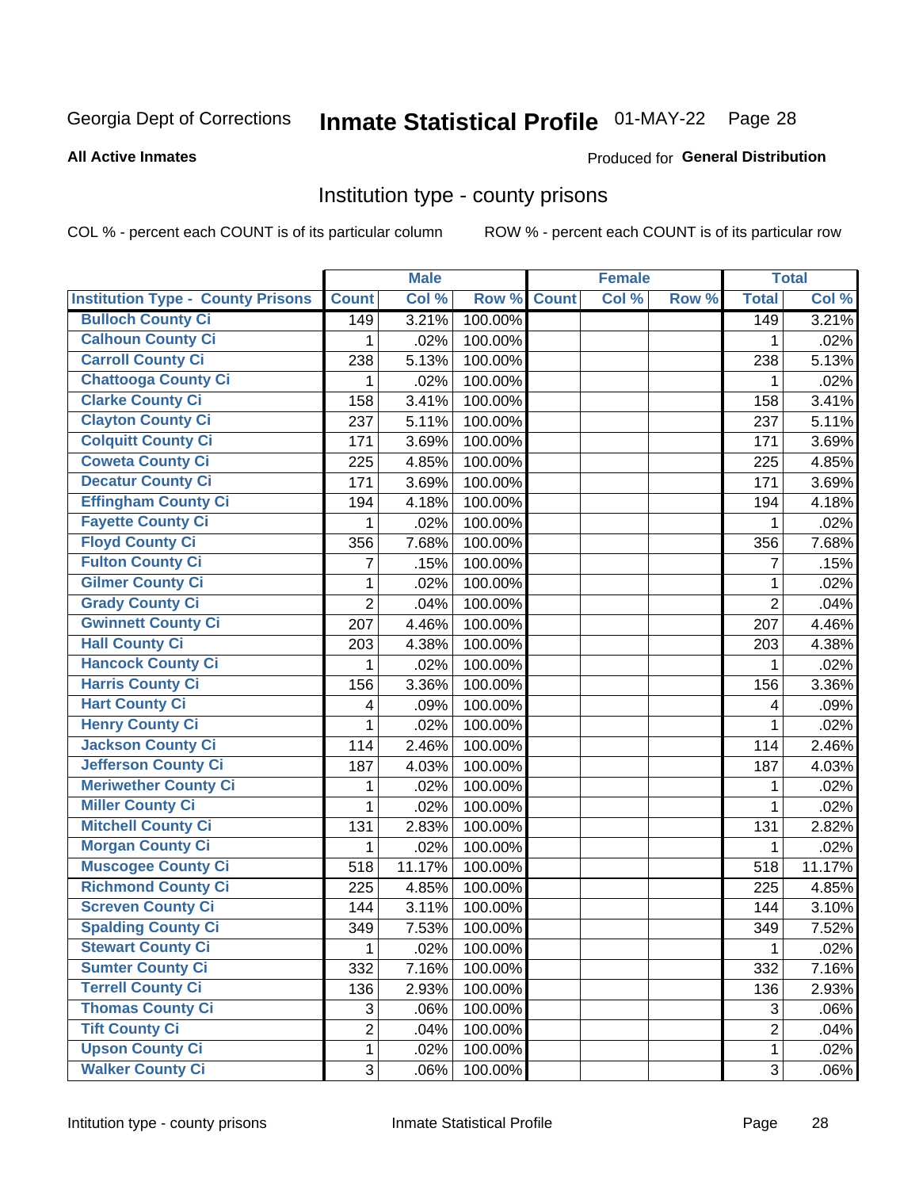Georgia Dept of Corrections **Inmate Statistical Profile** 01-MAY-22

**All Active Inmates**

Produced for **General Distribution**

## Institution type - county prisons

COL % - percent each COUNT is of its particular column

ROW % - percent each COUNT is of its particular row

| | Male | | | Female | | | Total | |
|---|---|---|---|---|---|---|---|---|
| Institution Type - County Prisons | Count | Col % | Row % | Count | Col % | Row % | Total | Col % |
| Bulloch County Ci | 149 | 3.21% | 100.00% | | | | 149 | 3.21% |
| Calhoun County Ci | 1 | .02% | 100.00% | | | | 1 | .02% |
| Carroll County Ci | 238 | 5.13% | 100.00% | | | | 238 | 5.13% |
| Chattooga County Ci | 1 | .02% | 100.00% | | | | 1 | .02% |
| Clarke County Ci | 158 | 3.41% | 100.00% | | | | 158 | 3.41% |
| Clayton County Ci | 237 | 5.11% | 100.00% | | | | 237 | 5.11% |
| Colquitt County Ci | 171 | 3.69% | 100.00% | | | | 171 | 3.69% |
| Coweta County Ci | 225 | 4.85% | 100.00% | | | | 225 | 4.85% |
| Decatur County Ci | 171 | 3.69% | 100.00% | | | | 171 | 3.69% |
| Effingham County Ci | 194 | 4.18% | 100.00% | | | | 194 | 4.18% |
| Fayette County Ci | 1 | .02% | 100.00% | | | | 1 | .02% |
| Floyd County Ci | 356 | 7.68% | 100.00% | | | | 356 | 7.68% |
| Fulton County Ci | 7 | .15% | 100.00% | | | | 7 | .15% |
| Gilmer County Ci | 1 | .02% | 100.00% | | | | 1 | .02% |
| Grady County Ci | 2 | .04% | 100.00% | | | | 2 | .04% |
| Gwinnett County Ci | 207 | 4.46% | 100.00% | | | | 207 | 4.46% |
| Hall County Ci | 203 | 4.38% | 100.00% | | | | 203 | 4.38% |
| Hancock County Ci | 1 | .02% | 100.00% | | | | 1 | .02% |
| Harris County Ci | 156 | 3.36% | 100.00% | | | | 156 | 3.36% |
| Hart County Ci | 4 | .09% | 100.00% | | | | 4 | .09% |
| Henry County Ci | 1 | .02% | 100.00% | | | | 1 | .02% |
| Jackson County Ci | 114 | 2.46% | 100.00% | | | | 114 | 2.46% |
| Jefferson County Ci | 187 | 4.03% | 100.00% | | | | 187 | 4.03% |
| Meriwether County Ci | 1 | .02% | 100.00% | | | | 1 | .02% |
| Miller County Ci | 1 | .02% | 100.00% | | | | 1 | .02% |
| Mitchell County Ci | 131 | 2.83% | 100.00% | | | | 131 | 2.82% |
| Morgan County Ci | 1 | .02% | 100.00% | | | | 1 | .02% |
| Muscogee County Ci | 518 | 11.17% | 100.00% | | | | 518 | 11.17% |
| Richmond County Ci | 225 | 4.85% | 100.00% | | | | 225 | 4.85% |
| Screven County Ci | 144 | 3.11% | 100.00% | | | | 144 | 3.10% |
| Spalding County Ci | 349 | 7.53% | 100.00% | | | | 349 | 7.52% |
| Stewart County Ci | 1 | .02% | 100.00% | | | | 1 | .02% |
| Sumter County Ci | 332 | 7.16% | 100.00% | | | | 332 | 7.16% |
| Terrell County Ci | 136 | 2.93% | 100.00% | | | | 136 | 2.93% |
| Thomas County Ci | 3 | .06% | 100.00% | | | | 3 | .06% |
| Tift County Ci | 2 | .04% | 100.00% | | | | 2 | .04% |
| Upson County Ci | 1 | .02% | 100.00% | | | | 1 | .02% |
| Walker County Ci | 3 | .06% | 100.00% | | | | 3 | .06% |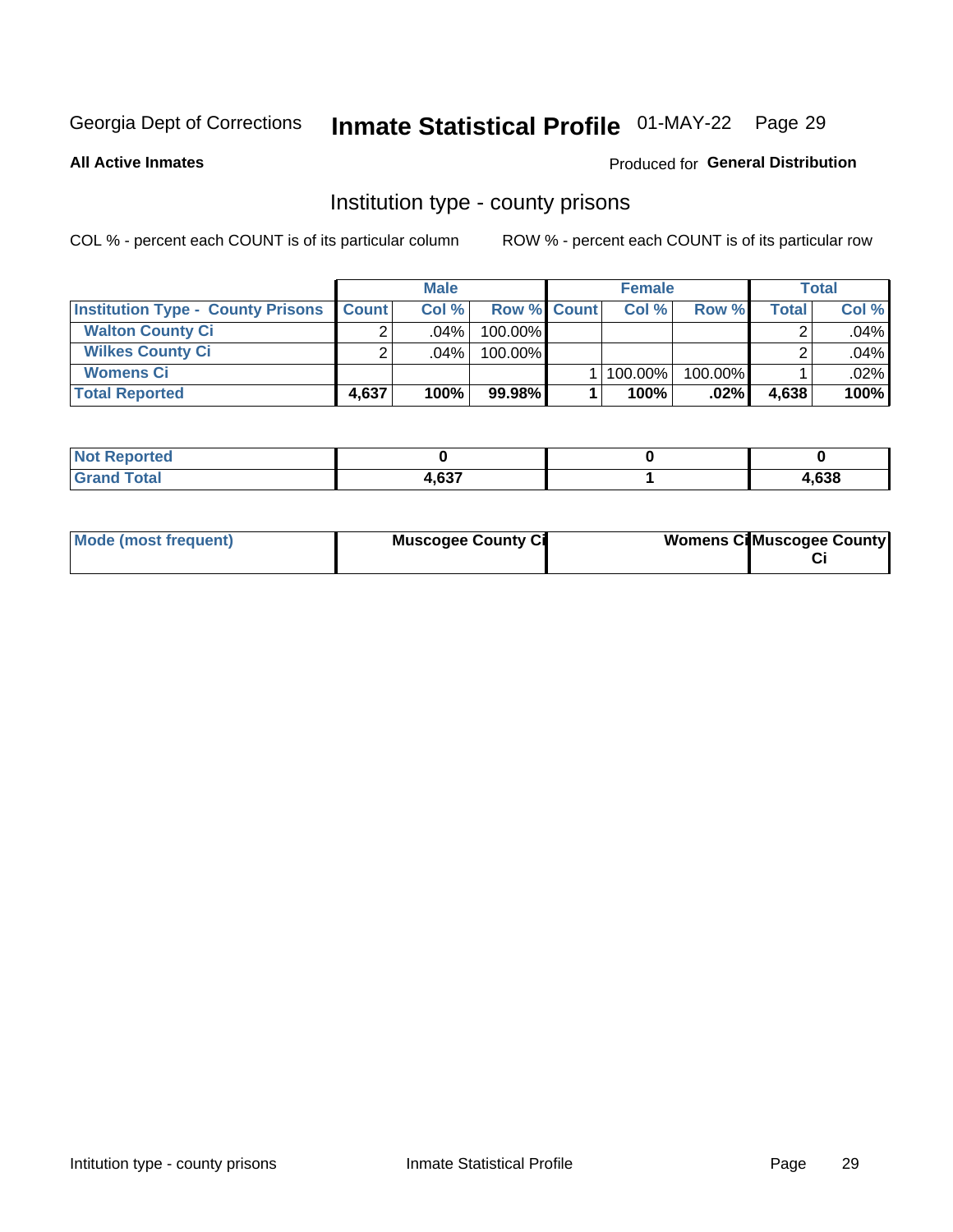Georgia Dept of Corrections **Inmate Statistical Profile** 01-MAY-22

**All Active Inmates**

Produced for **General Distribution**

## Institution type - county prisons

COL % - percent each COUNT is of its particular column

ROW % - percent each COUNT is of its particular row

| | Male | | | Female | | | Total | |
|---|---|---|---|---|---|---|---|---|
| **Institution Type - County Prisons** | **Count** | **Col %** | **Row %** | **Count** | **Col %** | **Row %** | **Total** | **Col %** |
| **Walton County Ci** | 2 | .04% | 100.00% | | | | 2 | .04% |
| **Wilkes County Ci** | 2 | .04% | 100.00% | | | | 2 | .04% |
| **Womens Ci** | | | | 1 | 100.00% | 100.00% | 1 | .02% |
| **Total Reported** | **4,637** | **100%** | **99.98%** | **1** | **100%** | **.02%** | **4,638** | **100%** |

| | Male | Female | Total |
|---|---|---|---|
| **Not Reported** | **0** | **0** | **0** |
| **Grand Total** | **4,637** | **1** | **4,638** |

| | Male | Female | Total |
|---|---|---|---|
| **Mode (most frequent)** | **Muscogee County Ci** | **Womens Ci** | **Muscogee County Ci** |

Intitution type - county prisons

Inmate Statistical Profile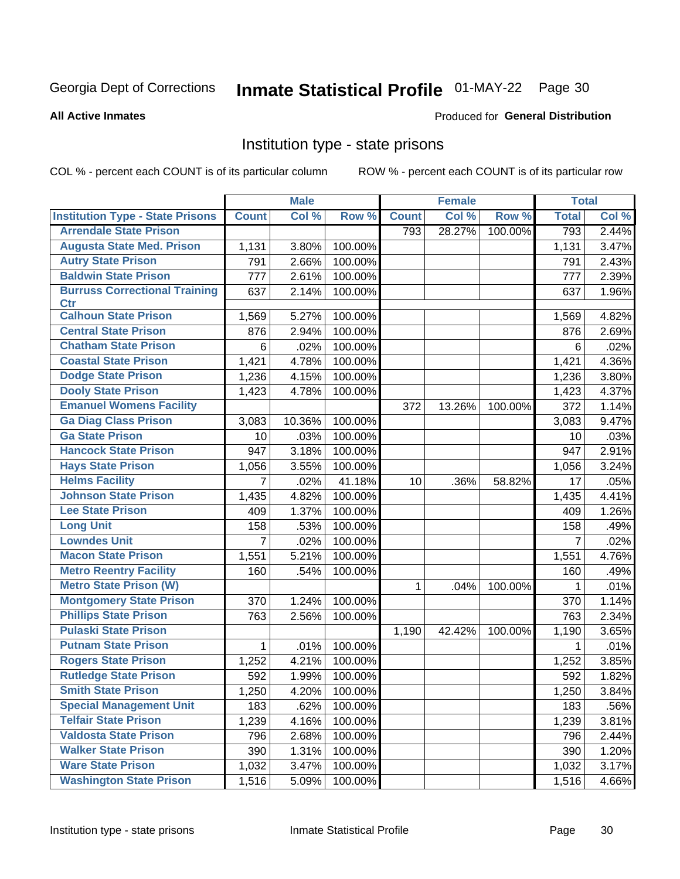Georgia Dept of Corrections **Inmate Statistical Profile** 01-MAY-22

**All Active Inmates**

Produced for **General Distribution**

## Institution type - state prisons

COL % - percent each COUNT is of its particular column ROW % - percent each COUNT is of its particular row

| | Male | | | Female | | | Total | |
|---|---|---|---|---|---|---|---|---|
| Institution Type - State Prisons | Count | Col % | Row % | Count | Col % | Row % | Total | Col % |
| Arrendale State Prison | | | | 793 | 28.27% | 100.00% | 793 | 2.44% |
| Augusta State Med. Prison | 1,131 | 3.80% | 100.00% | | | | 1,131 | 3.47% |
| Autry State Prison | 791 | 2.66% | 100.00% | | | | 791 | 2.43% |
| Baldwin State Prison | 777 | 2.61% | 100.00% | | | | 777 | 2.39% |
| Burruss Correctional Training Ctr | 637 | 2.14% | 100.00% | | | | 637 | 1.96% |
| Calhoun State Prison | 1,569 | 5.27% | 100.00% | | | | 1,569 | 4.82% |
| Central State Prison | 876 | 2.94% | 100.00% | | | | 876 | 2.69% |
| Chatham State Prison | 6 | .02% | 100.00% | | | | 6 | .02% |
| Coastal State Prison | 1,421 | 4.78% | 100.00% | | | | 1,421 | 4.36% |
| Dodge State Prison | 1,236 | 4.15% | 100.00% | | | | 1,236 | 3.80% |
| Dooly State Prison | 1,423 | 4.78% | 100.00% | | | | 1,423 | 4.37% |
| Emanuel Womens Facility | | | | 372 | 13.26% | 100.00% | 372 | 1.14% |
| Ga Diag Class Prison | 3,083 | 10.36% | 100.00% | | | | 3,083 | 9.47% |
| Ga State Prison | 10 | .03% | 100.00% | | | | 10 | .03% |
| Hancock State Prison | 947 | 3.18% | 100.00% | | | | 947 | 2.91% |
| Hays State Prison | 1,056 | 3.55% | 100.00% | | | | 1,056 | 3.24% |
| Helms Facility | 7 | .02% | 41.18% | 10 | .36% | 58.82% | 17 | .05% |
| Johnson State Prison | 1,435 | 4.82% | 100.00% | | | | 1,435 | 4.41% |
| Lee State Prison | 409 | 1.37% | 100.00% | | | | 409 | 1.26% |
| Long Unit | 158 | .53% | 100.00% | | | | 158 | .49% |
| Lowndes Unit | 7 | .02% | 100.00% | | | | 7 | .02% |
| Macon State Prison | 1,551 | 5.21% | 100.00% | | | | 1,551 | 4.76% |
| Metro Reentry Facility | 160 | .54% | 100.00% | | | | 160 | .49% |
| Metro State Prison (W) | | | | 1 | .04% | 100.00% | 1 | .01% |
| Montgomery State Prison | 370 | 1.24% | 100.00% | | | | 370 | 1.14% |
| Phillips State Prison | 763 | 2.56% | 100.00% | | | | 763 | 2.34% |
| Pulaski State Prison | | | | 1,190 | 42.42% | 100.00% | 1,190 | 3.65% |
| Putnam State Prison | 1 | .01% | 100.00% | | | | 1 | .01% |
| Rogers State Prison | 1,252 | 4.21% | 100.00% | | | | 1,252 | 3.85% |
| Rutledge State Prison | 592 | 1.99% | 100.00% | | | | 592 | 1.82% |
| Smith State Prison | 1,250 | 4.20% | 100.00% | | | | 1,250 | 3.84% |
| Special Management Unit | 183 | .62% | 100.00% | | | | 183 | .56% |
| Telfair State Prison | 1,239 | 4.16% | 100.00% | | | | 1,239 | 3.81% |
| Valdosta State Prison | 796 | 2.68% | 100.00% | | | | 796 | 2.44% |
| Walker State Prison | 390 | 1.31% | 100.00% | | | | 390 | 1.20% |
| Ware State Prison | 1,032 | 3.47% | 100.00% | | | | 1,032 | 3.17% |
| Washington State Prison | 1,516 | 5.09% | 100.00% | | | | 1,516 | 4.66% |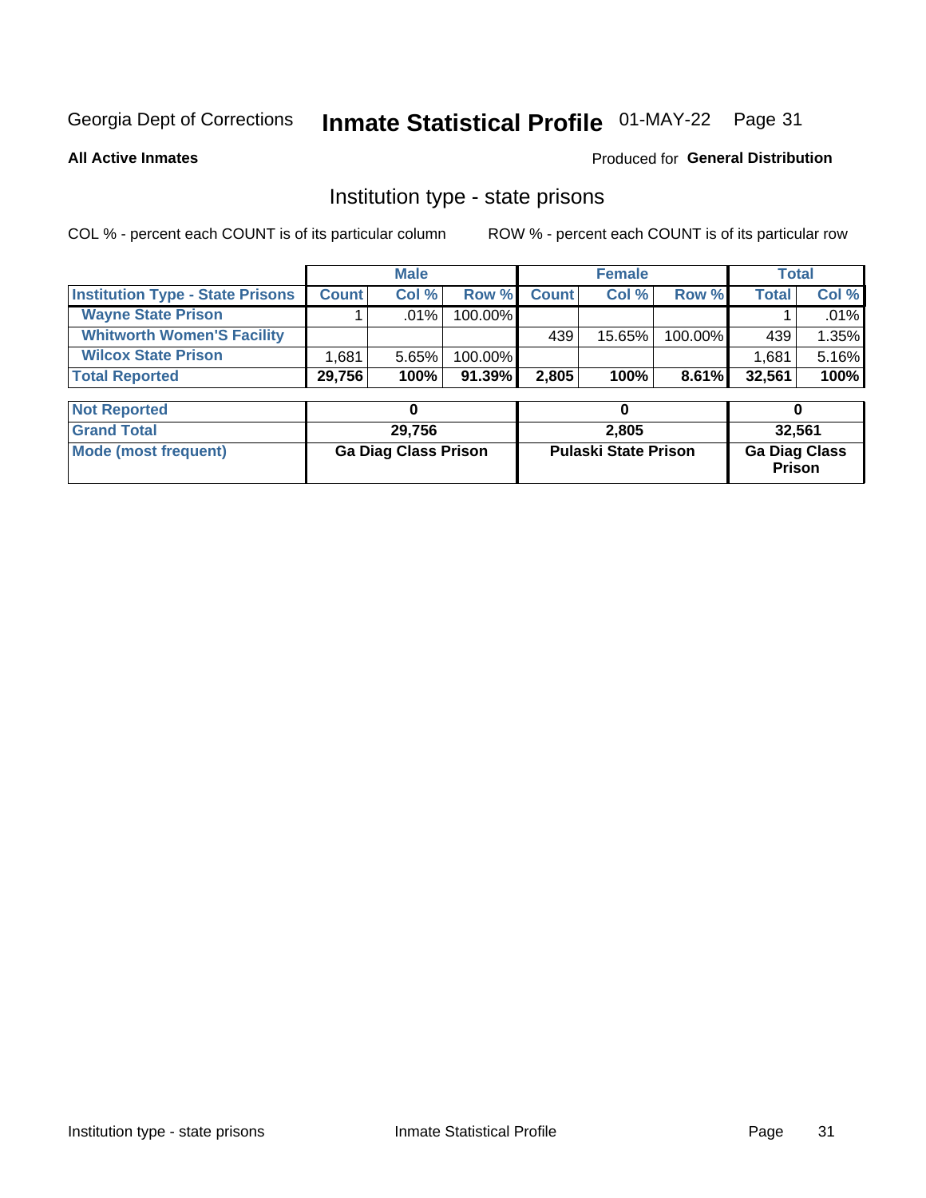Georgia Dept of Corrections **Inmate Statistical Profile** 01-MAY-22

**All Active Inmates**

Produced for **General Distribution**

## Institution type - state prisons

COL % - percent each COUNT is of its particular column ROW % - percent each COUNT is of its particular row

| | Male | | | Female | | | Total | |
|---|---|---|---|---|---|---|---|---|
| **Institution Type - State Prisons** | **Count** | **Col %** | **Row %** | **Count** | **Col %** | **Row %** | **Total** | **Col %** |
| **Wayne State Prison** | 1 | .01% | 100.00% | | | | 1 | .01% |
| **Whitworth Women'S Facility** | | | | 439 | 15.65% | 100.00% | 439 | 1.35% |
| **Wilcox State Prison** | 1,681 | 5.65% | 100.00% | | | | 1,681 | 5.16% |
| **Total Reported** | **29,756** | **100%** | **91.39%** | **2,805** | **100%** | **8.61%** | **32,561** | **100%** |
| **Not Reported** | **0** | | | **0** | | | **0** | |
| **Grand Total** | **29,756** | | | **2,805** | | | **32,561** | |
| **Mode (most frequent)** | **Ga Diag Class Prison** | | | **Pulaski State Prison** | | | **Ga Diag Class Prison** | |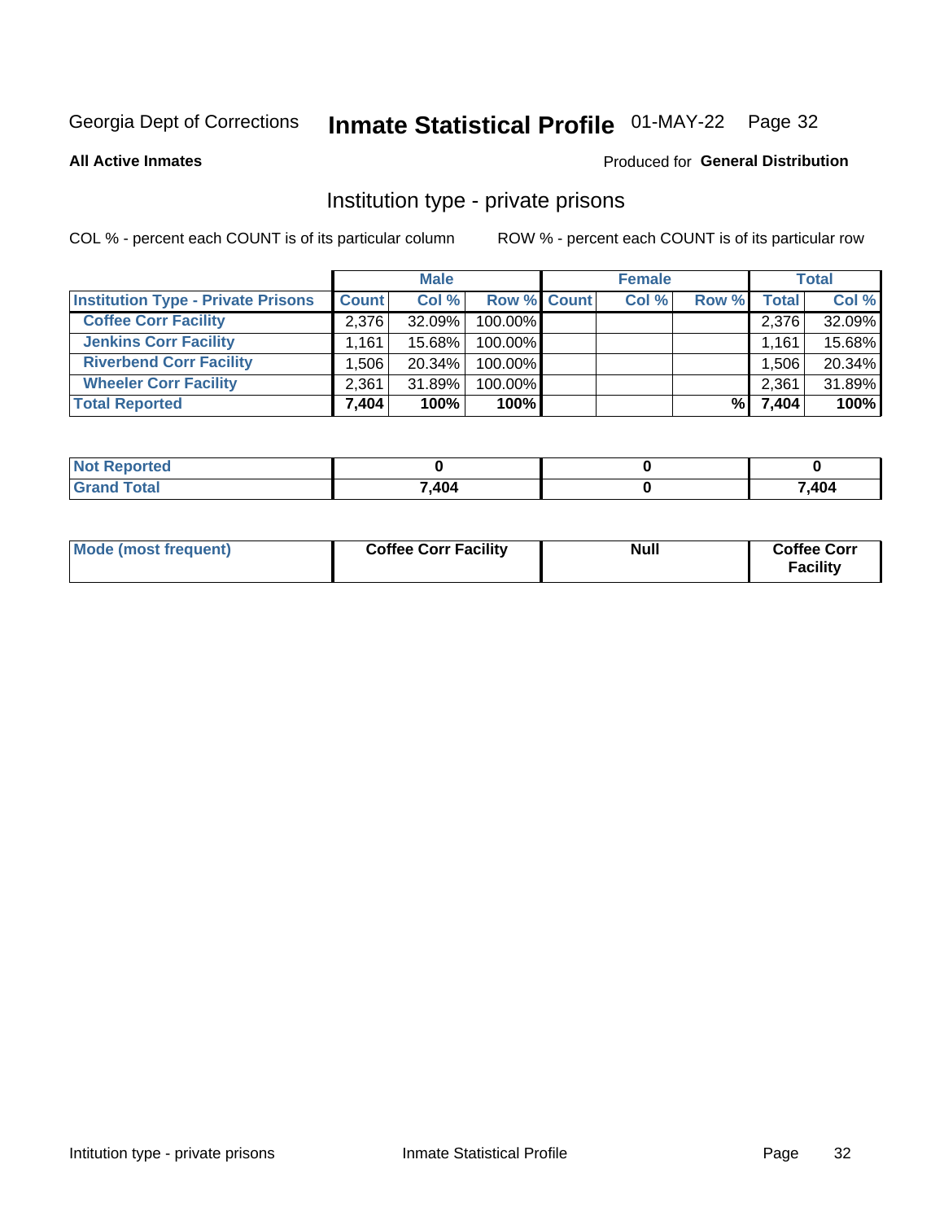Georgia Dept of Corrections **Inmate Statistical Profile** 01-MAY-22 Page 32

**All Active Inmates**

Produced for **General Distribution**

## Institution type - private prisons

COL % - percent each COUNT is of its particular column

ROW % - percent each COUNT is of its particular row

| | Male | | | Female | | | Total | |
|---|---|---|---|---|---|---|---|---|
| **Institution Type - Private Prisons** | **Count** | **Col %** | **Row %** | **Count** | **Col %** | **Row %** | **Total** | **Col %** |
| **Coffee Corr Facility** | 2,376 | 32.09% | 100.00% | | | | 2,376 | 32.09% |
| **Jenkins Corr Facility** | 1,161 | 15.68% | 100.00% | | | | 1,161 | 15.68% |
| **Riverbend Corr Facility** | 1,506 | 20.34% | 100.00% | | | | 1,506 | 20.34% |
| **Wheeler Corr Facility** | 2,361 | 31.89% | 100.00% | | | | 2,361 | 31.89% |
| **Total Reported** | **7,404** | **100%** | **100%** | | | **%** | **7,404** | **100%** |

| | Male | Female | Total |
|---|---|---|---|
| **Not Reported** | **0** | **0** | **0** |
| **Grand Total** | **7,404** | **0** | **7,404** |

| | Male | Female | Total |
|---|---|---|---|
| **Mode (most frequent)** | **Coffee Corr Facility** | **Null** | **Coffee Corr Facility** |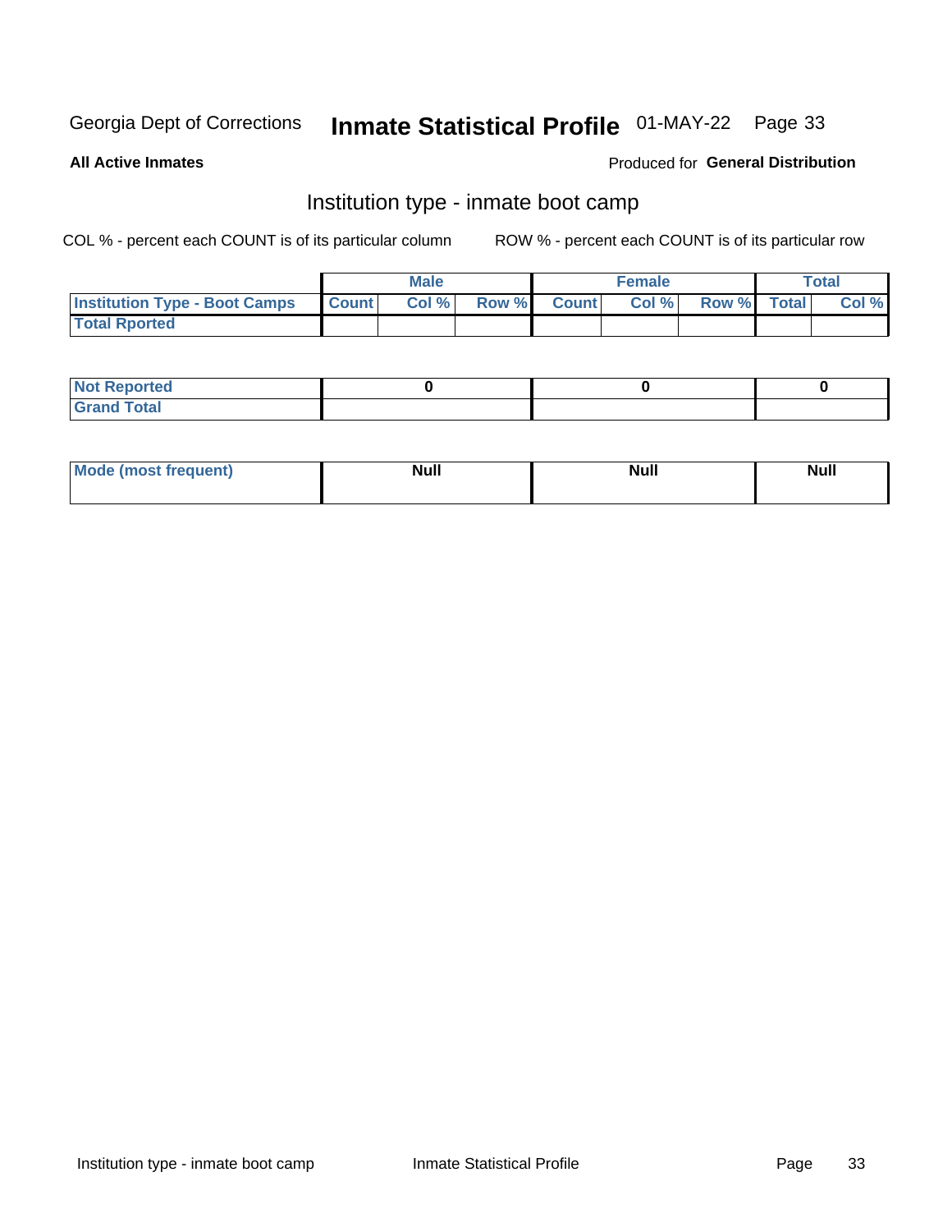Georgia Dept of Corrections **Inmate Statistical Profile** 01-MAY-22 Page 33

**All Active Inmates**

Produced for **General Distribution**

## Institution type - inmate boot camp

COL % - percent each COUNT is of its particular column ROW % - percent each COUNT is of its particular row

| | Male | | | Female | | | Total | |
|---|---|---|---|---|---|---|---|---|
| **Institution Type - Boot Camps** | **Count** | **Col %** | **Row %** | **Count** | **Col %** | **Row %** | **Total** | **Col %** |
| **Total Rported** | | | | | | | | |

| | Male | Female | Total |
|---|---|---|---|
| **Not Reported** | 0 | 0 | 0 |
| **Grand Total** | | | |

| | Male | Female | Total |
|---|---|---|---|
| **Mode (most frequent)** | Null | Null | Null |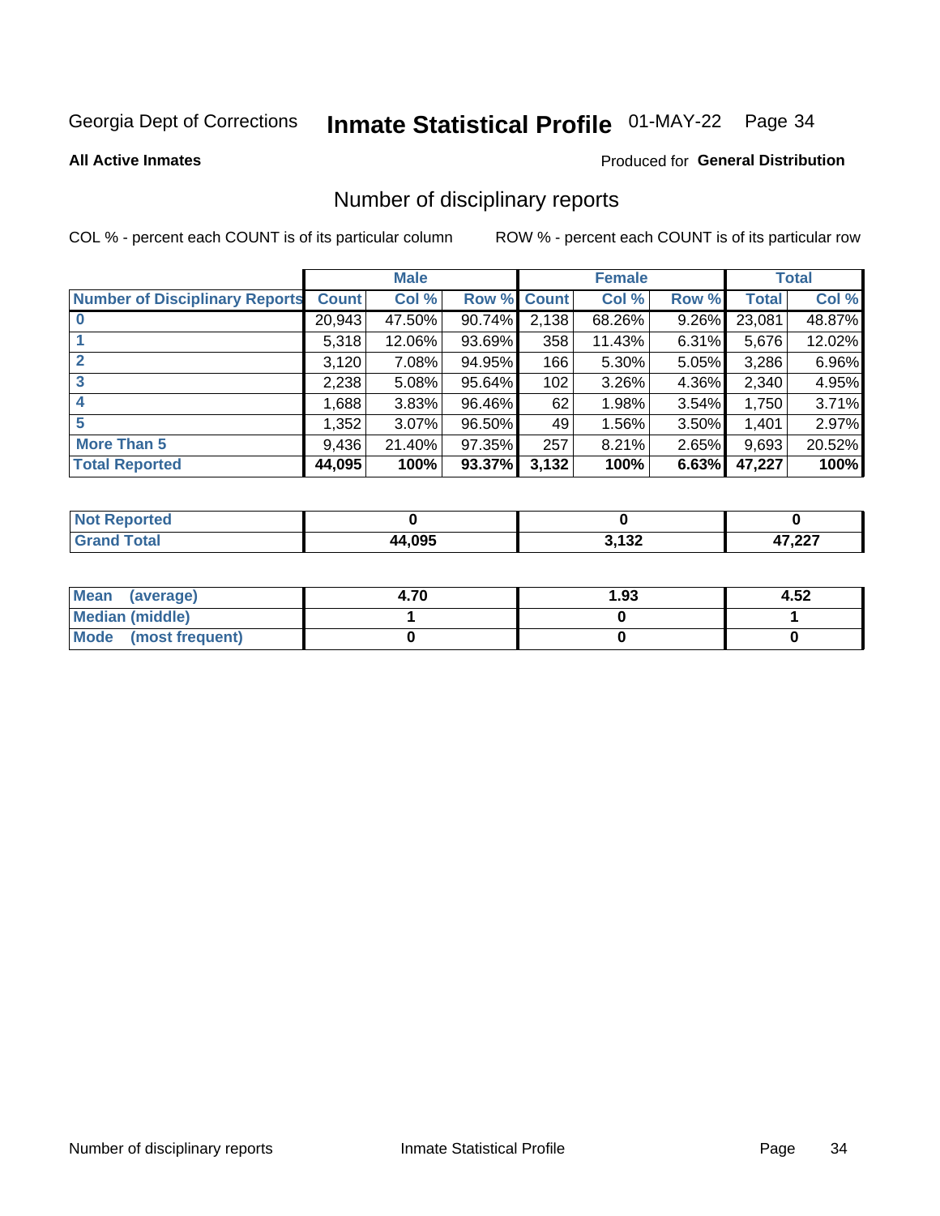Georgia Dept of Corrections **Inmate Statistical Profile** 01-MAY-22

**All Active Inmates**

Produced for **General Distribution**

## Number of disciplinary reports

COL % - percent each COUNT is of its particular column

ROW % - percent each COUNT is of its particular row

| | Male | | | Female | | | Total | |
|---|---|---|---|---|---|---|---|---|
| **Number of Disciplinary Reports** | **Count** | **Col %** | **Row %** | **Count** | **Col %** | **Row %** | **Total** | **Col %** |
| **0** | 20,943 | 47.50% | 90.74% | 2,138 | 68.26% | 9.26% | 23,081 | 48.87% |
| **1** | 5,318 | 12.06% | 93.69% | 358 | 11.43% | 6.31% | 5,676 | 12.02% |
| **2** | 3,120 | 7.08% | 94.95% | 166 | 5.30% | 5.05% | 3,286 | 6.96% |
| **3** | 2,238 | 5.08% | 95.64% | 102 | 3.26% | 4.36% | 2,340 | 4.95% |
| **4** | 1,688 | 3.83% | 96.46% | 62 | 1.98% | 3.54% | 1,750 | 3.71% |
| **5** | 1,352 | 3.07% | 96.50% | 49 | 1.56% | 3.50% | 1,401 | 2.97% |
| **More Than 5** | 9,436 | 21.40% | 97.35% | 257 | 8.21% | 2.65% | 9,693 | 20.52% |
| **Total Reported** | **44,095** | **100%** | **93.37%** | **3,132** | **100%** | **6.63%** | **47,227** | **100%** |

| | Male | Female | Total |
|---|---|---|---|
| **Not Reported** | **0** | **0** | **0** |
| **Grand Total** | **44,095** | **3,132** | **47,227** |

| | Male | Female | Total |
|---|---|---|---|
| **Mean (average)** | **4.70** | **1.93** | **4.52** |
| **Median (middle)** | **1** | **0** | **1** |
| **Mode (most frequent)** | **0** | **0** | **0** |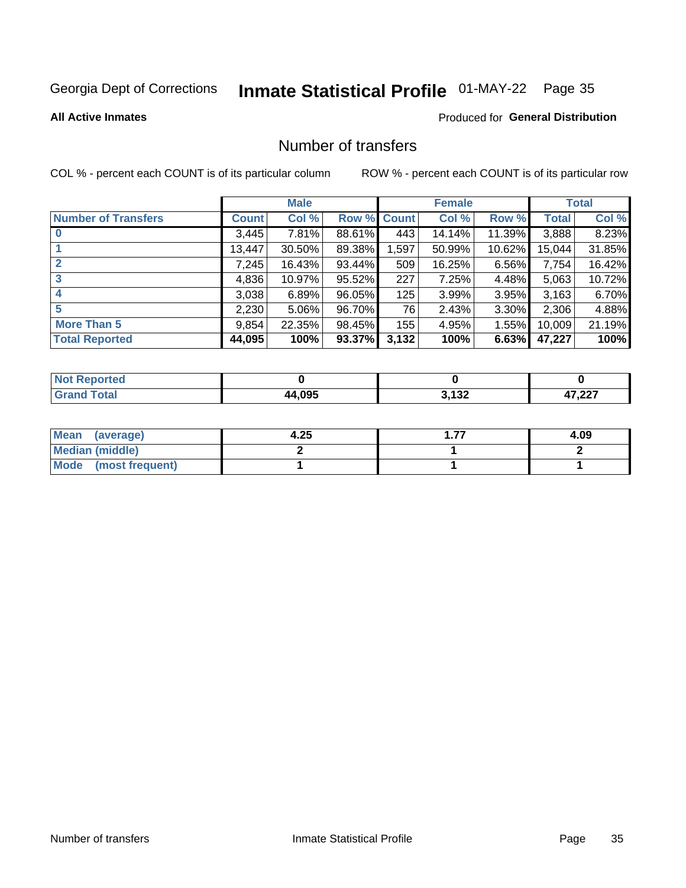Georgia Dept of Corrections **Inmate Statistical Profile** 01-MAY-22

**All Active Inmates**

Produced for **General Distribution**

## Number of transfers

COL % - percent each COUNT is of its particular column

ROW % - percent each COUNT is of its particular row

| | Male | | | Female | | | Total | |
|---|---|---|---|---|---|---|---|---|
| **Number of Transfers** | **Count** | **Col %** | **Row %** | **Count** | **Col %** | **Row %** | **Total** | **Col %** |
| **0** | 3,445 | 7.81% | 88.61% | 443 | 14.14% | 11.39% | 3,888 | 8.23% |
| **1** | 13,447 | 30.50% | 89.38% | 1,597 | 50.99% | 10.62% | 15,044 | 31.85% |
| **2** | 7,245 | 16.43% | 93.44% | 509 | 16.25% | 6.56% | 7,754 | 16.42% |
| **3** | 4,836 | 10.97% | 95.52% | 227 | 7.25% | 4.48% | 5,063 | 10.72% |
| **4** | 3,038 | 6.89% | 96.05% | 125 | 3.99% | 3.95% | 3,163 | 6.70% |
| **5** | 2,230 | 5.06% | 96.70% | 76 | 2.43% | 3.30% | 2,306 | 4.88% |
| **More Than 5** | 9,854 | 22.35% | 98.45% | 155 | 4.95% | 1.55% | 10,009 | 21.19% |
| **Total Reported** | **44,095** | **100%** | **93.37%** | **3,132** | **100%** | **6.63%** | **47,227** | **100%** |

| | Male | Female | Total |
|---|---|---|---|
| **Not Reported** | **0** | **0** | **0** |
| **Grand Total** | **44,095** | **3,132** | **47,227** |

| | Male | Female | Total |
|---|---|---|---|
| **Mean (average)** | **4.25** | **1.77** | **4.09** |
| **Median (middle)** | **2** | **1** | **2** |
| **Mode (most frequent)** | **1** | **1** | **1** |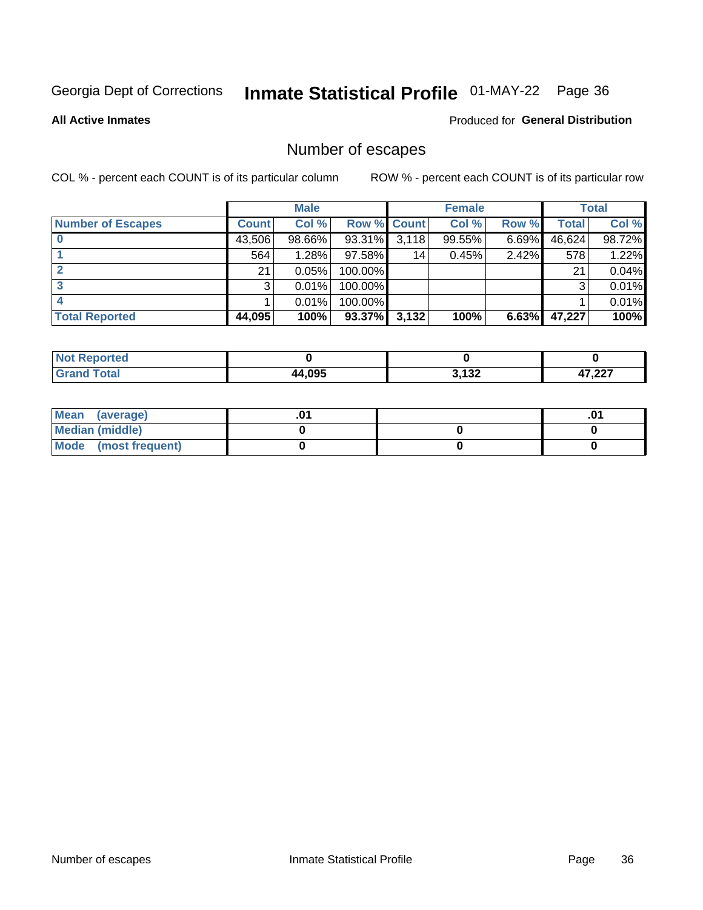Georgia Dept of Corrections **Inmate Statistical Profile** 01-MAY-22

**All Active Inmates**

Produced for **General Distribution**

## Number of escapes

COL % - percent each COUNT is of its particular column    ROW % - percent each COUNT is of its particular row

| | Male | | | Female | | | Total | |
|---|---|---|---|---|---|---|---|---|
| **Number of Escapes** | **Count** | **Col %** | **Row %** | **Count** | **Col %** | **Row %** | **Total** | **Col %** |
| **0** | 43,506 | 98.66% | 93.31% | 3,118 | 99.55% | 6.69% | 46,624 | 98.72% |
| **1** | 564 | 1.28% | 97.58% | 14 | 0.45% | 2.42% | 578 | 1.22% |
| **2** | 21 | 0.05% | 100.00% | | | | 21 | 0.04% |
| **3** | 3 | 0.01% | 100.00% | | | | 3 | 0.01% |
| **4** | 1 | 0.01% | 100.00% | | | | 1 | 0.01% |
| **Total Reported** | **44,095** | **100%** | **93.37%** | **3,132** | **100%** | **6.63%** | **47,227** | **100%** |

| | Male | Female | Total |
|---|---|---|---|
| **Not Reported** | **0** | **0** | **0** |
| **Grand Total** | **44,095** | **3,132** | **47,227** |

| | Male | Female | Total |
|---|---|---|---|
| **Mean (average)** | **.01** | | **.01** |
| **Median (middle)** | **0** | **0** | **0** |
| **Mode (most frequent)** | **0** | **0** | **0** |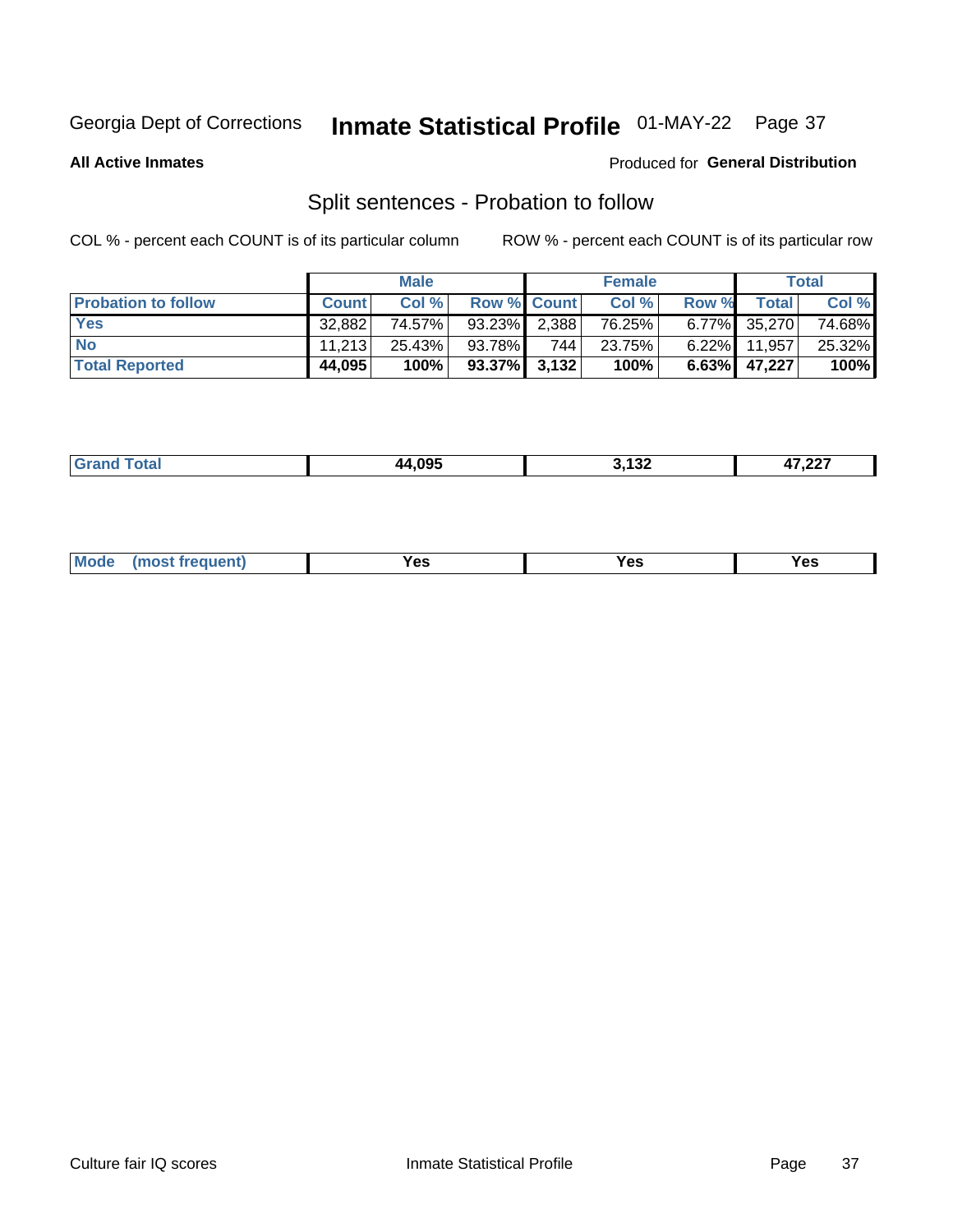Georgia Dept of Corrections **Inmate Statistical Profile** 01-MAY-22

**All Active Inmates**

Produced for **General Distribution**

## Split sentences - Probation to follow

COL % - percent each COUNT is of its particular column

ROW % - percent each COUNT is of its particular row

| | Male | | | Female | | | Total | |
|---|---|---|---|---|---|---|---|---|
| **Probation to follow** | **Count** | **Col %** | **Row %** | **Count** | **Col %** | **Row %** | **Total** | **Col %** |
| **Yes** | 32,882 | 74.57% | 93.23% | 2,388 | 76.25% | 6.77% | 35,270 | 74.68% |
| **No** | 11,213 | 25.43% | 93.78% | 744 | 23.75% | 6.22% | 11,957 | 25.32% |
| **Total Reported** | **44,095** | **100%** | **93.37%** | **3,132** | **100%** | **6.63%** | **47,227** | **100%** |

| | Male | Female | Total |
|---|---|---|---|
| **Grand Total** | **44,095** | **3,132** | **47,227** |

| | Male | Female | Total |
|---|---|---|---|
| **Mode (most frequent)** | **Yes** | **Yes** | **Yes** |

Culture fair IQ scores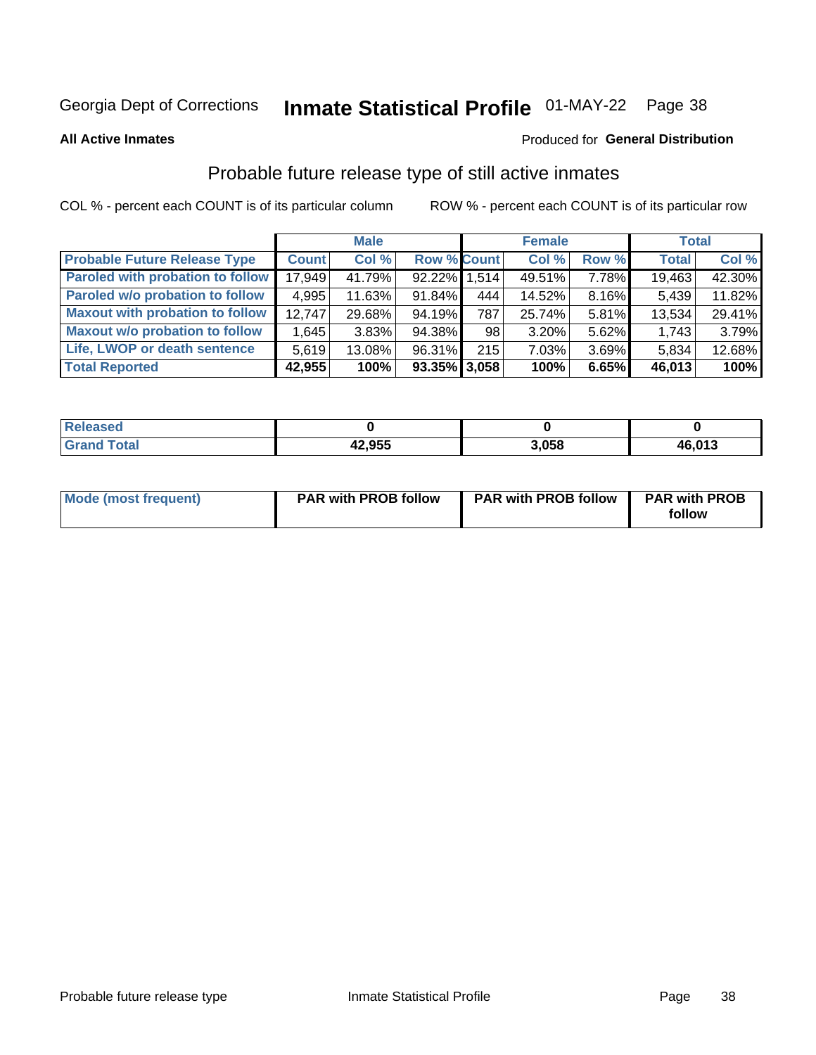Georgia Dept of Corrections **Inmate Statistical Profile** 01-MAY-22

**All Active Inmates**

Produced for **General Distribution**

## Probable future release type of still active inmates

COL % - percent each COUNT is of its particular column     ROW % - percent each COUNT is of its particular row

| | Male | | | Female | | | Total | |
|---|---|---|---|---|---|---|---|---|
| **Probable Future Release Type** | **Count** | **Col %** | **Row %** | **Count** | **Col %** | **Row %** | **Total** | **Col %** |
| Paroled with probation to follow | 17,949 | 41.79% | 92.22% | 1,514 | 49.51% | 7.78% | 19,463 | 42.30% |
| Paroled w/o probation to follow | 4,995 | 11.63% | 91.84% | 444 | 14.52% | 8.16% | 5,439 | 11.82% |
| Maxout with probation to follow | 12,747 | 29.68% | 94.19% | 787 | 25.74% | 5.81% | 13,534 | 29.41% |
| Maxout w/o probation to follow | 1,645 | 3.83% | 94.38% | 98 | 3.20% | 5.62% | 1,743 | 3.79% |
| Life, LWOP or death sentence | 5,619 | 13.08% | 96.31% | 215 | 7.03% | 3.69% | 5,834 | 12.68% |
| **Total Reported** | **42,955** | **100%** | **93.35%** | **3,058** | **100%** | **6.65%** | **46,013** | **100%** |

| | Male | Female | Total |
|---|---|---|---|
| Released | **0** | **0** | **0** |
| Grand Total | **42,955** | **3,058** | **46,013** |

| | Male | Female | Total |
|---|---|---|---|
| Mode (most frequent) | **PAR with PROB follow** | **PAR with PROB follow** | **PAR with PROB follow** |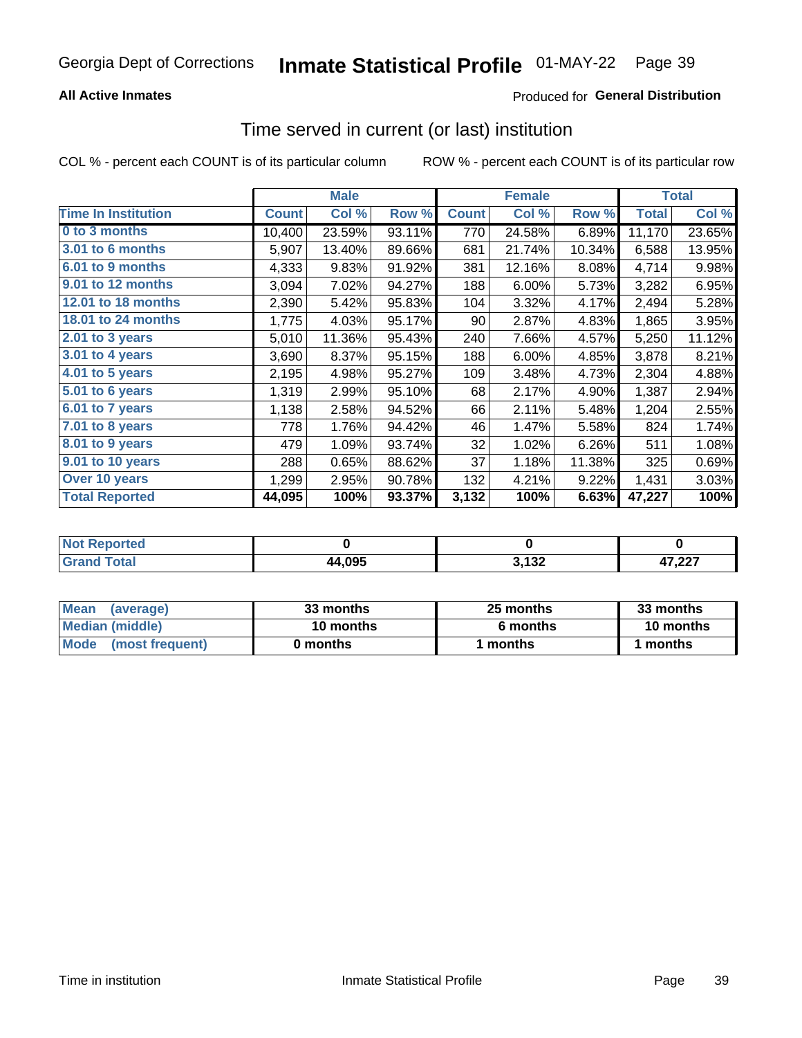Georgia Dept of Corrections **Inmate Statistical Profile** 01-MAY-22

**All Active Inmates**

Produced for **General Distribution**

## Time served in current (or last) institution

COL % - percent each COUNT is of its particular column

ROW % - percent each COUNT is of its particular row

| | Male | | | Female | | | Total | |
|---|---|---|---|---|---|---|---|---|
| **Time In Institution** | **Count** | **Col %** | **Row %** | **Count** | **Col %** | **Row %** | **Total** | **Col %** |
| 0 to 3 months | 10,400 | 23.59% | 93.11% | 770 | 24.58% | 6.89% | 11,170 | 23.65% |
| 3.01 to 6 months | 5,907 | 13.40% | 89.66% | 681 | 21.74% | 10.34% | 6,588 | 13.95% |
| 6.01 to 9 months | 4,333 | 9.83% | 91.92% | 381 | 12.16% | 8.08% | 4,714 | 9.98% |
| 9.01 to 12 months | 3,094 | 7.02% | 94.27% | 188 | 6.00% | 5.73% | 3,282 | 6.95% |
| 12.01 to 18 months | 2,390 | 5.42% | 95.83% | 104 | 3.32% | 4.17% | 2,494 | 5.28% |
| 18.01 to 24 months | 1,775 | 4.03% | 95.17% | 90 | 2.87% | 4.83% | 1,865 | 3.95% |
| 2.01 to 3 years | 5,010 | 11.36% | 95.43% | 240 | 7.66% | 4.57% | 5,250 | 11.12% |
| 3.01 to 4 years | 3,690 | 8.37% | 95.15% | 188 | 6.00% | 4.85% | 3,878 | 8.21% |
| 4.01 to 5 years | 2,195 | 4.98% | 95.27% | 109 | 3.48% | 4.73% | 2,304 | 4.88% |
| 5.01 to 6 years | 1,319 | 2.99% | 95.10% | 68 | 2.17% | 4.90% | 1,387 | 2.94% |
| 6.01 to 7 years | 1,138 | 2.58% | 94.52% | 66 | 2.11% | 5.48% | 1,204 | 2.55% |
| 7.01 to 8 years | 778 | 1.76% | 94.42% | 46 | 1.47% | 5.58% | 824 | 1.74% |
| 8.01 to 9 years | 479 | 1.09% | 93.74% | 32 | 1.02% | 6.26% | 511 | 1.08% |
| 9.01 to 10 years | 288 | 0.65% | 88.62% | 37 | 1.18% | 11.38% | 325 | 0.69% |
| Over 10 years | 1,299 | 2.95% | 90.78% | 132 | 4.21% | 9.22% | 1,431 | 3.03% |
| **Total Reported** | **44,095** | **100%** | **93.37%** | **3,132** | **100%** | **6.63%** | **47,227** | **100%** |

| | Male | Female | Total |
|---|---|---|---|
| Not Reported | 0 | 0 | 0 |
| Grand Total | 44,095 | 3,132 | 47,227 |

| | Male | Female | Total |
|---|---|---|---|
| Mean (average) | 33 months | 25 months | 33 months |
| Median (middle) | 10 months | 6 months | 10 months |
| Mode (most frequent) | 0 months | 1 months | 1 months |

Time in institution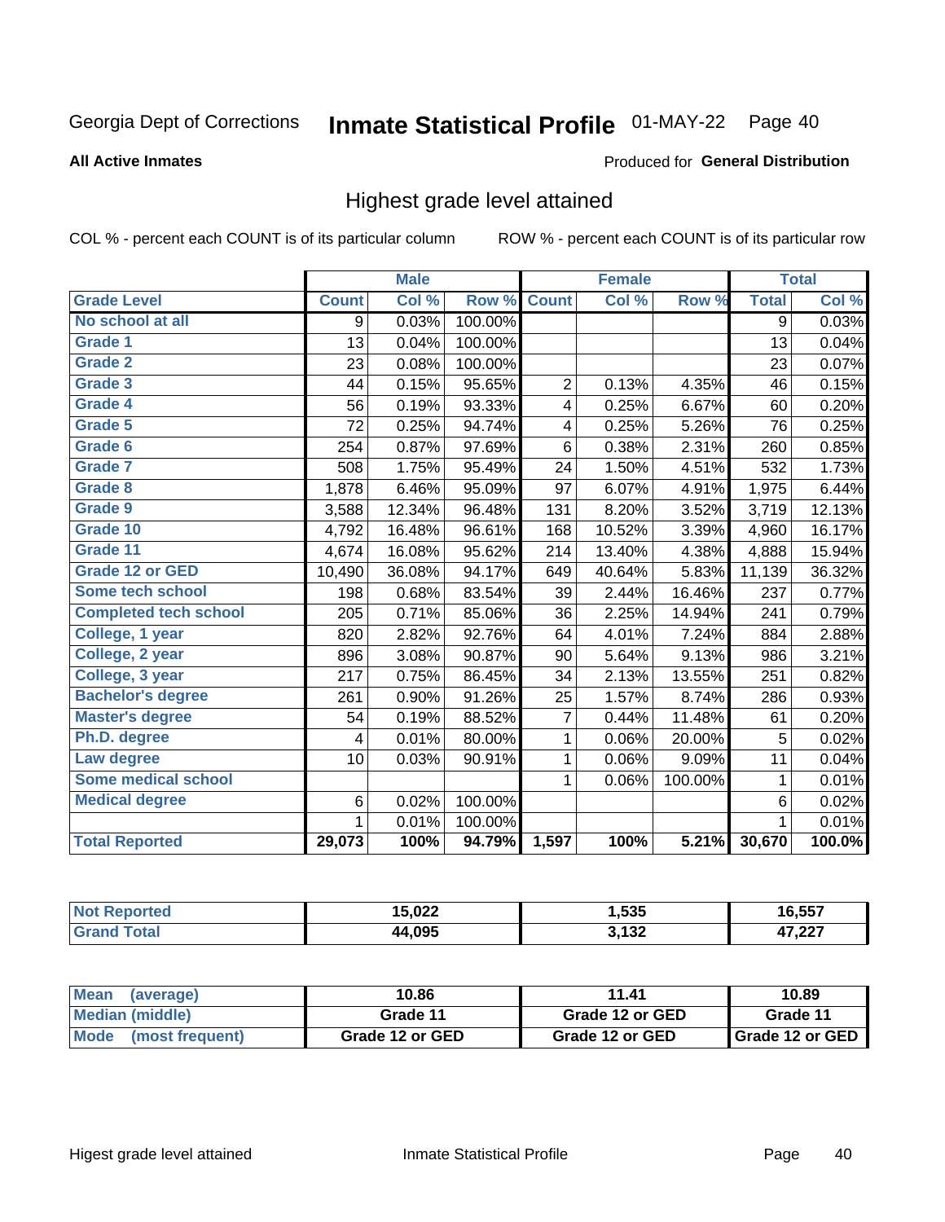Georgia Dept of Corrections **Inmate Statistical Profile** 01-MAY-22

**All Active Inmates**

Produced for **General Distribution**

## Highest grade level attained

COL % - percent each COUNT is of its particular column

ROW % - percent each COUNT is of its particular row

| | Male | | | Female | | | Total | |
|---|---|---|---|---|---|---|---|---|
| Grade Level | Count | Col % | Row % | Count | Col % | Row % | Total | Col % |
| No school at all | 9 | 0.03% | 100.00% | | | | 9 | 0.03% |
| Grade 1 | 13 | 0.04% | 100.00% | | | | 13 | 0.04% |
| Grade 2 | 23 | 0.08% | 100.00% | | | | 23 | 0.07% |
| Grade 3 | 44 | 0.15% | 95.65% | 2 | 0.13% | 4.35% | 46 | 0.15% |
| Grade 4 | 56 | 0.19% | 93.33% | 4 | 0.25% | 6.67% | 60 | 0.20% |
| Grade 5 | 72 | 0.25% | 94.74% | 4 | 0.25% | 5.26% | 76 | 0.25% |
| Grade 6 | 254 | 0.87% | 97.69% | 6 | 0.38% | 2.31% | 260 | 0.85% |
| Grade 7 | 508 | 1.75% | 95.49% | 24 | 1.50% | 4.51% | 532 | 1.73% |
| Grade 8 | 1,878 | 6.46% | 95.09% | 97 | 6.07% | 4.91% | 1,975 | 6.44% |
| Grade 9 | 3,588 | 12.34% | 96.48% | 131 | 8.20% | 3.52% | 3,719 | 12.13% |
| Grade 10 | 4,792 | 16.48% | 96.61% | 168 | 10.52% | 3.39% | 4,960 | 16.17% |
| Grade 11 | 4,674 | 16.08% | 95.62% | 214 | 13.40% | 4.38% | 4,888 | 15.94% |
| Grade 12 or GED | 10,490 | 36.08% | 94.17% | 649 | 40.64% | 5.83% | 11,139 | 36.32% |
| Some tech school | 198 | 0.68% | 83.54% | 39 | 2.44% | 16.46% | 237 | 0.77% |
| Completed tech school | 205 | 0.71% | 85.06% | 36 | 2.25% | 14.94% | 241 | 0.79% |
| College, 1 year | 820 | 2.82% | 92.76% | 64 | 4.01% | 7.24% | 884 | 2.88% |
| College, 2 year | 896 | 3.08% | 90.87% | 90 | 5.64% | 9.13% | 986 | 3.21% |
| College, 3 year | 217 | 0.75% | 86.45% | 34 | 2.13% | 13.55% | 251 | 0.82% |
| Bachelor's degree | 261 | 0.90% | 91.26% | 25 | 1.57% | 8.74% | 286 | 0.93% |
| Master's degree | 54 | 0.19% | 88.52% | 7 | 0.44% | 11.48% | 61 | 0.20% |
| Ph.D. degree | 4 | 0.01% | 80.00% | 1 | 0.06% | 20.00% | 5 | 0.02% |
| Law degree | 10 | 0.03% | 90.91% | 1 | 0.06% | 9.09% | 11 | 0.04% |
| Some medical school | | | | 1 | 0.06% | 100.00% | 1 | 0.01% |
| Medical degree | 6 | 0.02% | 100.00% | | | | 6 | 0.02% |
| | 1 | 0.01% | 100.00% | | | | 1 | 0.01% |
| **Total Reported** | **29,073** | **100%** | **94.79%** | **1,597** | **100%** | **5.21%** | **30,670** | **100.0%** |

| | Male | Female | Total |
|---|---|---|---|
| Not Reported | 15,022 | 1,535 | 16,557 |
| Grand Total | 44,095 | 3,132 | 47,227 |

| | Male | Female | Total |
|---|---|---|---|
| Mean (average) | 10.86 | 11.41 | 10.89 |
| Median (middle) | Grade 11 | Grade 12 or GED | Grade 11 |
| Mode (most frequent) | Grade 12 or GED | Grade 12 or GED | Grade 12 or GED |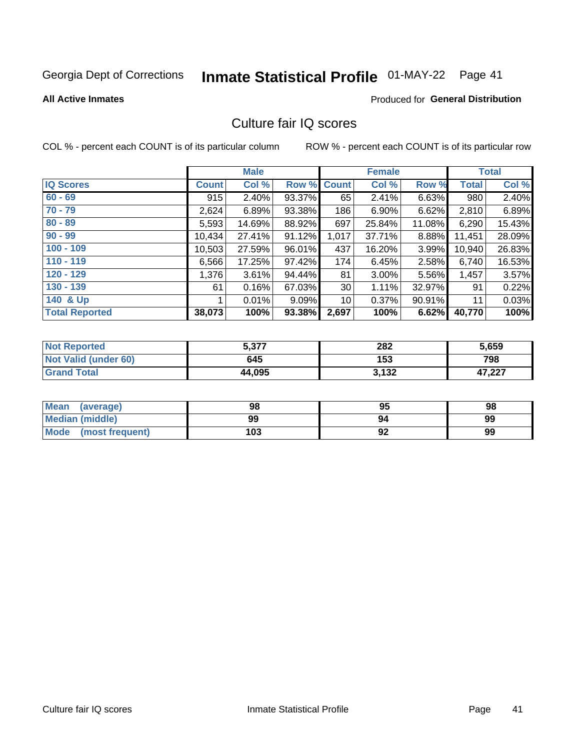Georgia Dept of Corrections **Inmate Statistical Profile** 01-MAY-22

**All Active Inmates**

Produced for **General Distribution**

## Culture fair IQ scores

COL % - percent each COUNT is of its particular column

ROW % - percent each COUNT is of its particular row

| | Male | | | Female | | | Total | |
|---|---|---|---|---|---|---|---|---|
| IQ Scores | Count | Col % | Row % | Count | Col % | Row % | Total | Col % |
| 60 - 69 | 915 | 2.40% | 93.37% | 65 | 2.41% | 6.63% | 980 | 2.40% |
| 70 - 79 | 2,624 | 6.89% | 93.38% | 186 | 6.90% | 6.62% | 2,810 | 6.89% |
| 80 - 89 | 5,593 | 14.69% | 88.92% | 697 | 25.84% | 11.08% | 6,290 | 15.43% |
| 90 - 99 | 10,434 | 27.41% | 91.12% | 1,017 | 37.71% | 8.88% | 11,451 | 28.09% |
| 100 - 109 | 10,503 | 27.59% | 96.01% | 437 | 16.20% | 3.99% | 10,940 | 26.83% |
| 110 - 119 | 6,566 | 17.25% | 97.42% | 174 | 6.45% | 2.58% | 6,740 | 16.53% |
| 120 - 129 | 1,376 | 3.61% | 94.44% | 81 | 3.00% | 5.56% | 1,457 | 3.57% |
| 130 - 139 | 61 | 0.16% | 67.03% | 30 | 1.11% | 32.97% | 91 | 0.22% |
| 140 & Up | 1 | 0.01% | 9.09% | 10 | 0.37% | 90.91% | 11 | 0.03% |
| **Total Reported** | **38,073** | **100%** | **93.38%** | **2,697** | **100%** | **6.62%** | **40,770** | **100%** |

| | Male | Female | Total |
|---|---|---|---|
| Not Reported | 5,377 | 282 | 5,659 |
| Not Valid (under 60) | 645 | 153 | 798 |
| Grand Total | 44,095 | 3,132 | 47,227 |

| | Male | Female | Total |
|---|---|---|---|
| Mean (average) | 98 | 95 | 98 |
| Median (middle) | 99 | 94 | 99 |
| Mode (most frequent) | 103 | 92 | 99 |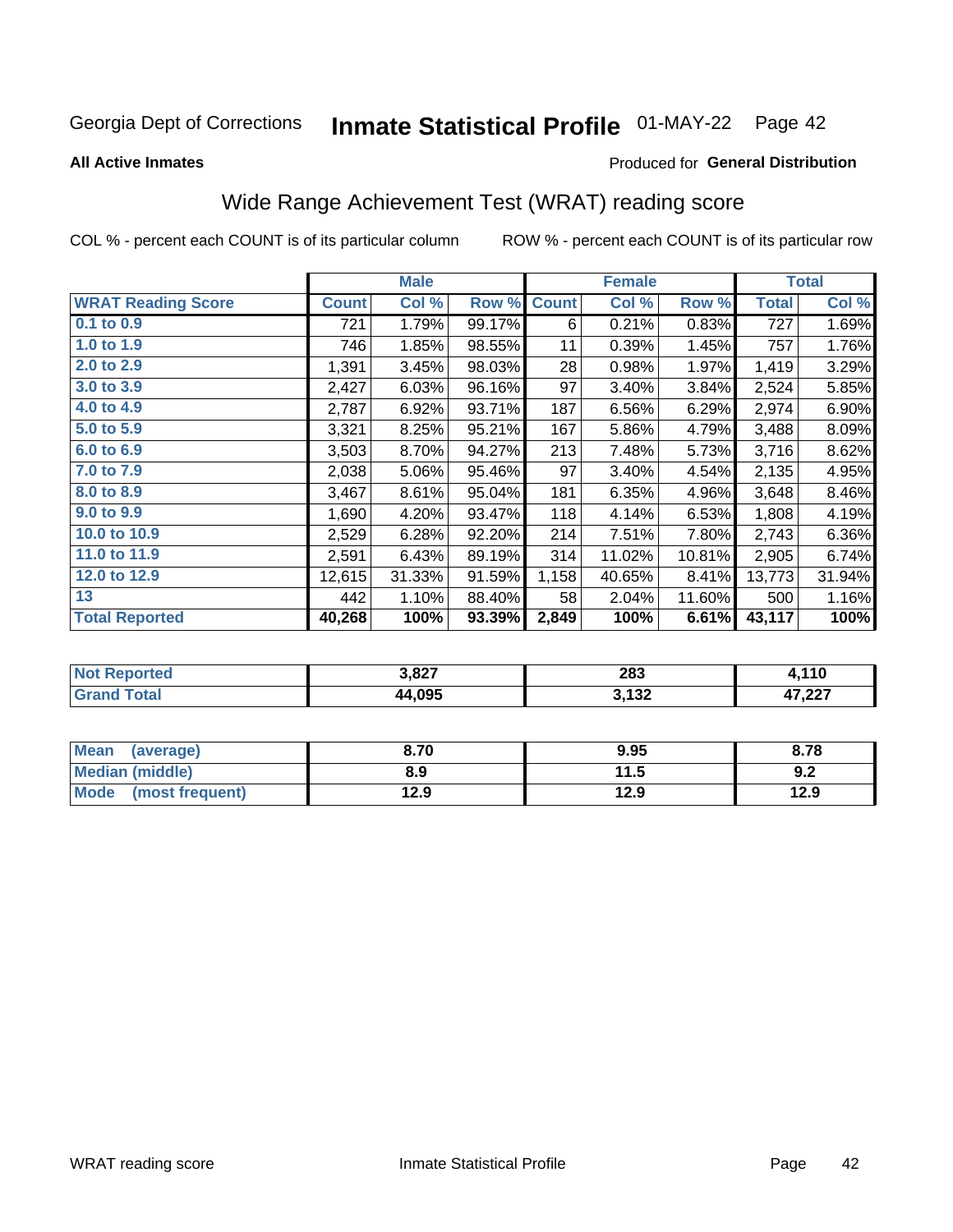Georgia Dept of Corrections **Inmate Statistical Profile** 01-MAY-22

**All Active Inmates**

Produced for **General Distribution**

## Wide Range Achievement Test (WRAT) reading score

COL % - percent each COUNT is of its particular column ROW % - percent each COUNT is of its particular row

| | Male | | | Female | | | Total | |
|---|---|---|---|---|---|---|---|---|
| **WRAT Reading Score** | **Count** | **Col %** | **Row %** | **Count** | **Col %** | **Row %** | **Total** | **Col %** |
| 0.1 to 0.9 | 721 | 1.79% | 99.17% | 6 | 0.21% | 0.83% | 727 | 1.69% |
| 1.0 to 1.9 | 746 | 1.85% | 98.55% | 11 | 0.39% | 1.45% | 757 | 1.76% |
| 2.0 to 2.9 | 1,391 | 3.45% | 98.03% | 28 | 0.98% | 1.97% | 1,419 | 3.29% |
| 3.0 to 3.9 | 2,427 | 6.03% | 96.16% | 97 | 3.40% | 3.84% | 2,524 | 5.85% |
| 4.0 to 4.9 | 2,787 | 6.92% | 93.71% | 187 | 6.56% | 6.29% | 2,974 | 6.90% |
| 5.0 to 5.9 | 3,321 | 8.25% | 95.21% | 167 | 5.86% | 4.79% | 3,488 | 8.09% |
| 6.0 to 6.9 | 3,503 | 8.70% | 94.27% | 213 | 7.48% | 5.73% | 3,716 | 8.62% |
| 7.0 to 7.9 | 2,038 | 5.06% | 95.46% | 97 | 3.40% | 4.54% | 2,135 | 4.95% |
| 8.0 to 8.9 | 3,467 | 8.61% | 95.04% | 181 | 6.35% | 4.96% | 3,648 | 8.46% |
| 9.0 to 9.9 | 1,690 | 4.20% | 93.47% | 118 | 4.14% | 6.53% | 1,808 | 4.19% |
| 10.0 to 10.9 | 2,529 | 6.28% | 92.20% | 214 | 7.51% | 7.80% | 2,743 | 6.36% |
| 11.0 to 11.9 | 2,591 | 6.43% | 89.19% | 314 | 11.02% | 10.81% | 2,905 | 6.74% |
| 12.0 to 12.9 | 12,615 | 31.33% | 91.59% | 1,158 | 40.65% | 8.41% | 13,773 | 31.94% |
| 13 | 442 | 1.10% | 88.40% | 58 | 2.04% | 11.60% | 500 | 1.16% |
| **Total Reported** | **40,268** | **100%** | **93.39%** | **2,849** | **100%** | **6.61%** | **43,117** | **100%** |

| | Male | Female | Total |
|---|---|---|---|
| Not Reported | 3,827 | 283 | 4,110 |
| Grand Total | 44,095 | 3,132 | 47,227 |

| | Male | Female | Total |
|---|---|---|---|
| Mean (average) | 8.70 | 9.95 | 8.78 |
| Median (middle) | 8.9 | 11.5 | 9.2 |
| Mode (most frequent) | 12.9 | 12.9 | 12.9 |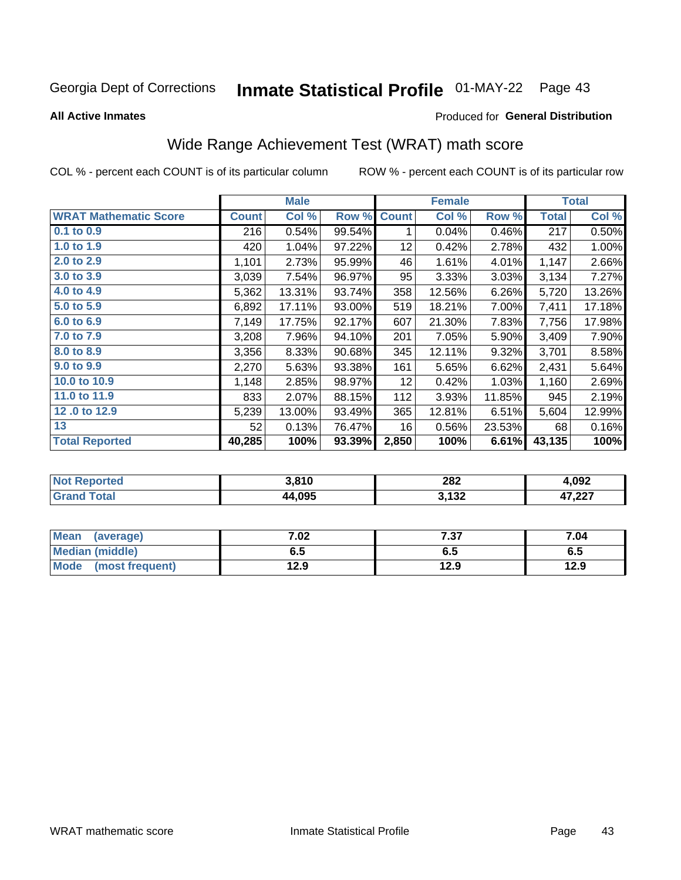Georgia Dept of Corrections **Inmate Statistical Profile** 01-MAY-22 Page 43

**All Active Inmates**

Produced for **General Distribution**

## Wide Range Achievement Test (WRAT) math score

COL % - percent each COUNT is of its particular column ROW % - percent each COUNT is of its particular row

| | Male | | | Female | | | Total | |
|---|---|---|---|---|---|---|---|---|
| **WRAT Mathematic Score** | **Count** | **Col %** | **Row %** | **Count** | **Col %** | **Row %** | **Total** | **Col %** |
| 0.1 to 0.9 | 216 | 0.54% | 99.54% | 1 | 0.04% | 0.46% | 217 | 0.50% |
| 1.0 to 1.9 | 420 | 1.04% | 97.22% | 12 | 0.42% | 2.78% | 432 | 1.00% |
| 2.0 to 2.9 | 1,101 | 2.73% | 95.99% | 46 | 1.61% | 4.01% | 1,147 | 2.66% |
| 3.0 to 3.9 | 3,039 | 7.54% | 96.97% | 95 | 3.33% | 3.03% | 3,134 | 7.27% |
| 4.0 to 4.9 | 5,362 | 13.31% | 93.74% | 358 | 12.56% | 6.26% | 5,720 | 13.26% |
| 5.0 to 5.9 | 6,892 | 17.11% | 93.00% | 519 | 18.21% | 7.00% | 7,411 | 17.18% |
| 6.0 to 6.9 | 7,149 | 17.75% | 92.17% | 607 | 21.30% | 7.83% | 7,756 | 17.98% |
| 7.0 to 7.9 | 3,208 | 7.96% | 94.10% | 201 | 7.05% | 5.90% | 3,409 | 7.90% |
| 8.0 to 8.9 | 3,356 | 8.33% | 90.68% | 345 | 12.11% | 9.32% | 3,701 | 8.58% |
| 9.0 to 9.9 | 2,270 | 5.63% | 93.38% | 161 | 5.65% | 6.62% | 2,431 | 5.64% |
| 10.0 to 10.9 | 1,148 | 2.85% | 98.97% | 12 | 0.42% | 1.03% | 1,160 | 2.69% |
| 11.0 to 11.9 | 833 | 2.07% | 88.15% | 112 | 3.93% | 11.85% | 945 | 2.19% |
| 12 .0 to 12.9 | 5,239 | 13.00% | 93.49% | 365 | 12.81% | 6.51% | 5,604 | 12.99% |
| 13 | 52 | 0.13% | 76.47% | 16 | 0.56% | 23.53% | 68 | 0.16% |
| **Total Reported** | **40,285** | **100%** | **93.39%** | **2,850** | **100%** | **6.61%** | **43,135** | **100%** |

| | Male | Female | Total |
|---|---|---|---|
| Not Reported | 3,810 | 282 | 4,092 |
| Grand Total | 44,095 | 3,132 | 47,227 |

| | Male | Female | Total |
|---|---|---|---|
| Mean (average) | 7.02 | 7.37 | 7.04 |
| Median (middle) | 6.5 | 6.5 | 6.5 |
| Mode (most frequent) | 12.9 | 12.9 | 12.9 |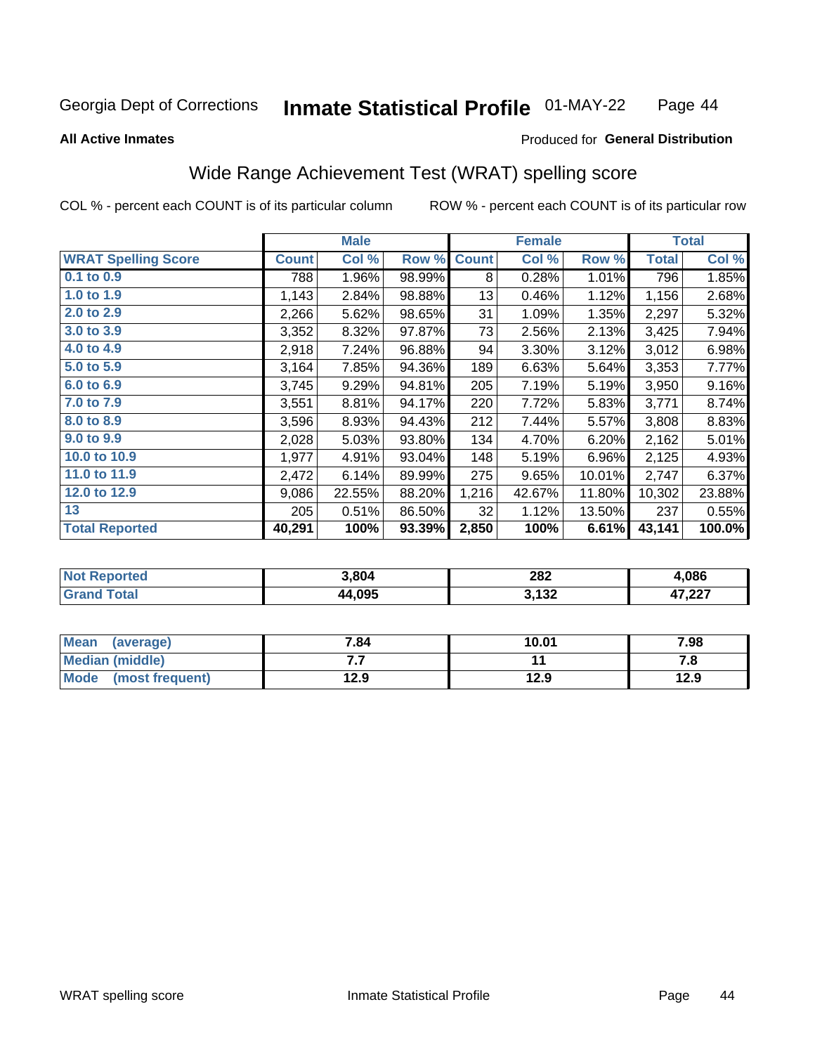Georgia Dept of Corrections **Inmate Statistical Profile** 01-MAY-22

**All Active Inmates**

Produced for **General Distribution**

## Wide Range Achievement Test (WRAT) spelling score

COL % - percent each COUNT is of its particular column ROW % - percent each COUNT is of its particular row

| | Male | | | Female | | | Total | |
|---|---|---|---|---|---|---|---|---|
| **WRAT Spelling Score** | **Count** | **Col %** | **Row %** | **Count** | **Col %** | **Row %** | **Total** | **Col %** |
| 0.1 to 0.9 | 788 | 1.96% | 98.99% | 8 | 0.28% | 1.01% | 796 | 1.85% |
| 1.0 to 1.9 | 1,143 | 2.84% | 98.88% | 13 | 0.46% | 1.12% | 1,156 | 2.68% |
| 2.0 to 2.9 | 2,266 | 5.62% | 98.65% | 31 | 1.09% | 1.35% | 2,297 | 5.32% |
| 3.0 to 3.9 | 3,352 | 8.32% | 97.87% | 73 | 2.56% | 2.13% | 3,425 | 7.94% |
| 4.0 to 4.9 | 2,918 | 7.24% | 96.88% | 94 | 3.30% | 3.12% | 3,012 | 6.98% |
| 5.0 to 5.9 | 3,164 | 7.85% | 94.36% | 189 | 6.63% | 5.64% | 3,353 | 7.77% |
| 6.0 to 6.9 | 3,745 | 9.29% | 94.81% | 205 | 7.19% | 5.19% | 3,950 | 9.16% |
| 7.0 to 7.9 | 3,551 | 8.81% | 94.17% | 220 | 7.72% | 5.83% | 3,771 | 8.74% |
| 8.0 to 8.9 | 3,596 | 8.93% | 94.43% | 212 | 7.44% | 5.57% | 3,808 | 8.83% |
| 9.0 to 9.9 | 2,028 | 5.03% | 93.80% | 134 | 4.70% | 6.20% | 2,162 | 5.01% |
| 10.0 to 10.9 | 1,977 | 4.91% | 93.04% | 148 | 5.19% | 6.96% | 2,125 | 4.93% |
| 11.0 to 11.9 | 2,472 | 6.14% | 89.99% | 275 | 9.65% | 10.01% | 2,747 | 6.37% |
| 12.0 to 12.9 | 9,086 | 22.55% | 88.20% | 1,216 | 42.67% | 11.80% | 10,302 | 23.88% |
| 13 | 205 | 0.51% | 86.50% | 32 | 1.12% | 13.50% | 237 | 0.55% |
| **Total Reported** | **40,291** | **100%** | **93.39%** | **2,850** | **100%** | **6.61%** | **43,141** | **100.0%** |

| | Male | Female | Total |
|---|---|---|---|
| Not Reported | 3,804 | 282 | 4,086 |
| Grand Total | 44,095 | 3,132 | 47,227 |

| | Male | Female | Total |
|---|---|---|---|
| Mean (average) | 7.84 | 10.01 | 7.98 |
| Median (middle) | 7.7 | 11 | 7.8 |
| Mode (most frequent) | 12.9 | 12.9 | 12.9 |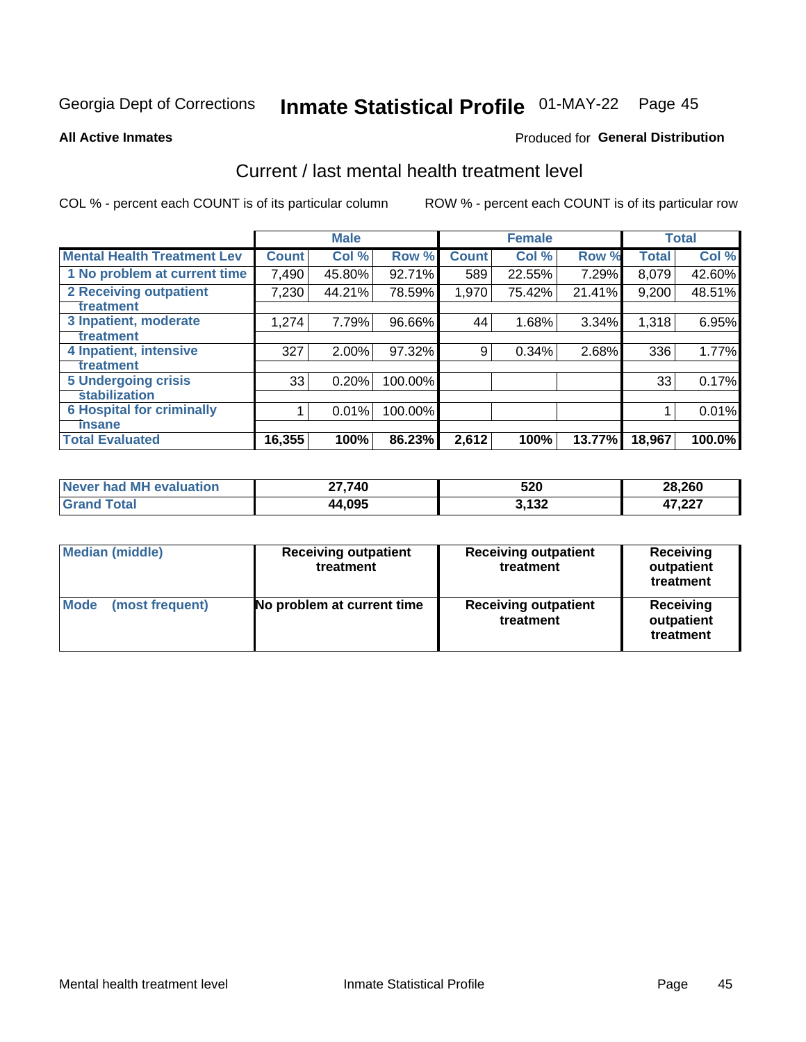Georgia Dept of Corrections **Inmate Statistical Profile** 01-MAY-22 Page 45

**All Active Inmates**

Produced for **General Distribution**

## Current / last mental health treatment level

COL % - percent each COUNT is of its particular column

ROW % - percent each COUNT is of its particular row

| | Male | | | Female | | | Total | |
|---|---|---|---|---|---|---|---|---|
| **Mental Health Treatment Lev** | **Count** | **Col %** | **Row %** | **Count** | **Col %** | **Row %** | **Total** | **Col %** |
| 1 No problem at current time | 7,490 | 45.80% | 92.71% | 589 | 22.55% | 7.29% | 8,079 | 42.60% |
| 2 Receiving outpatient treatment | 7,230 | 44.21% | 78.59% | 1,970 | 75.42% | 21.41% | 9,200 | 48.51% |
| 3 Inpatient, moderate treatment | 1,274 | 7.79% | 96.66% | 44 | 1.68% | 3.34% | 1,318 | 6.95% |
| 4 Inpatient, intensive treatment | 327 | 2.00% | 97.32% | 9 | 0.34% | 2.68% | 336 | 1.77% |
| 5 Undergoing crisis stabilization | 33 | 0.20% | 100.00% | | | | 33 | 0.17% |
| 6 Hospital for criminally insane | 1 | 0.01% | 100.00% | | | | 1 | 0.01% |
| **Total Evaluated** | **16,355** | **100%** | **86.23%** | **2,612** | **100%** | **13.77%** | **18,967** | **100.0%** |

| | Male | Female | Total |
|---|---|---|---|
| **Never had MH evaluation** | **27,740** | **520** | **28,260** |
| **Grand Total** | **44,095** | **3,132** | **47,227** |

| | Male | Female | Total |
|---|---|---|---|
| **Median (middle)** | **Receiving outpatient treatment** | **Receiving outpatient treatment** | **Receiving outpatient treatment** |
| **Mode (most frequent)** | **No problem at current time** | **Receiving outpatient treatment** | **Receiving outpatient treatment** |

Mental health treatment level

Inmate Statistical Profile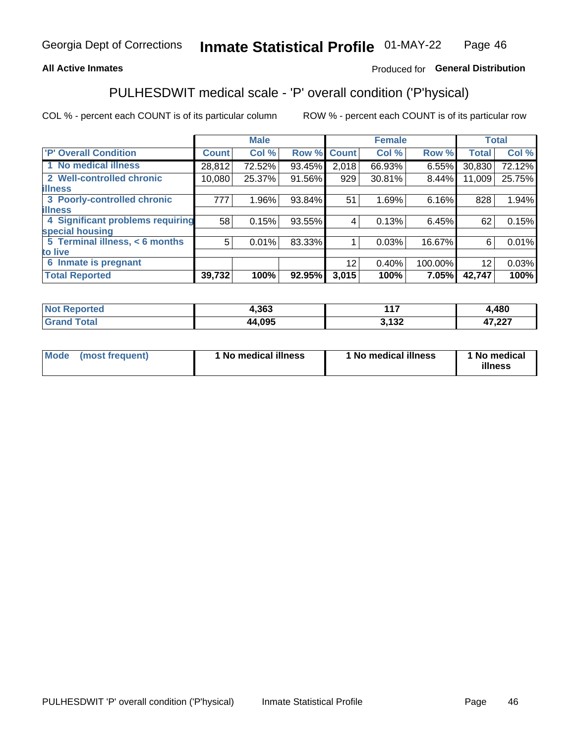Georgia Dept of Corrections **Inmate Statistical Profile** 01-MAY-22

**All Active Inmates**

Produced for **General Distribution**

## PULHESDWIT medical scale - 'P' overall condition ('P'hysical)

COL % - percent each COUNT is of its particular column

ROW % - percent each COUNT is of its particular row

| | Male | | | Female | | | Total | |
|---|---|---|---|---|---|---|---|---|
| **'P' Overall Condition** | **Count** | **Col %** | **Row %** | **Count** | **Col %** | **Row %** | **Total** | **Col %** |
| **1 No medical illness** | 28,812 | 72.52% | 93.45% | 2,018 | 66.93% | 6.55% | 30,830 | 72.12% |
| **2 Well-controlled chronic illness** | 10,080 | 25.37% | 91.56% | 929 | 30.81% | 8.44% | 11,009 | 25.75% |
| **3 Poorly-controlled chronic illness** | 777 | 1.96% | 93.84% | 51 | 1.69% | 6.16% | 828 | 1.94% |
| **4 Significant problems requiring special housing** | 58 | 0.15% | 93.55% | 4 | 0.13% | 6.45% | 62 | 0.15% |
| **5 Terminal illness, < 6 months to live** | 5 | 0.01% | 83.33% | 1 | 0.03% | 16.67% | 6 | 0.01% |
| **6 Inmate is pregnant** | | | | 12 | 0.40% | 100.00% | 12 | 0.03% |
| **Total Reported** | **39,732** | **100%** | **92.95%** | **3,015** | **100%** | **7.05%** | **42,747** | **100%** |

| | Male | Female | Total |
|---|---|---|---|
| **Not Reported** | **4,363** | **117** | **4,480** |
| **Grand Total** | **44,095** | **3,132** | **47,227** |

| | Male | Female | Total |
|---|---|---|---|
| **Mode (most frequent)** | **1 No medical illness** | **1 No medical illness** | **1 No medical illness** |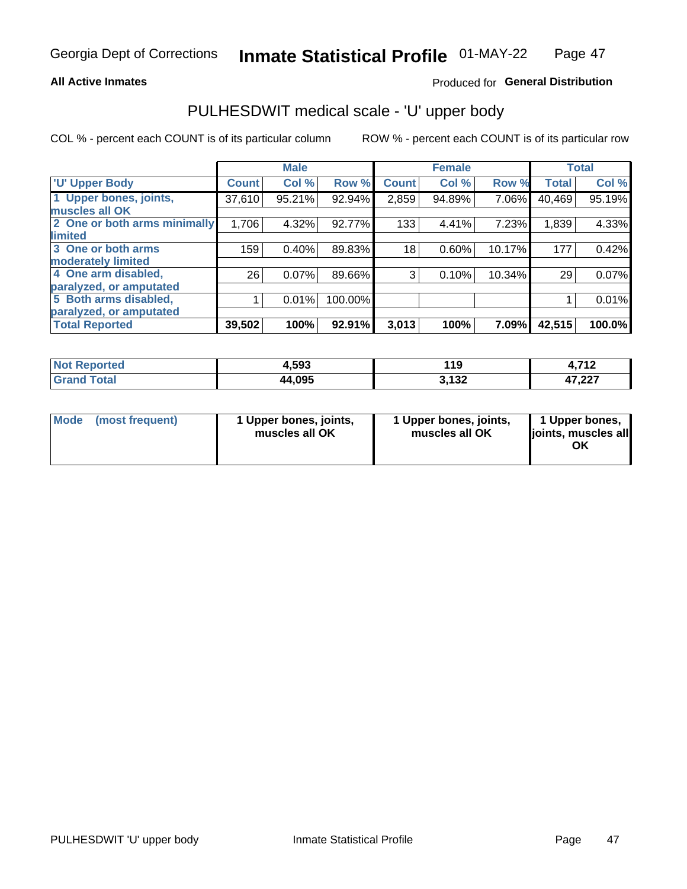Georgia Dept of Corrections **Inmate Statistical Profile** 01-MAY-22

**All Active Inmates**

Produced for **General Distribution**

## PULHESDWIT medical scale - 'U' upper body

COL % - percent each COUNT is of its particular column

ROW % - percent each COUNT is of its particular row

| | Male | | | Female | | | Total | |
|---|---|---|---|---|---|---|---|---|
| 'U' Upper Body | Count | Col % | Row % | Count | Col % | Row % | Total | Col % |
| 1 Upper bones, joints, muscles all OK | 37,610 | 95.21% | 92.94% | 2,859 | 94.89% | 7.06% | 40,469 | 95.19% |
| 2 One or both arms minimally limited | 1,706 | 4.32% | 92.77% | 133 | 4.41% | 7.23% | 1,839 | 4.33% |
| 3 One or both arms moderately limited | 159 | 0.40% | 89.83% | 18 | 0.60% | 10.17% | 177 | 0.42% |
| 4 One arm disabled, paralyzed, or amputated | 26 | 0.07% | 89.66% | 3 | 0.10% | 10.34% | 29 | 0.07% |
| 5 Both arms disabled, paralyzed, or amputated | 1 | 0.01% | 100.00% | | | | 1 | 0.01% |
| **Total Reported** | **39,502** | **100%** | **92.91%** | **3,013** | **100%** | **7.09%** | **42,515** | **100.0%** |

| | Male | Female | Total |
|---|---|---|---|
| **Not Reported** | **4,593** | **119** | **4,712** |
| **Grand Total** | **44,095** | **3,132** | **47,227** |

| | Male | Female | Total |
|---|---|---|---|
| **Mode (most frequent)** | **1 Upper bones, joints, muscles all OK** | **1 Upper bones, joints, muscles all OK** | **1 Upper bones, joints, muscles all OK** |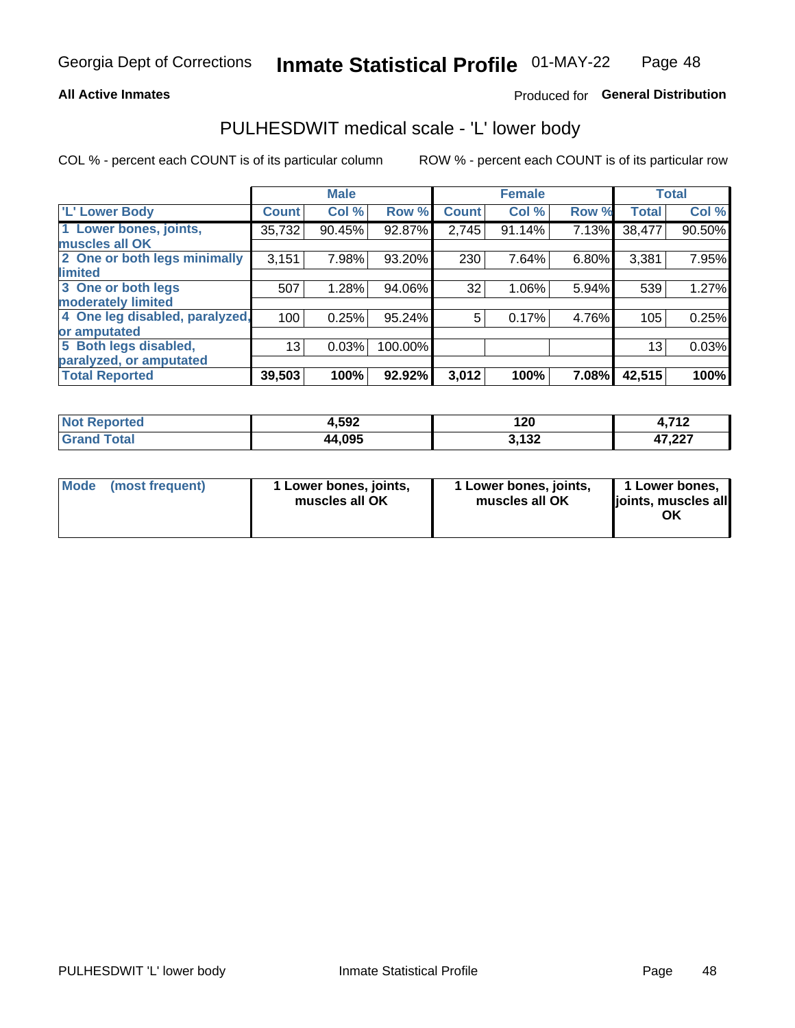Georgia Dept of Corrections **Inmate Statistical Profile** 01-MAY-22

**All Active Inmates**

Produced for **General Distribution**

## PULHESDWIT medical scale - 'L' lower body

COL % - percent each COUNT is of its particular column

ROW % - percent each COUNT is of its particular row

| | Male | | | Female | | | Total | |
|---|---|---|---|---|---|---|---|---|
| **'L' Lower Body** | **Count** | **Col %** | **Row %** | **Count** | **Col %** | **Row %** | **Total** | **Col %** |
| **1 Lower bones, joints, muscles all OK** | 35,732 | 90.45% | 92.87% | 2,745 | 91.14% | 7.13% | 38,477 | 90.50% |
| **2 One or both legs minimally limited** | 3,151 | 7.98% | 93.20% | 230 | 7.64% | 6.80% | 3,381 | 7.95% |
| **3 One or both legs moderately limited** | 507 | 1.28% | 94.06% | 32 | 1.06% | 5.94% | 539 | 1.27% |
| **4 One leg disabled, paralyzed, or amputated** | 100 | 0.25% | 95.24% | 5 | 0.17% | 4.76% | 105 | 0.25% |
| **5 Both legs disabled, paralyzed, or amputated** | 13 | 0.03% | 100.00% | | | | 13 | 0.03% |
| **Total Reported** | **39,503** | **100%** | **92.92%** | **3,012** | **100%** | **7.08%** | **42,515** | **100%** |

| | Male | Female | Total |
|---|---|---|---|
| **Not Reported** | **4,592** | **120** | **4,712** |
| **Grand Total** | **44,095** | **3,132** | **47,227** |

| | Male | Female | Total |
|---|---|---|---|
| **Mode (most frequent)** | **1 Lower bones, joints, muscles all OK** | **1 Lower bones, joints, muscles all OK** | **1 Lower bones, joints, muscles all OK** |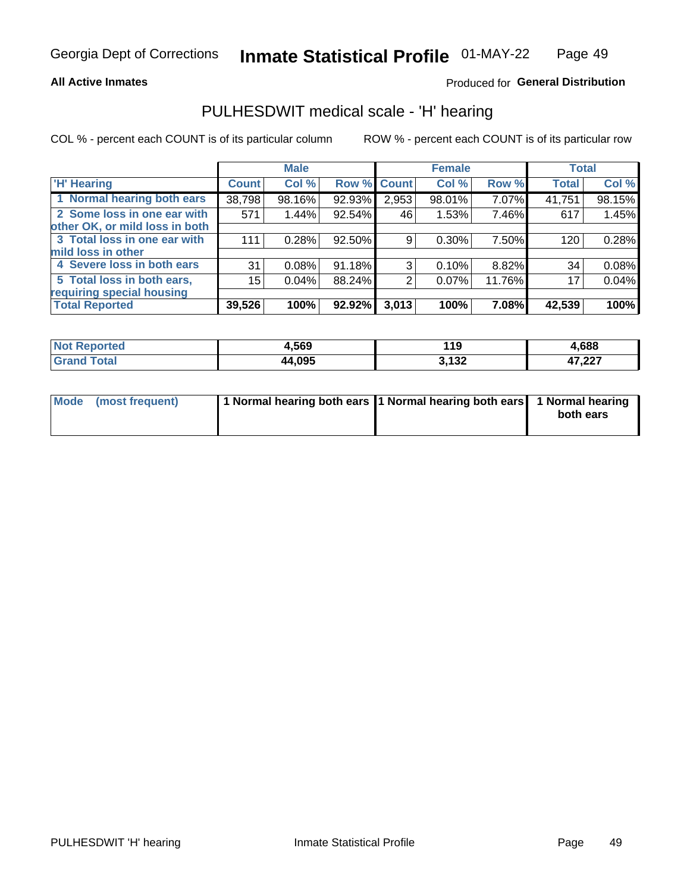**All Active Inmates** — Produced for **General Distribution**

## PULHESDWIT medical scale - 'H' hearing

COL % - percent each COUNT is of its particular column

ROW % - percent each COUNT is of its particular row

| | Male | | | Female | | | Total | |
|---|---|---|---|---|---|---|---|---|
| 'H' Hearing | Count | Col % | Row % | Count | Col % | Row % | Total | Col % |
| 1 Normal hearing both ears | 38,798 | 98.16% | 92.93% | 2,953 | 98.01% | 7.07% | 41,751 | 98.15% |
| 2 Some loss in one ear with other OK, or mild loss in both | 571 | 1.44% | 92.54% | 46 | 1.53% | 7.46% | 617 | 1.45% |
| 3 Total loss in one ear with mild loss in other | 111 | 0.28% | 92.50% | 9 | 0.30% | 7.50% | 120 | 0.28% |
| 4 Severe loss in both ears | 31 | 0.08% | 91.18% | 3 | 0.10% | 8.82% | 34 | 0.08% |
| 5 Total loss in both ears, requiring special housing | 15 | 0.04% | 88.24% | 2 | 0.07% | 11.76% | 17 | 0.04% |
| **Total Reported** | **39,526** | **100%** | **92.92%** | **3,013** | **100%** | **7.08%** | **42,539** | **100%** |

| | Male | Female | Total |
|---|---|---|---|
| Not Reported | 4,569 | 119 | 4,688 |
| Grand Total | 44,095 | 3,132 | 47,227 |

| | Male | Female | Total |
|---|---|---|---|
| Mode (most frequent) | 1 Normal hearing both ears | 1 Normal hearing both ears | 1 Normal hearing both ears |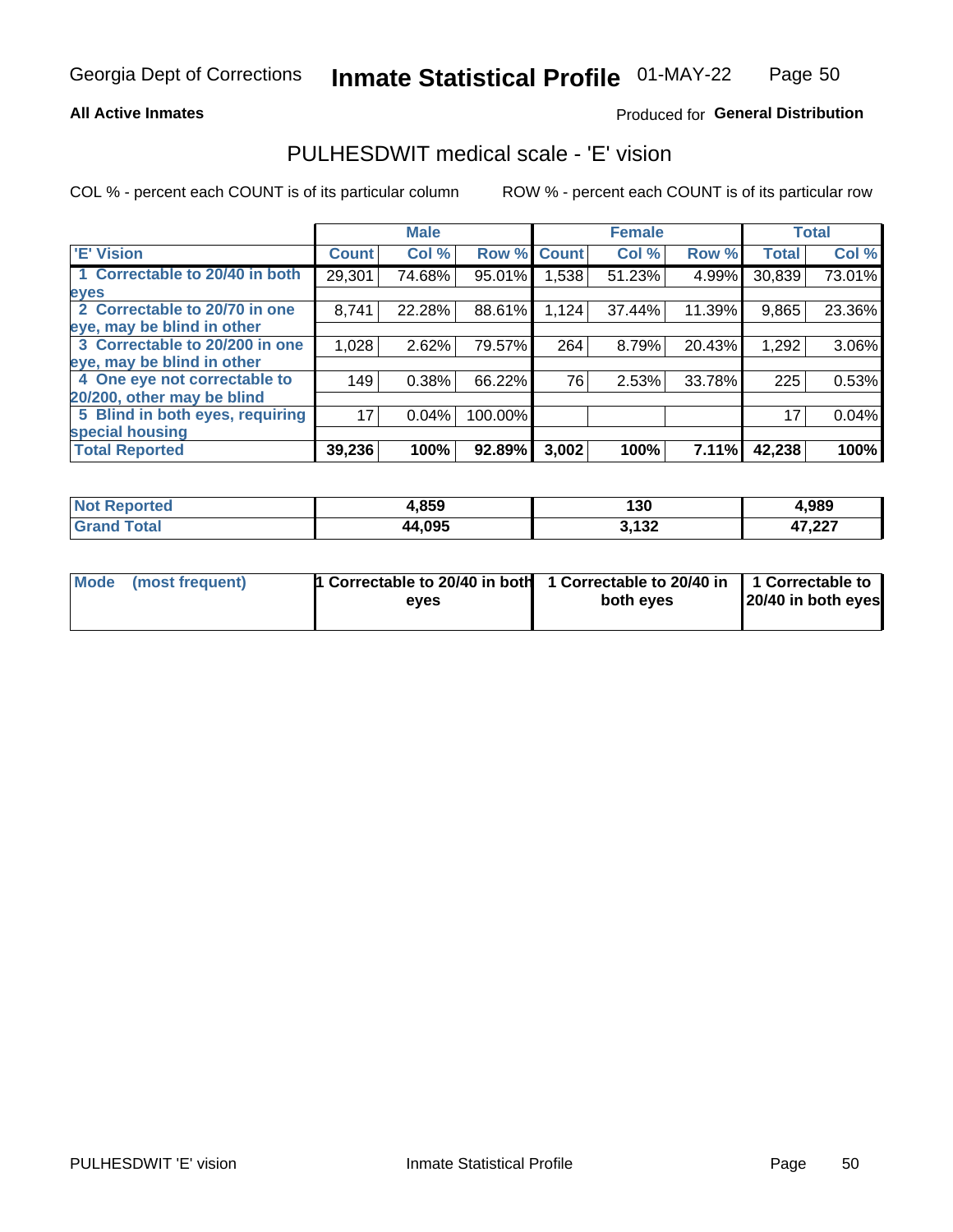Georgia Dept of Corrections **Inmate Statistical Profile** 01-MAY-22

**All Active Inmates**

Produced for **General Distribution**

## PULHESDWIT medical scale - 'E' vision

COL % - percent each COUNT is of its particular column

ROW % - percent each COUNT is of its particular row

| | Male | | | Female | | | Total | |
|---|---|---|---|---|---|---|---|---|
| 'E' Vision | Count | Col % | Row % | Count | Col % | Row % | Total | Col % |
| 1 Correctable to 20/40 in both eyes | 29,301 | 74.68% | 95.01% | 1,538 | 51.23% | 4.99% | 30,839 | 73.01% |
| 2 Correctable to 20/70 in one eye, may be blind in other | 8,741 | 22.28% | 88.61% | 1,124 | 37.44% | 11.39% | 9,865 | 23.36% |
| 3 Correctable to 20/200 in one eye, may be blind in other | 1,028 | 2.62% | 79.57% | 264 | 8.79% | 20.43% | 1,292 | 3.06% |
| 4 One eye not correctable to 20/200, other may be blind | 149 | 0.38% | 66.22% | 76 | 2.53% | 33.78% | 225 | 0.53% |
| 5 Blind in both eyes, requiring special housing | 17 | 0.04% | 100.00% | | | | 17 | 0.04% |
| Total Reported | 39,236 | 100% | 92.89% | 3,002 | 100% | 7.11% | 42,238 | 100% |

| | Male | Female | Total |
|---|---|---|---|
| Not Reported | 4,859 | 130 | 4,989 |
| Grand Total | 44,095 | 3,132 | 47,227 |

| | Male | Female | Total |
|---|---|---|---|
| Mode (most frequent) | 1 Correctable to 20/40 in both eyes | 1 Correctable to 20/40 in both eyes | 1 Correctable to 20/40 in both eyes |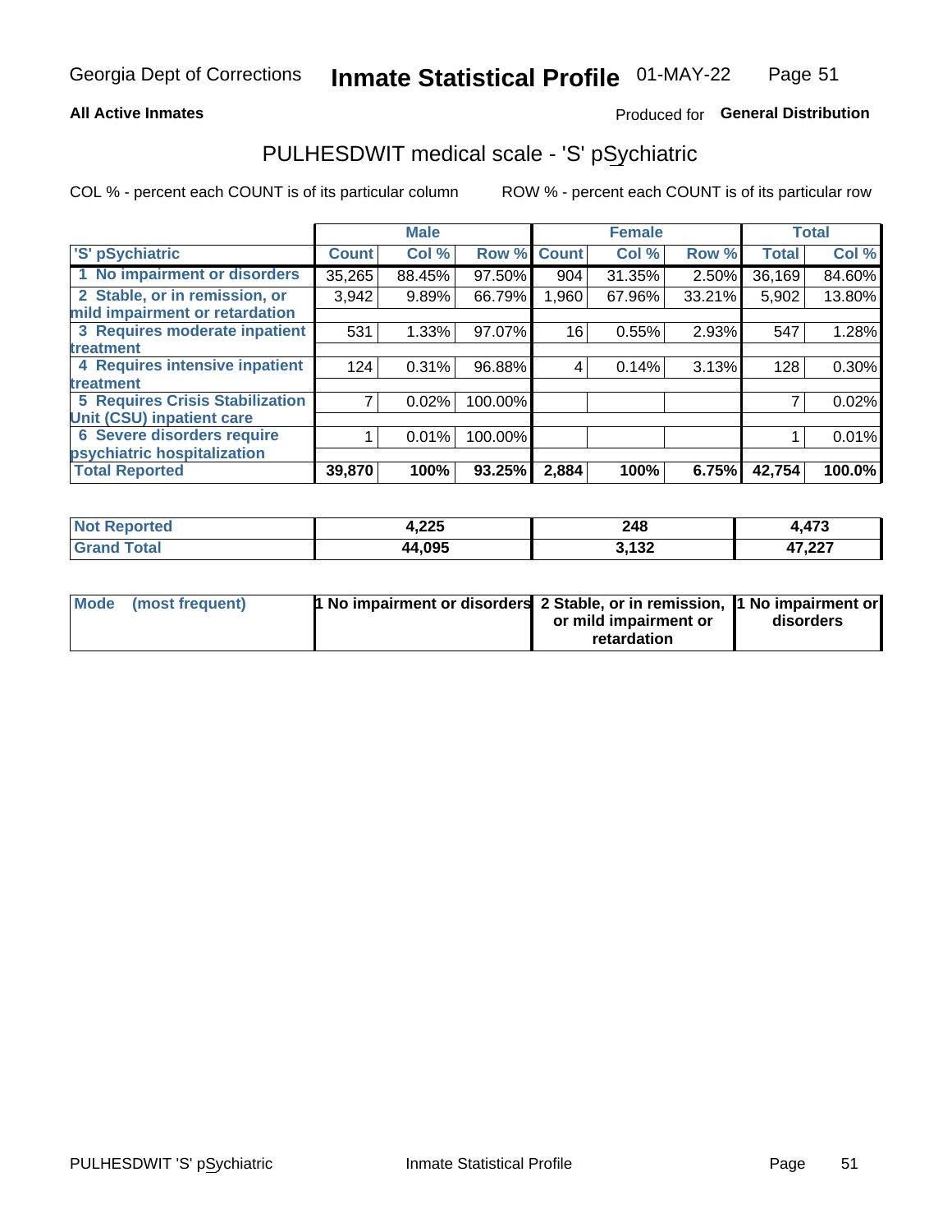Georgia Dept of Corrections **Inmate Statistical Profile** 01-MAY-22

**All Active Inmates**

Produced for **General Distribution**

## PULHESDWIT medical scale - 'S' pSychiatric

COL % - percent each COUNT is of its particular column

ROW % - percent each COUNT is of its particular row

| | Male | | | Female | | | Total | |
|---|---|---|---|---|---|---|---|---|
| 'S' pSychiatric | Count | Col % | Row % | Count | Col % | Row % | Total | Col % |
| 1 No impairment or disorders | 35,265 | 88.45% | 97.50% | 904 | 31.35% | 2.50% | 36,169 | 84.60% |
| 2 Stable, or in remission, or mild impairment or retardation | 3,942 | 9.89% | 66.79% | 1,960 | 67.96% | 33.21% | 5,902 | 13.80% |
| 3 Requires moderate inpatient treatment | 531 | 1.33% | 97.07% | 16 | 0.55% | 2.93% | 547 | 1.28% |
| 4 Requires intensive inpatient treatment | 124 | 0.31% | 96.88% | 4 | 0.14% | 3.13% | 128 | 0.30% |
| 5 Requires Crisis Stabilization Unit (CSU) inpatient care | 7 | 0.02% | 100.00% | | | | 7 | 0.02% |
| 6 Severe disorders require psychiatric hospitalization | 1 | 0.01% | 100.00% | | | | 1 | 0.01% |
| **Total Reported** | **39,870** | **100%** | **93.25%** | **2,884** | **100%** | **6.75%** | **42,754** | **100.0%** |

| | Male | Female | Total |
|---|---|---|---|
| **Not Reported** | **4,225** | **248** | **4,473** |
| **Grand Total** | **44,095** | **3,132** | **47,227** |

| | Male | Female | Total |
|---|---|---|---|
| **Mode (most frequent)** | **1 No impairment or disorders** | **2 Stable, or in remission, or mild impairment or retardation** | **1 No impairment or disorders** |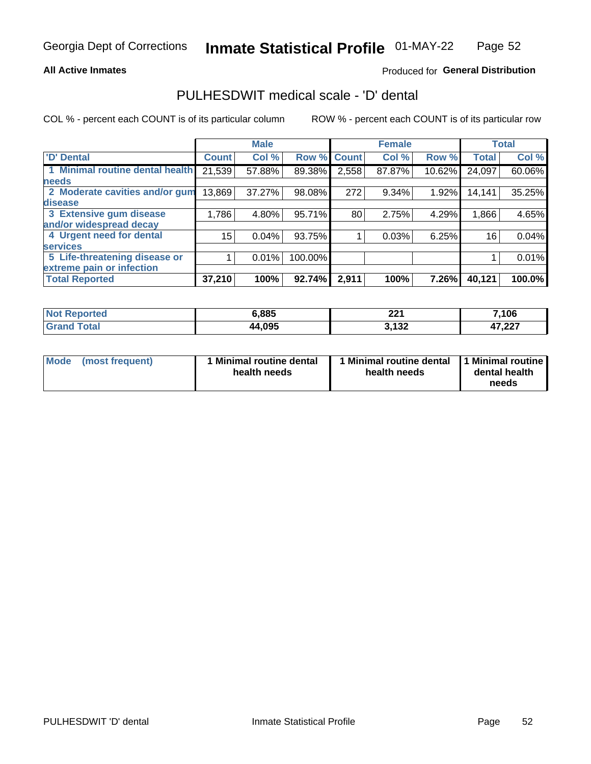**All Active Inmates**

Produced for **General Distribution**

## PULHESDWIT medical scale - 'D' dental

COL % - percent each COUNT is of its particular column

ROW % - percent each COUNT is of its particular row

| | Male | | | Female | | | Total | |
|---|---|---|---|---|---|---|---|---|
| 'D' Dental | Count | Col % | Row % | Count | Col % | Row % | Total | Col % |
| 1 Minimal routine dental health needs | 21,539 | 57.88% | 89.38% | 2,558 | 87.87% | 10.62% | 24,097 | 60.06% |
| 2 Moderate cavities and/or gum disease | 13,869 | 37.27% | 98.08% | 272 | 9.34% | 1.92% | 14,141 | 35.25% |
| 3 Extensive gum disease and/or widespread decay | 1,786 | 4.80% | 95.71% | 80 | 2.75% | 4.29% | 1,866 | 4.65% |
| 4 Urgent need for dental services | 15 | 0.04% | 93.75% | 1 | 0.03% | 6.25% | 16 | 0.04% |
| 5 Life-threatening disease or extreme pain or infection | 1 | 0.01% | 100.00% | | | | 1 | 0.01% |
| **Total Reported** | **37,210** | **100%** | **92.74%** | **2,911** | **100%** | **7.26%** | **40,121** | **100.0%** |

| | Male | Female | Total |
|---|---|---|---|
| Not Reported | 6,885 | 221 | 7,106 |
| Grand Total | 44,095 | 3,132 | 47,227 |

| | Male | Female | Total |
|---|---|---|---|
| Mode (most frequent) | 1 Minimal routine dental health needs | 1 Minimal routine dental health needs | 1 Minimal routine dental health needs |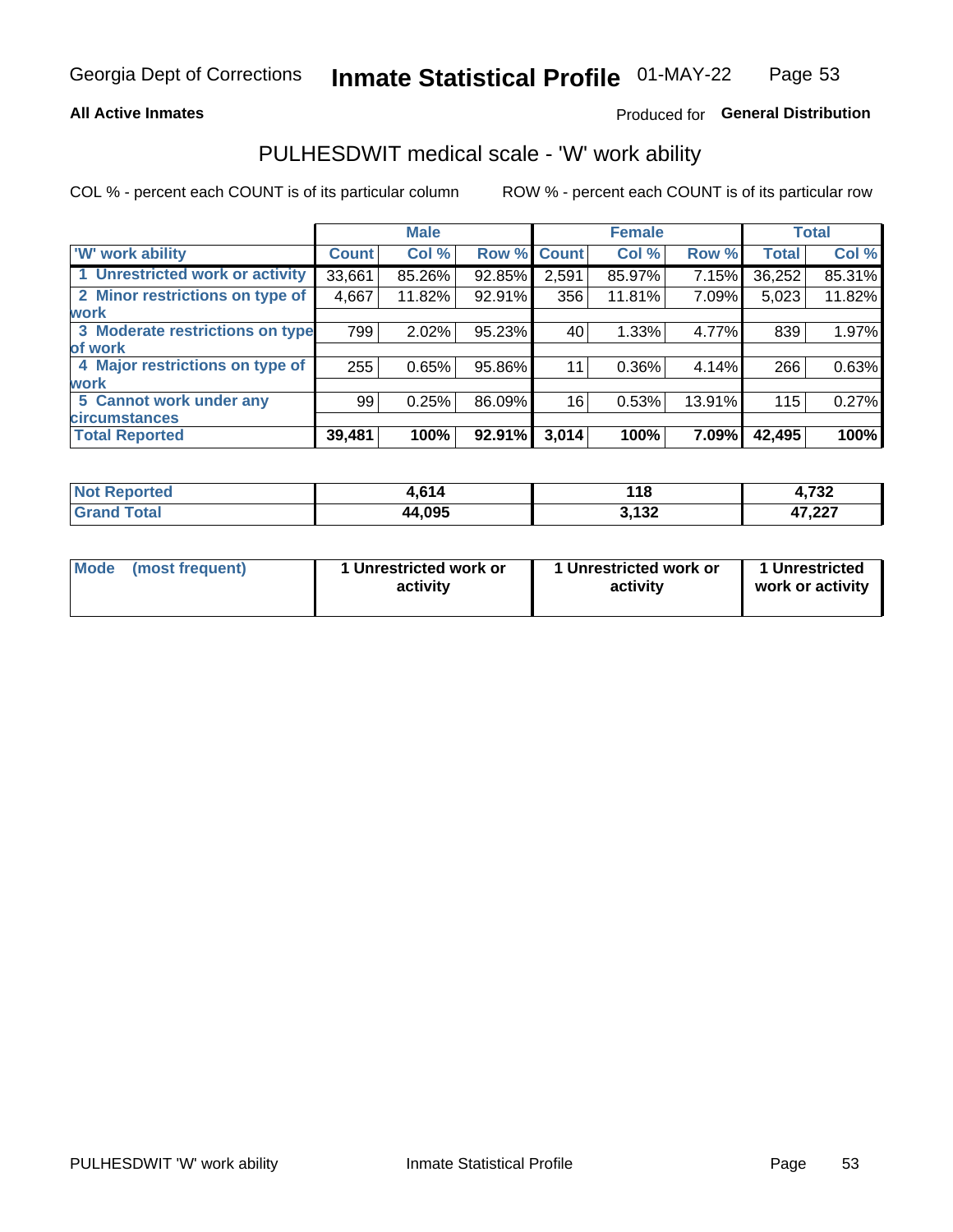Georgia Dept of Corrections **Inmate Statistical Profile** 01-MAY-22

**All Active Inmates**

Produced for **General Distribution**

## PULHESDWIT medical scale - 'W' work ability

COL % - percent each COUNT is of its particular column

ROW % - percent each COUNT is of its particular row

| | Male | | | Female | | | Total | |
|---|---|---|---|---|---|---|---|---|
| 'W' work ability | Count | Col % | Row % | Count | Col % | Row % | Total | Col % |
| 1 Unrestricted work or activity | 33,661 | 85.26% | 92.85% | 2,591 | 85.97% | 7.15% | 36,252 | 85.31% |
| 2 Minor restrictions on type of work | 4,667 | 11.82% | 92.91% | 356 | 11.81% | 7.09% | 5,023 | 11.82% |
| 3 Moderate restrictions on type of work | 799 | 2.02% | 95.23% | 40 | 1.33% | 4.77% | 839 | 1.97% |
| 4 Major restrictions on type of work | 255 | 0.65% | 95.86% | 11 | 0.36% | 4.14% | 266 | 0.63% |
| 5 Cannot work under any circumstances | 99 | 0.25% | 86.09% | 16 | 0.53% | 13.91% | 115 | 0.27% |
| **Total Reported** | **39,481** | **100%** | **92.91%** | **3,014** | **100%** | **7.09%** | **42,495** | **100%** |

| | Male | Female | Total |
|---|---|---|---|
| Not Reported | 4,614 | 118 | 4,732 |
| Grand Total | 44,095 | 3,132 | 47,227 |

| | Male | Female | Total |
|---|---|---|---|
| Mode (most frequent) | 1 Unrestricted work or activity | 1 Unrestricted work or activity | 1 Unrestricted work or activity |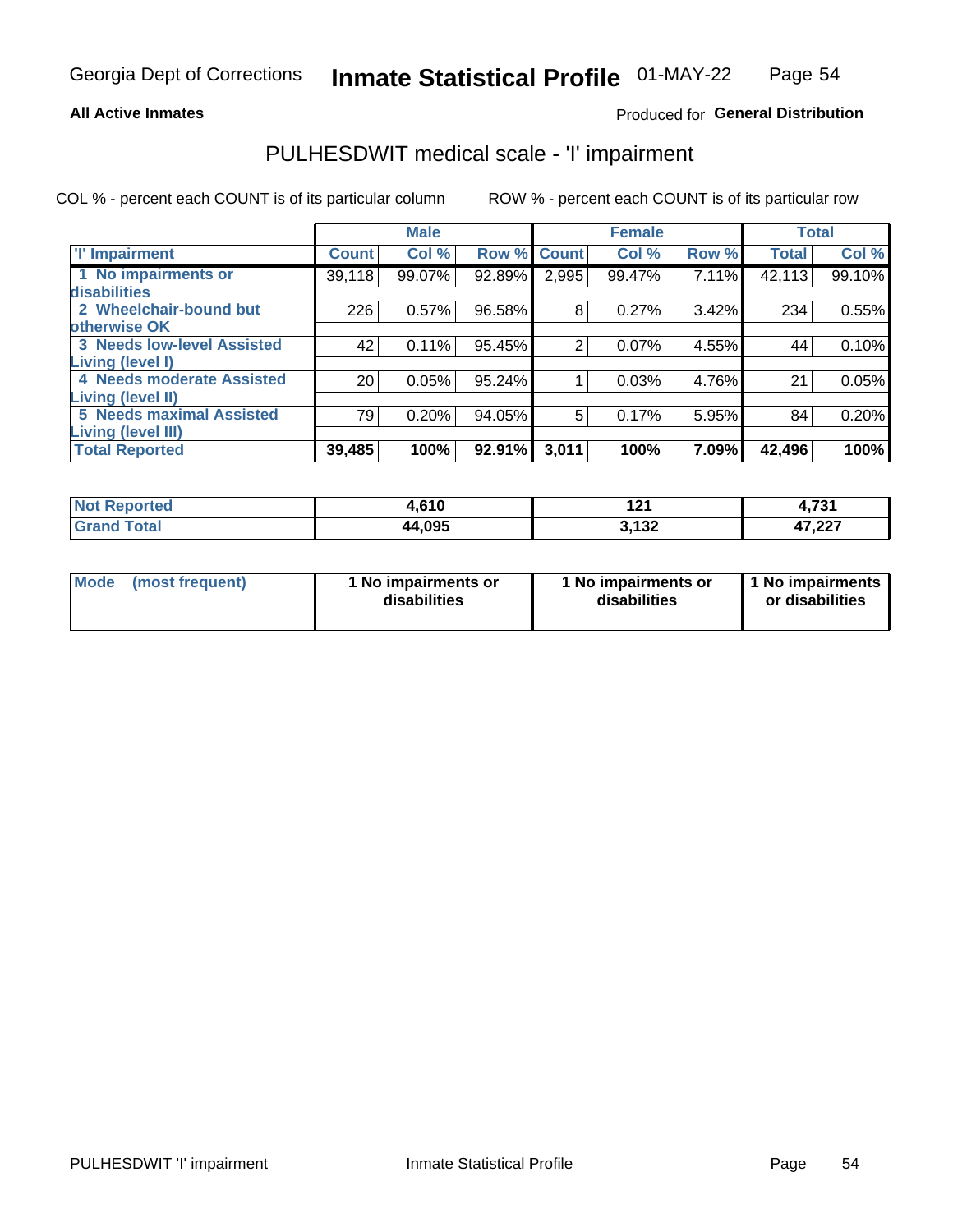**All Active Inmates**

Produced for **General Distribution**

# PULHESDWIT medical scale - 'I' impairment

COL % - percent each COUNT is of its particular column

ROW % - percent each COUNT is of its particular row

| | Male | | | Female | | | Total | |
|---|---|---|---|---|---|---|---|---|
| 'I' Impairment | Count | Col % | Row % | Count | Col % | Row % | Total | Col % |
| 1 No impairments or disabilities | 39,118 | 99.07% | 92.89% | 2,995 | 99.47% | 7.11% | 42,113 | 99.10% |
| 2 Wheelchair-bound but otherwise OK | 226 | 0.57% | 96.58% | 8 | 0.27% | 3.42% | 234 | 0.55% |
| 3 Needs low-level Assisted Living (level I) | 42 | 0.11% | 95.45% | 2 | 0.07% | 4.55% | 44 | 0.10% |
| 4 Needs moderate Assisted Living (level II) | 20 | 0.05% | 95.24% | 1 | 0.03% | 4.76% | 21 | 0.05% |
| 5 Needs maximal Assisted Living (level III) | 79 | 0.20% | 94.05% | 5 | 0.17% | 5.95% | 84 | 0.20% |
| **Total Reported** | **39,485** | **100%** | **92.91%** | **3,011** | **100%** | **7.09%** | **42,496** | **100%** |

| | Male | Female | Total |
|---|---|---|---|
| **Not Reported** | **4,610** | **121** | **4,731** |
| **Grand Total** | **44,095** | **3,132** | **47,227** |

| | Male | Female | Total |
|---|---|---|---|
| **Mode (most frequent)** | **1 No impairments or disabilities** | **1 No impairments or disabilities** | **1 No impairments or disabilities** |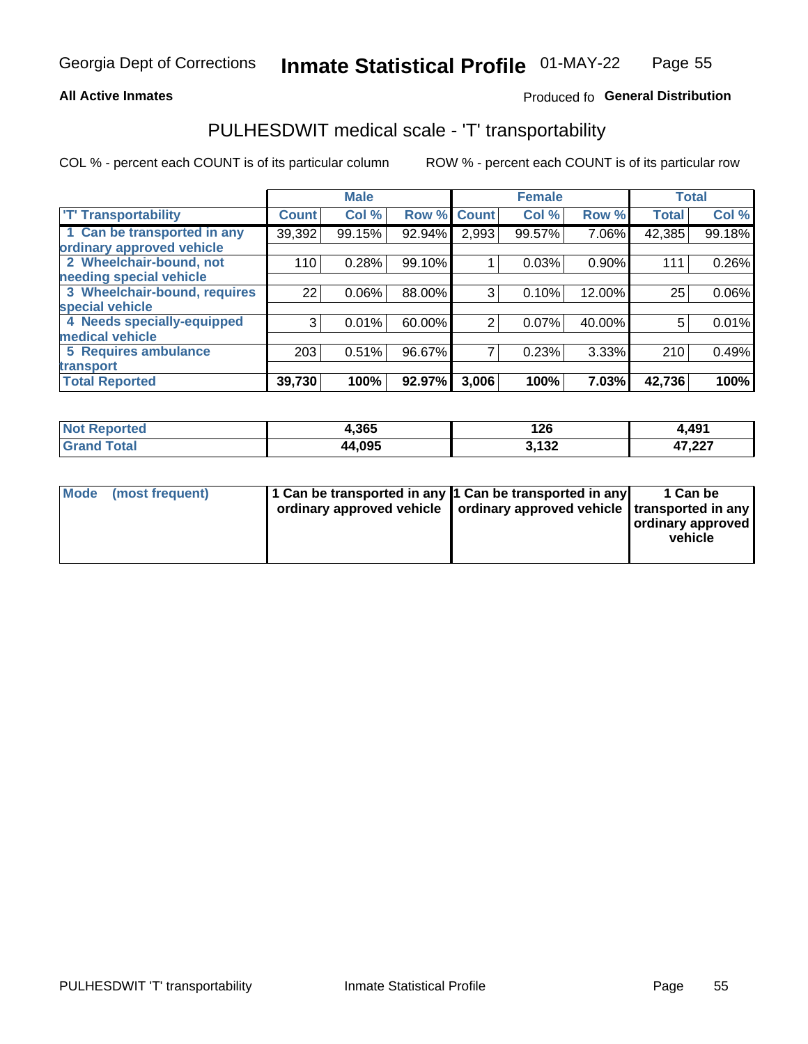Georgia Dept of Corrections **Inmate Statistical Profile** 01-MAY-22

**All Active Inmates**

Produced fo **General Distribution**

## PULHESDWIT medical scale - 'T' transportability

COL % - percent each COUNT is of its particular column

ROW % - percent each COUNT is of its particular row

| | Male | | | Female | | | Total | |
|---|---|---|---|---|---|---|---|---|
| 'T' Transportability | Count | Col % | Row % | Count | Col % | Row % | Total | Col % |
| 1 Can be transported in any ordinary approved vehicle | 39,392 | 99.15% | 92.94% | 2,993 | 99.57% | 7.06% | 42,385 | 99.18% |
| 2 Wheelchair-bound, not needing special vehicle | 110 | 0.28% | 99.10% | 1 | 0.03% | 0.90% | 111 | 0.26% |
| 3 Wheelchair-bound, requires special vehicle | 22 | 0.06% | 88.00% | 3 | 0.10% | 12.00% | 25 | 0.06% |
| 4 Needs specially-equipped medical vehicle | 3 | 0.01% | 60.00% | 2 | 0.07% | 40.00% | 5 | 0.01% |
| 5 Requires ambulance transport | 203 | 0.51% | 96.67% | 7 | 0.23% | 3.33% | 210 | 0.49% |
| **Total Reported** | **39,730** | **100%** | **92.97%** | **3,006** | **100%** | **7.03%** | **42,736** | **100%** |

| | Male | Female | Total |
|---|---|---|---|
| **Not Reported** | **4,365** | **126** | **4,491** |
| **Grand Total** | **44,095** | **3,132** | **47,227** |

| | Male | Female | Total |
|---|---|---|---|
| **Mode (most frequent)** | **1 Can be transported in any ordinary approved vehicle** | **1 Can be transported in any ordinary approved vehicle** | **1 Can be transported in any ordinary approved vehicle** |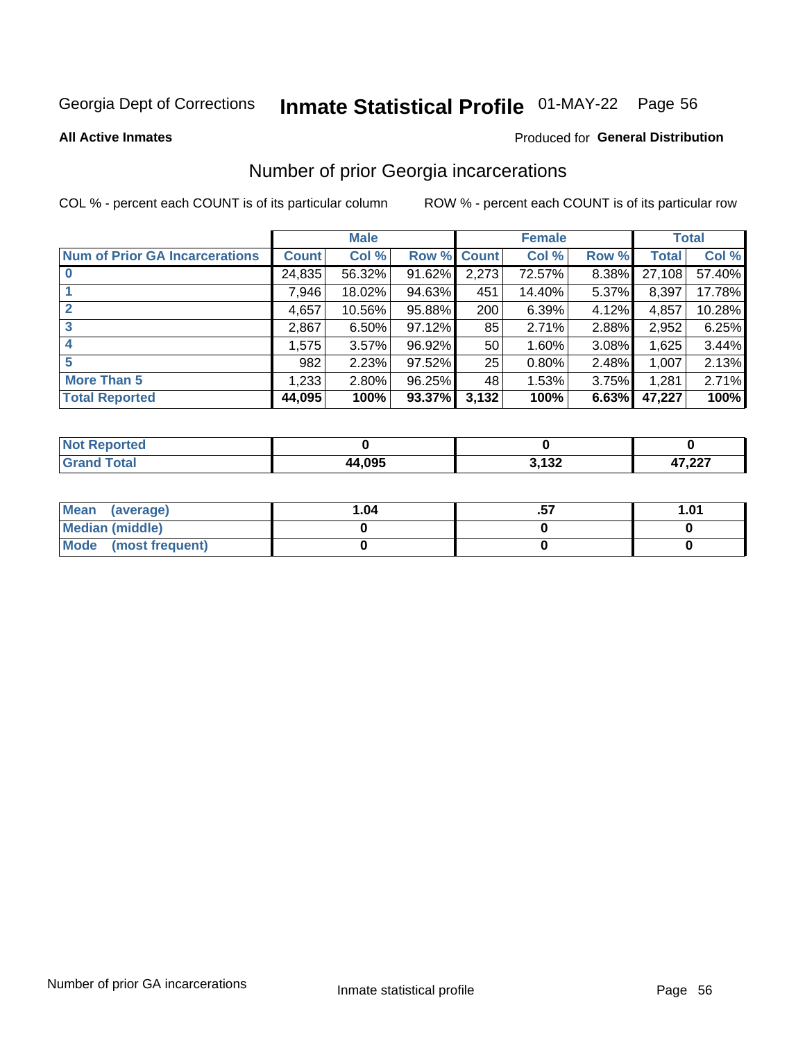Georgia Dept of Corrections **Inmate Statistical Profile** 01-MAY-22 Page 56

**All Active Inmates**

Produced for **General Distribution**

## Number of prior Georgia incarcerations

COL % - percent each COUNT is of its particular column

ROW % - percent each COUNT is of its particular row

| | Male | | | Female | | | Total | |
|---|---|---|---|---|---|---|---|---|
| **Num of Prior GA Incarcerations** | **Count** | **Col %** | **Row %** | **Count** | **Col %** | **Row %** | **Total** | **Col %** |
| **0** | 24,835 | 56.32% | 91.62% | 2,273 | 72.57% | 8.38% | 27,108 | 57.40% |
| **1** | 7,946 | 18.02% | 94.63% | 451 | 14.40% | 5.37% | 8,397 | 17.78% |
| **2** | 4,657 | 10.56% | 95.88% | 200 | 6.39% | 4.12% | 4,857 | 10.28% |
| **3** | 2,867 | 6.50% | 97.12% | 85 | 2.71% | 2.88% | 2,952 | 6.25% |
| **4** | 1,575 | 3.57% | 96.92% | 50 | 1.60% | 3.08% | 1,625 | 3.44% |
| **5** | 982 | 2.23% | 97.52% | 25 | 0.80% | 2.48% | 1,007 | 2.13% |
| **More Than 5** | 1,233 | 2.80% | 96.25% | 48 | 1.53% | 3.75% | 1,281 | 2.71% |
| **Total Reported** | **44,095** | **100%** | **93.37%** | **3,132** | **100%** | **6.63%** | **47,227** | **100%** |

| | Male | Female | Total |
|---|---|---|---|
| **Not Reported** | **0** | **0** | **0** |
| **Grand Total** | **44,095** | **3,132** | **47,227** |

| | Male | Female | Total |
|---|---|---|---|
| **Mean (average)** | **1.04** | **.57** | **1.01** |
| **Median (middle)** | **0** | **0** | **0** |
| **Mode (most frequent)** | **0** | **0** | **0** |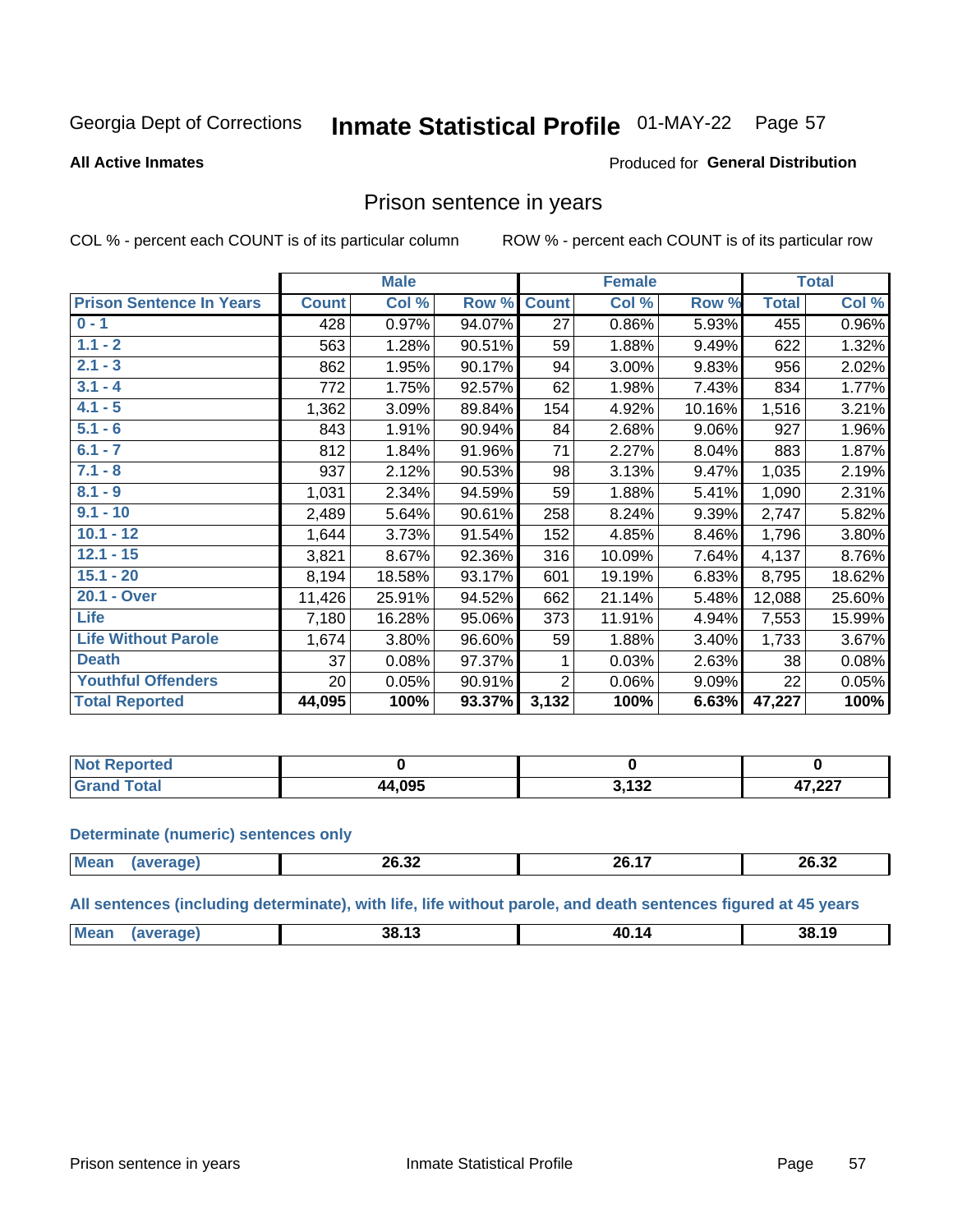Georgia Dept of Corrections **Inmate Statistical Profile** 01-MAY-22

**All Active Inmates**

Produced for **General Distribution**

## Prison sentence in years

COL % - percent each COUNT is of its particular column    ROW % - percent each COUNT is of its particular row

| | Male | | | Female | | | Total | |
|---|---|---|---|---|---|---|---|---|
| **Prison Sentence In Years** | **Count** | **Col %** | **Row %** | **Count** | **Col %** | **Row %** | **Total** | **Col %** |
| 0 - 1 | 428 | 0.97% | 94.07% | 27 | 0.86% | 5.93% | 455 | 0.96% |
| 1.1 - 2 | 563 | 1.28% | 90.51% | 59 | 1.88% | 9.49% | 622 | 1.32% |
| 2.1 - 3 | 862 | 1.95% | 90.17% | 94 | 3.00% | 9.83% | 956 | 2.02% |
| 3.1 - 4 | 772 | 1.75% | 92.57% | 62 | 1.98% | 7.43% | 834 | 1.77% |
| 4.1 - 5 | 1,362 | 3.09% | 89.84% | 154 | 4.92% | 10.16% | 1,516 | 3.21% |
| 5.1 - 6 | 843 | 1.91% | 90.94% | 84 | 2.68% | 9.06% | 927 | 1.96% |
| 6.1 - 7 | 812 | 1.84% | 91.96% | 71 | 2.27% | 8.04% | 883 | 1.87% |
| 7.1 - 8 | 937 | 2.12% | 90.53% | 98 | 3.13% | 9.47% | 1,035 | 2.19% |
| 8.1 - 9 | 1,031 | 2.34% | 94.59% | 59 | 1.88% | 5.41% | 1,090 | 2.31% |
| 9.1 - 10 | 2,489 | 5.64% | 90.61% | 258 | 8.24% | 9.39% | 2,747 | 5.82% |
| 10.1 - 12 | 1,644 | 3.73% | 91.54% | 152 | 4.85% | 8.46% | 1,796 | 3.80% |
| 12.1 - 15 | 3,821 | 8.67% | 92.36% | 316 | 10.09% | 7.64% | 4,137 | 8.76% |
| 15.1 - 20 | 8,194 | 18.58% | 93.17% | 601 | 19.19% | 6.83% | 8,795 | 18.62% |
| 20.1 - Over | 11,426 | 25.91% | 94.52% | 662 | 21.14% | 5.48% | 12,088 | 25.60% |
| Life | 7,180 | 16.28% | 95.06% | 373 | 11.91% | 4.94% | 7,553 | 15.99% |
| Life Without Parole | 1,674 | 3.80% | 96.60% | 59 | 1.88% | 3.40% | 1,733 | 3.67% |
| Death | 37 | 0.08% | 97.37% | 1 | 0.03% | 2.63% | 38 | 0.08% |
| Youthful Offenders | 20 | 0.05% | 90.91% | 2 | 0.06% | 9.09% | 22 | 0.05% |
| **Total Reported** | **44,095** | **100%** | **93.37%** | **3,132** | **100%** | **6.63%** | **47,227** | **100%** |

| | Male | Female | Total |
|---|---|---|---|
| Not Reported | **0** | **0** | **0** |
| Grand Total | **44,095** | **3,132** | **47,227** |

### Determinate (numeric) sentences only

| | Male | Female | Total |
|---|---|---|---|
| Mean (average) | **26.32** | **26.17** | **26.32** |

### All sentences (including determinate), with life, life without parole, and death sentences figured at 45 years

| | Male | Female | Total |
|---|---|---|---|
| Mean (average) | **38.13** | **40.14** | **38.19** |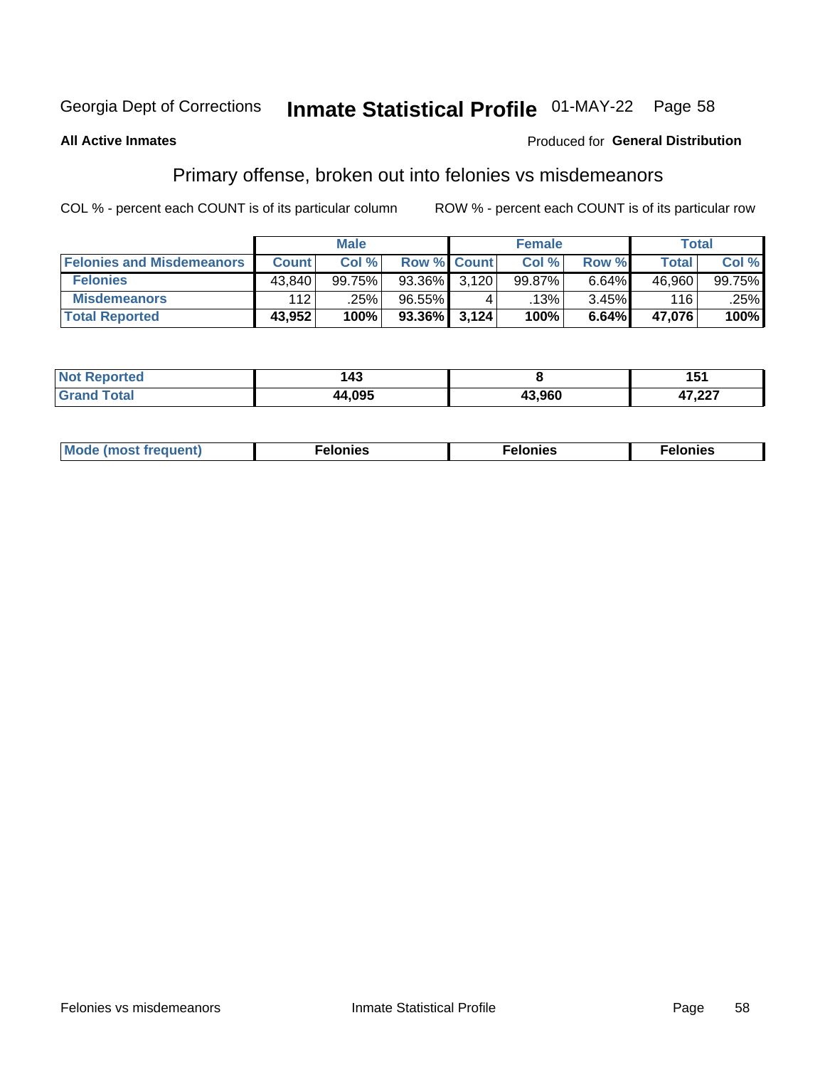Georgia Dept of Corrections **Inmate Statistical Profile** 01-MAY-22

**All Active Inmates**

Produced for **General Distribution**

## Primary offense, broken out into felonies vs misdemeanors

COL % - percent each COUNT is of its particular column

ROW % - percent each COUNT is of its particular row

| | Male | | | Female | | | Total | |
|---|---|---|---|---|---|---|---|---|
| **Felonies and Misdemeanors** | **Count** | **Col %** | **Row %** | **Count** | **Col %** | **Row %** | **Total** | **Col %** |
| **Felonies** | 43,840 | 99.75% | 93.36% | 3,120 | 99.87% | 6.64% | 46,960 | 99.75% |
| **Misdemeanors** | 112 | .25% | 96.55% | 4 | .13% | 3.45% | 116 | .25% |
| **Total Reported** | **43,952** | **100%** | **93.36%** | **3,124** | **100%** | **6.64%** | **47,076** | **100%** |

| | Male | Female | Total |
|---|---|---|---|
| **Not Reported** | **143** | **8** | **151** |
| **Grand Total** | **44,095** | **43,960** | **47,227** |

| | Male | Female | Total |
|---|---|---|---|
| **Mode (most frequent)** | **Felonies** | **Felonies** | **Felonies** |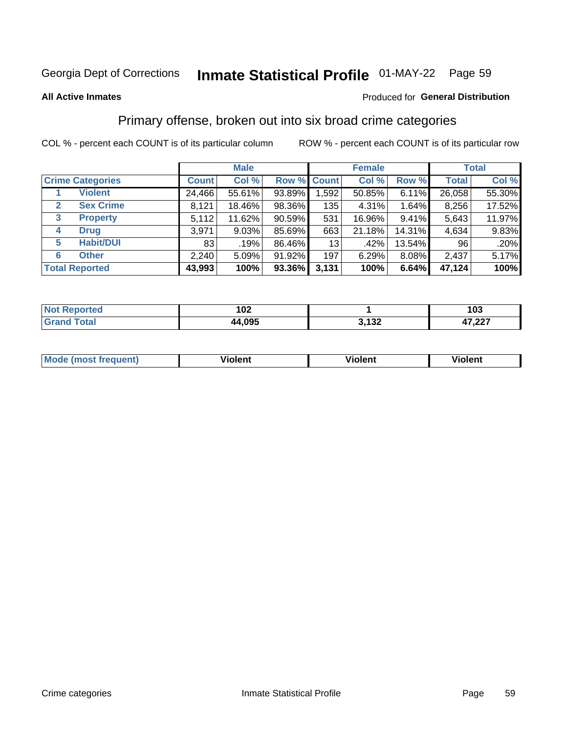Georgia Dept of Corrections **Inmate Statistical Profile** 01-MAY-22

**All Active Inmates**

Produced for **General Distribution**

## Primary offense, broken out into six broad crime categories

COL % - percent each COUNT is of its particular column

ROW % - percent each COUNT is of its particular row

| | | Male | | | Female | | | Total | |
|---|---|---|---|---|---|---|---|---|---|
| **Crime Categories** | | **Count** | **Col %** | **Row %** | **Count** | **Col %** | **Row %** | **Total** | **Col %** |
| 1 | Violent | 24,466 | 55.61% | 93.89% | 1,592 | 50.85% | 6.11% | 26,058 | 55.30% |
| 2 | Sex Crime | 8,121 | 18.46% | 98.36% | 135 | 4.31% | 1.64% | 8,256 | 17.52% |
| 3 | Property | 5,112 | 11.62% | 90.59% | 531 | 16.96% | 9.41% | 5,643 | 11.97% |
| 4 | Drug | 3,971 | 9.03% | 85.69% | 663 | 21.18% | 14.31% | 4,634 | 9.83% |
| 5 | Habit/DUI | 83 | .19% | 86.46% | 13 | .42% | 13.54% | 96 | .20% |
| 6 | Other | 2,240 | 5.09% | 91.92% | 197 | 6.29% | 8.08% | 2,437 | 5.17% |
| **Total Reported** | | **43,993** | **100%** | **93.36%** | **3,131** | **100%** | **6.64%** | **47,124** | **100%** |

| | Male | Female | Total |
|---|---|---|---|
| Not Reported | 102 | 1 | 103 |
| Grand Total | 44,095 | 3,132 | 47,227 |

| | Male | Female | Total |
|---|---|---|---|
| Mode (most frequent) | Violent | Violent | Violent |

Crime categories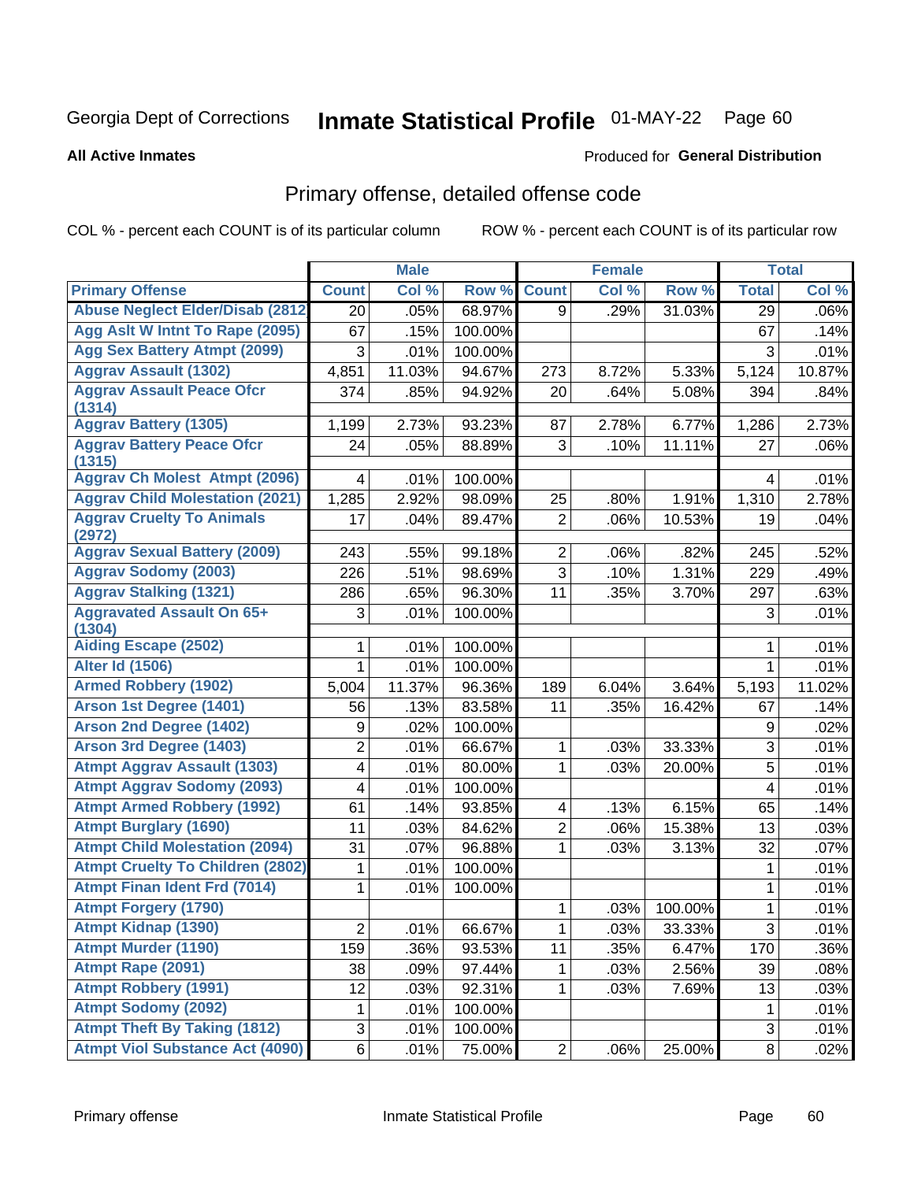Georgia Dept of Corrections **Inmate Statistical Profile** 01-MAY-22 Page 60

**All Active Inmates**

Produced for **General Distribution**

## Primary offense, detailed offense code

COL % - percent each COUNT is of its particular column ROW % - percent each COUNT is of its particular row

| | Male | | | Female | | | Total | |
|---|---|---|---|---|---|---|---|---|
| Primary Offense | Count | Col % | Row % | Count | Col % | Row % | Total | Col % |
| Abuse Neglect Elder/Disab (2812 | 20 | .05% | 68.97% | 9 | .29% | 31.03% | 29 | .06% |
| Agg Aslt W Intnt To Rape (2095) | 67 | .15% | 100.00% | | | | 67 | .14% |
| Agg Sex Battery Atmpt (2099) | 3 | .01% | 100.00% | | | | 3 | .01% |
| Aggrav Assault (1302) | 4,851 | 11.03% | 94.67% | 273 | 8.72% | 5.33% | 5,124 | 10.87% |
| Aggrav Assault Peace Ofcr (1314) | 374 | .85% | 94.92% | 20 | .64% | 5.08% | 394 | .84% |
| Aggrav Battery (1305) | 1,199 | 2.73% | 93.23% | 87 | 2.78% | 6.77% | 1,286 | 2.73% |
| Aggrav Battery Peace Ofcr (1315) | 24 | .05% | 88.89% | 3 | .10% | 11.11% | 27 | .06% |
| Aggrav Ch Molest Atmpt (2096) | 4 | .01% | 100.00% | | | | 4 | .01% |
| Aggrav Child Molestation (2021) | 1,285 | 2.92% | 98.09% | 25 | .80% | 1.91% | 1,310 | 2.78% |
| Aggrav Cruelty To Animals (2972) | 17 | .04% | 89.47% | 2 | .06% | 10.53% | 19 | .04% |
| Aggrav Sexual Battery (2009) | 243 | .55% | 99.18% | 2 | .06% | .82% | 245 | .52% |
| Aggrav Sodomy (2003) | 226 | .51% | 98.69% | 3 | .10% | 1.31% | 229 | .49% |
| Aggrav Stalking (1321) | 286 | .65% | 96.30% | 11 | .35% | 3.70% | 297 | .63% |
| Aggravated Assault On 65+ (1304) | 3 | .01% | 100.00% | | | | 3 | .01% |
| Aiding Escape (2502) | 1 | .01% | 100.00% | | | | 1 | .01% |
| Alter Id (1506) | 1 | .01% | 100.00% | | | | 1 | .01% |
| Armed Robbery (1902) | 5,004 | 11.37% | 96.36% | 189 | 6.04% | 3.64% | 5,193 | 11.02% |
| Arson 1st Degree (1401) | 56 | .13% | 83.58% | 11 | .35% | 16.42% | 67 | .14% |
| Arson 2nd Degree (1402) | 9 | .02% | 100.00% | | | | 9 | .02% |
| Arson 3rd Degree (1403) | 2 | .01% | 66.67% | 1 | .03% | 33.33% | 3 | .01% |
| Atmpt Aggrav Assault (1303) | 4 | .01% | 80.00% | 1 | .03% | 20.00% | 5 | .01% |
| Atmpt Aggrav Sodomy (2093) | 4 | .01% | 100.00% | | | | 4 | .01% |
| Atmpt Armed Robbery (1992) | 61 | .14% | 93.85% | 4 | .13% | 6.15% | 65 | .14% |
| Atmpt Burglary (1690) | 11 | .03% | 84.62% | 2 | .06% | 15.38% | 13 | .03% |
| Atmpt Child Molestation (2094) | 31 | .07% | 96.88% | 1 | .03% | 3.13% | 32 | .07% |
| Atmpt Cruelty To Children (2802) | 1 | .01% | 100.00% | | | | 1 | .01% |
| Atmpt Finan Ident Frd (7014) | 1 | .01% | 100.00% | | | | 1 | .01% |
| Atmpt Forgery (1790) | | | | 1 | .03% | 100.00% | 1 | .01% |
| Atmpt Kidnap (1390) | 2 | .01% | 66.67% | 1 | .03% | 33.33% | 3 | .01% |
| Atmpt Murder (1190) | 159 | .36% | 93.53% | 11 | .35% | 6.47% | 170 | .36% |
| Atmpt Rape (2091) | 38 | .09% | 97.44% | 1 | .03% | 2.56% | 39 | .08% |
| Atmpt Robbery (1991) | 12 | .03% | 92.31% | 1 | .03% | 7.69% | 13 | .03% |
| Atmpt Sodomy (2092) | 1 | .01% | 100.00% | | | | 1 | .01% |
| Atmpt Theft By Taking (1812) | 3 | .01% | 100.00% | | | | 3 | .01% |
| Atmpt Viol Substance Act (4090) | 6 | .01% | 75.00% | 2 | .06% | 25.00% | 8 | .02% |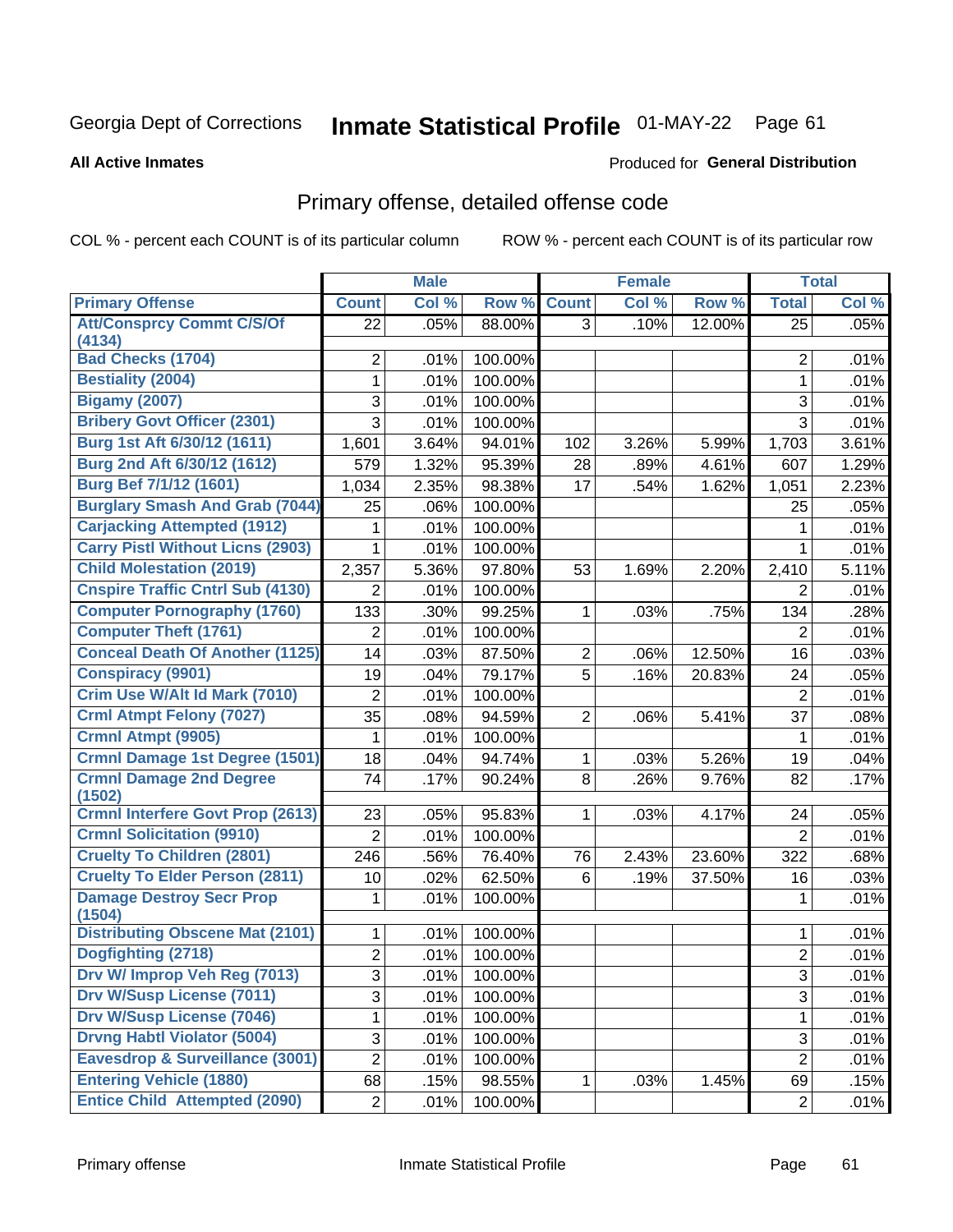Georgia Dept of Corrections

# Inmate Statistical Profile 01-MAY-22

**All Active Inmates**

Produced for **General Distribution**

## Primary offense, detailed offense code

COL % - percent each COUNT is of its particular column

ROW % - percent each COUNT is of its particular row

| | Male | | | Female | | | Total | |
|---|---|---|---|---|---|---|---|---|
| **Primary Offense** | **Count** | **Col %** | **Row %** | **Count** | **Col %** | **Row %** | **Total** | **Col %** |
| **Att/Consprcy Commt C/S/Of (4134)** | 22 | .05% | 88.00% | 3 | .10% | 12.00% | 25 | .05% |
| **Bad Checks (1704)** | 2 | .01% | 100.00% | | | | 2 | .01% |
| **Bestiality (2004)** | 1 | .01% | 100.00% | | | | 1 | .01% |
| **Bigamy (2007)** | 3 | .01% | 100.00% | | | | 3 | .01% |
| **Bribery Govt Officer (2301)** | 3 | .01% | 100.00% | | | | 3 | .01% |
| **Burg 1st Aft 6/30/12 (1611)** | 1,601 | 3.64% | 94.01% | 102 | 3.26% | 5.99% | 1,703 | 3.61% |
| **Burg 2nd Aft 6/30/12 (1612)** | 579 | 1.32% | 95.39% | 28 | .89% | 4.61% | 607 | 1.29% |
| **Burg Bef 7/1/12 (1601)** | 1,034 | 2.35% | 98.38% | 17 | .54% | 1.62% | 1,051 | 2.23% |
| **Burglary Smash And Grab (7044)** | 25 | .06% | 100.00% | | | | 25 | .05% |
| **Carjacking Attempted (1912)** | 1 | .01% | 100.00% | | | | 1 | .01% |
| **Carry Pistl Without Licns (2903)** | 1 | .01% | 100.00% | | | | 1 | .01% |
| **Child Molestation (2019)** | 2,357 | 5.36% | 97.80% | 53 | 1.69% | 2.20% | 2,410 | 5.11% |
| **Cnspire Traffic Cntrl Sub (4130)** | 2 | .01% | 100.00% | | | | 2 | .01% |
| **Computer Pornography (1760)** | 133 | .30% | 99.25% | 1 | .03% | .75% | 134 | .28% |
| **Computer Theft (1761)** | 2 | .01% | 100.00% | | | | 2 | .01% |
| **Conceal Death Of Another (1125)** | 14 | .03% | 87.50% | 2 | .06% | 12.50% | 16 | .03% |
| **Conspiracy (9901)** | 19 | .04% | 79.17% | 5 | .16% | 20.83% | 24 | .05% |
| **Crim Use W/Alt Id Mark (7010)** | 2 | .01% | 100.00% | | | | 2 | .01% |
| **Crml Atmpt Felony (7027)** | 35 | .08% | 94.59% | 2 | .06% | 5.41% | 37 | .08% |
| **Crmnl Atmpt (9905)** | 1 | .01% | 100.00% | | | | 1 | .01% |
| **Crmnl Damage 1st Degree (1501)** | 18 | .04% | 94.74% | 1 | .03% | 5.26% | 19 | .04% |
| **Crmnl Damage 2nd Degree (1502)** | 74 | .17% | 90.24% | 8 | .26% | 9.76% | 82 | .17% |
| **Crmnl Interfere Govt Prop (2613)** | 23 | .05% | 95.83% | 1 | .03% | 4.17% | 24 | .05% |
| **Crmnl Solicitation (9910)** | 2 | .01% | 100.00% | | | | 2 | .01% |
| **Cruelty To Children (2801)** | 246 | .56% | 76.40% | 76 | 2.43% | 23.60% | 322 | .68% |
| **Cruelty To Elder Person (2811)** | 10 | .02% | 62.50% | 6 | .19% | 37.50% | 16 | .03% |
| **Damage Destroy Secr Prop (1504)** | 1 | .01% | 100.00% | | | | 1 | .01% |
| **Distributing Obscene Mat (2101)** | 1 | .01% | 100.00% | | | | 1 | .01% |
| **Dogfighting (2718)** | 2 | .01% | 100.00% | | | | 2 | .01% |
| **Drv W/ Improp Veh Reg (7013)** | 3 | .01% | 100.00% | | | | 3 | .01% |
| **Drv W/Susp License (7011)** | 3 | .01% | 100.00% | | | | 3 | .01% |
| **Drv W/Susp License (7046)** | 1 | .01% | 100.00% | | | | 1 | .01% |
| **Drvng Habtl Violator (5004)** | 3 | .01% | 100.00% | | | | 3 | .01% |
| **Eavesdrop & Surveillance (3001)** | 2 | .01% | 100.00% | | | | 2 | .01% |
| **Entering Vehicle (1880)** | 68 | .15% | 98.55% | 1 | .03% | 1.45% | 69 | .15% |
| **Entice Child Attempted (2090)** | 2 | .01% | 100.00% | | | | 2 | .01% |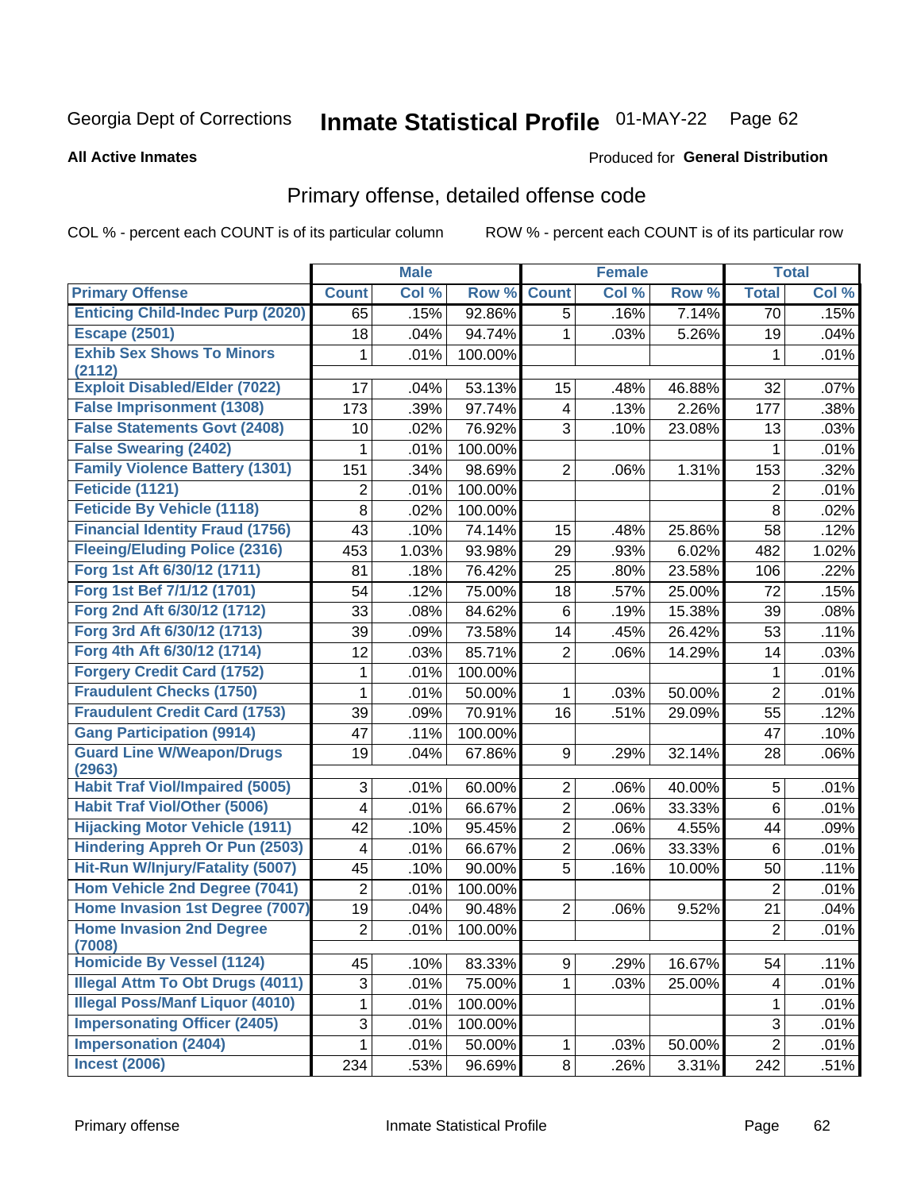Georgia Dept of Corrections **Inmate Statistical Profile** 01-MAY-22

**All Active Inmates**

Produced for **General Distribution**

## Primary offense, detailed offense code

COL % - percent each COUNT is of its particular column ROW % - percent each COUNT is of its particular row

| | Male | | | Female | | | Total | |
|---|---|---|---|---|---|---|---|---|
| **Primary Offense** | **Count** | **Col %** | **Row %** | **Count** | **Col %** | **Row %** | **Total** | **Col %** |
| **Enticing Child-Indec Purp (2020)** | 65 | .15% | 92.86% | 5 | .16% | 7.14% | 70 | .15% |
| **Escape (2501)** | 18 | .04% | 94.74% | 1 | .03% | 5.26% | 19 | .04% |
| **Exhib Sex Shows To Minors (2112)** | 1 | .01% | 100.00% | | | | 1 | .01% |
| **Exploit Disabled/Elder (7022)** | 17 | .04% | 53.13% | 15 | .48% | 46.88% | 32 | .07% |
| **False Imprisonment (1308)** | 173 | .39% | 97.74% | 4 | .13% | 2.26% | 177 | .38% |
| **False Statements Govt (2408)** | 10 | .02% | 76.92% | 3 | .10% | 23.08% | 13 | .03% |
| **False Swearing (2402)** | 1 | .01% | 100.00% | | | | 1 | .01% |
| **Family Violence Battery (1301)** | 151 | .34% | 98.69% | 2 | .06% | 1.31% | 153 | .32% |
| **Feticide (1121)** | 2 | .01% | 100.00% | | | | 2 | .01% |
| **Feticide By Vehicle (1118)** | 8 | .02% | 100.00% | | | | 8 | .02% |
| **Financial Identity Fraud (1756)** | 43 | .10% | 74.14% | 15 | .48% | 25.86% | 58 | .12% |
| **Fleeing/Eluding Police (2316)** | 453 | 1.03% | 93.98% | 29 | .93% | 6.02% | 482 | 1.02% |
| **Forg 1st Aft 6/30/12 (1711)** | 81 | .18% | 76.42% | 25 | .80% | 23.58% | 106 | .22% |
| **Forg 1st Bef 7/1/12 (1701)** | 54 | .12% | 75.00% | 18 | .57% | 25.00% | 72 | .15% |
| **Forg 2nd Aft 6/30/12 (1712)** | 33 | .08% | 84.62% | 6 | .19% | 15.38% | 39 | .08% |
| **Forg 3rd Aft 6/30/12 (1713)** | 39 | .09% | 73.58% | 14 | .45% | 26.42% | 53 | .11% |
| **Forg 4th Aft 6/30/12 (1714)** | 12 | .03% | 85.71% | 2 | .06% | 14.29% | 14 | .03% |
| **Forgery Credit Card (1752)** | 1 | .01% | 100.00% | | | | 1 | .01% |
| **Fraudulent Checks (1750)** | 1 | .01% | 50.00% | 1 | .03% | 50.00% | 2 | .01% |
| **Fraudulent Credit Card (1753)** | 39 | .09% | 70.91% | 16 | .51% | 29.09% | 55 | .12% |
| **Gang Participation (9914)** | 47 | .11% | 100.00% | | | | 47 | .10% |
| **Guard Line W/Weapon/Drugs (2963)** | 19 | .04% | 67.86% | 9 | .29% | 32.14% | 28 | .06% |
| **Habit Traf Viol/Impaired (5005)** | 3 | .01% | 60.00% | 2 | .06% | 40.00% | 5 | .01% |
| **Habit Traf Viol/Other (5006)** | 4 | .01% | 66.67% | 2 | .06% | 33.33% | 6 | .01% |
| **Hijacking Motor Vehicle (1911)** | 42 | .10% | 95.45% | 2 | .06% | 4.55% | 44 | .09% |
| **Hindering Appreh Or Pun (2503)** | 4 | .01% | 66.67% | 2 | .06% | 33.33% | 6 | .01% |
| **Hit-Run W/Injury/Fatality (5007)** | 45 | .10% | 90.00% | 5 | .16% | 10.00% | 50 | .11% |
| **Hom Vehicle 2nd Degree (7041)** | 2 | .01% | 100.00% | | | | 2 | .01% |
| **Home Invasion 1st Degree (7007)** | 19 | .04% | 90.48% | 2 | .06% | 9.52% | 21 | .04% |
| **Home Invasion 2nd Degree (7008)** | 2 | .01% | 100.00% | | | | 2 | .01% |
| **Homicide By Vessel (1124)** | 45 | .10% | 83.33% | 9 | .29% | 16.67% | 54 | .11% |
| **Illegal Attm To Obt Drugs (4011)** | 3 | .01% | 75.00% | 1 | .03% | 25.00% | 4 | .01% |
| **Illegal Poss/Manf Liquor (4010)** | 1 | .01% | 100.00% | | | | 1 | .01% |
| **Impersonating Officer (2405)** | 3 | .01% | 100.00% | | | | 3 | .01% |
| **Impersonation (2404)** | 1 | .01% | 50.00% | 1 | .03% | 50.00% | 2 | .01% |
| **Incest (2006)** | 234 | .53% | 96.69% | 8 | .26% | 3.31% | 242 | .51% |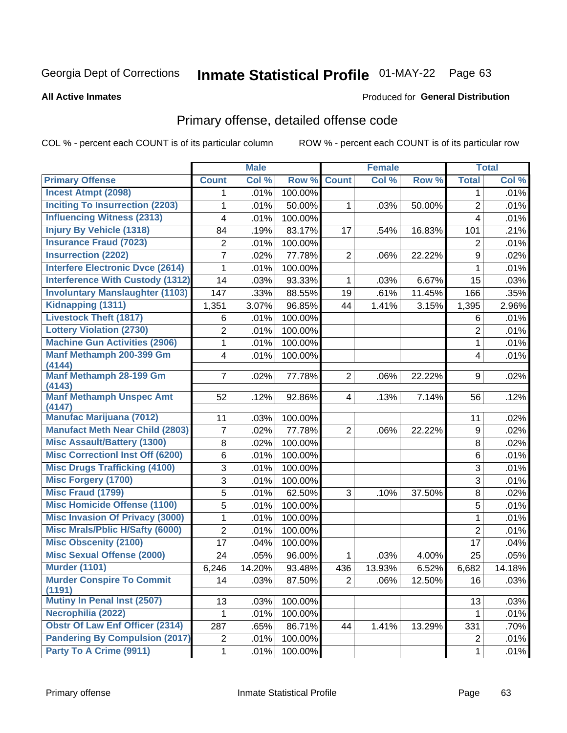Georgia Dept of Corrections

# Inmate Statistical Profile 01-MAY-22

**All Active Inmates**

Produced for **General Distribution**

## Primary offense, detailed offense code

COL % - percent each COUNT is of its particular column

ROW % - percent each COUNT is of its particular row

| | Male | | | Female | | | Total | |
|---|---|---|---|---|---|---|---|---|
| **Primary Offense** | **Count** | **Col %** | **Row %** | **Count** | **Col %** | **Row %** | **Total** | **Col %** |
| Incest Atmpt (2098) | 1 | .01% | 100.00% | | | | 1 | .01% |
| Inciting To Insurrection (2203) | 1 | .01% | 50.00% | 1 | .03% | 50.00% | 2 | .01% |
| Influencing Witness (2313) | 4 | .01% | 100.00% | | | | 4 | .01% |
| Injury By Vehicle (1318) | 84 | .19% | 83.17% | 17 | .54% | 16.83% | 101 | .21% |
| Insurance Fraud (7023) | 2 | .01% | 100.00% | | | | 2 | .01% |
| Insurrection (2202) | 7 | .02% | 77.78% | 2 | .06% | 22.22% | 9 | .02% |
| Interfere Electronic Dvce (2614) | 1 | .01% | 100.00% | | | | 1 | .01% |
| Interference With Custody (1312) | 14 | .03% | 93.33% | 1 | .03% | 6.67% | 15 | .03% |
| Involuntary Manslaughter (1103) | 147 | .33% | 88.55% | 19 | .61% | 11.45% | 166 | .35% |
| Kidnapping (1311) | 1,351 | 3.07% | 96.85% | 44 | 1.41% | 3.15% | 1,395 | 2.96% |
| Livestock Theft (1817) | 6 | .01% | 100.00% | | | | 6 | .01% |
| Lottery Violation (2730) | 2 | .01% | 100.00% | | | | 2 | .01% |
| Machine Gun Activities (2906) | 1 | .01% | 100.00% | | | | 1 | .01% |
| Manf Methamph 200-399 Gm (4144) | 4 | .01% | 100.00% | | | | 4 | .01% |
| Manf Methamph 28-199 Gm (4143) | 7 | .02% | 77.78% | 2 | .06% | 22.22% | 9 | .02% |
| Manf Methamph Unspec Amt (4147) | 52 | .12% | 92.86% | 4 | .13% | 7.14% | 56 | .12% |
| Manufac Marijuana (7012) | 11 | .03% | 100.00% | | | | 11 | .02% |
| Manufact Meth Near Child (2803) | 7 | .02% | 77.78% | 2 | .06% | 22.22% | 9 | .02% |
| Misc Assault/Battery (1300) | 8 | .02% | 100.00% | | | | 8 | .02% |
| Misc Correctionl Inst Off (6200) | 6 | .01% | 100.00% | | | | 6 | .01% |
| Misc Drugs Trafficking (4100) | 3 | .01% | 100.00% | | | | 3 | .01% |
| Misc Forgery (1700) | 3 | .01% | 100.00% | | | | 3 | .01% |
| Misc Fraud (1799) | 5 | .01% | 62.50% | 3 | .10% | 37.50% | 8 | .02% |
| Misc Homicide Offense (1100) | 5 | .01% | 100.00% | | | | 5 | .01% |
| Misc Invasion Of Privacy (3000) | 1 | .01% | 100.00% | | | | 1 | .01% |
| Misc Mrals/Pblic H/Safty (6000) | 2 | .01% | 100.00% | | | | 2 | .01% |
| Misc Obscenity (2100) | 17 | .04% | 100.00% | | | | 17 | .04% |
| Misc Sexual Offense (2000) | 24 | .05% | 96.00% | 1 | .03% | 4.00% | 25 | .05% |
| Murder (1101) | 6,246 | 14.20% | 93.48% | 436 | 13.93% | 6.52% | 6,682 | 14.18% |
| Murder Conspire To Commit (1191) | 14 | .03% | 87.50% | 2 | .06% | 12.50% | 16 | .03% |
| Mutiny In Penal Inst (2507) | 13 | .03% | 100.00% | | | | 13 | .03% |
| Necrophilia (2022) | 1 | .01% | 100.00% | | | | 1 | .01% |
| Obstr Of Law Enf Officer (2314) | 287 | .65% | 86.71% | 44 | 1.41% | 13.29% | 331 | .70% |
| Pandering By Compulsion (2017) | 2 | .01% | 100.00% | | | | 2 | .01% |
| Party To A Crime (9911) | 1 | .01% | 100.00% | | | | 1 | .01% |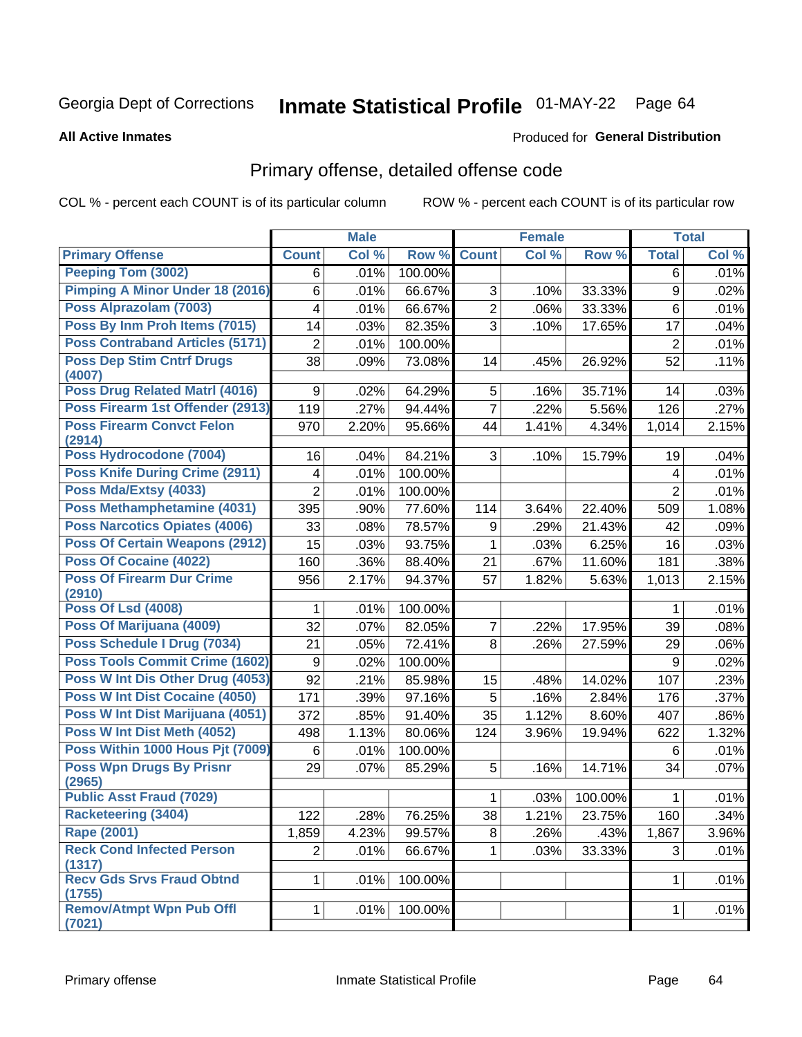Georgia Dept of Corrections **Inmate Statistical Profile** 01-MAY-22 Page 64

**All Active Inmates**

Produced for **General Distribution**

## Primary offense, detailed offense code

COL % - percent each COUNT is of its particular column ROW % - percent each COUNT is of its particular row

| | Male | | | Female | | | Total | |
|---|---|---|---|---|---|---|---|---|
| **Primary Offense** | **Count** | **Col %** | **Row %** | **Count** | **Col %** | **Row %** | **Total** | **Col %** |
| Peeping Tom (3002) | 6 | .01% | 100.00% | | | | 6 | .01% |
| Pimping A Minor Under 18 (2016) | 6 | .01% | 66.67% | 3 | .10% | 33.33% | 9 | .02% |
| Poss Alprazolam (7003) | 4 | .01% | 66.67% | 2 | .06% | 33.33% | 6 | .01% |
| Poss By Inm Proh Items (7015) | 14 | .03% | 82.35% | 3 | .10% | 17.65% | 17 | .04% |
| Poss Contraband Articles (5171) | 2 | .01% | 100.00% | | | | 2 | .01% |
| Poss Dep Stim Cntrf Drugs (4007) | 38 | .09% | 73.08% | 14 | .45% | 26.92% | 52 | .11% |
| Poss Drug Related Matrl (4016) | 9 | .02% | 64.29% | 5 | .16% | 35.71% | 14 | .03% |
| Poss Firearm 1st Offender (2913) | 119 | .27% | 94.44% | 7 | .22% | 5.56% | 126 | .27% |
| Poss Firearm Convct Felon (2914) | 970 | 2.20% | 95.66% | 44 | 1.41% | 4.34% | 1,014 | 2.15% |
| Poss Hydrocodone (7004) | 16 | .04% | 84.21% | 3 | .10% | 15.79% | 19 | .04% |
| Poss Knife During Crime (2911) | 4 | .01% | 100.00% | | | | 4 | .01% |
| Poss Mda/Extsy (4033) | 2 | .01% | 100.00% | | | | 2 | .01% |
| Poss Methamphetamine (4031) | 395 | .90% | 77.60% | 114 | 3.64% | 22.40% | 509 | 1.08% |
| Poss Narcotics Opiates (4006) | 33 | .08% | 78.57% | 9 | .29% | 21.43% | 42 | .09% |
| Poss Of Certain Weapons (2912) | 15 | .03% | 93.75% | 1 | .03% | 6.25% | 16 | .03% |
| Poss Of Cocaine (4022) | 160 | .36% | 88.40% | 21 | .67% | 11.60% | 181 | .38% |
| Poss Of Firearm Dur Crime (2910) | 956 | 2.17% | 94.37% | 57 | 1.82% | 5.63% | 1,013 | 2.15% |
| Poss Of Lsd (4008) | 1 | .01% | 100.00% | | | | 1 | .01% |
| Poss Of Marijuana (4009) | 32 | .07% | 82.05% | 7 | .22% | 17.95% | 39 | .08% |
| Poss Schedule I Drug (7034) | 21 | .05% | 72.41% | 8 | .26% | 27.59% | 29 | .06% |
| Poss Tools Commit Crime (1602) | 9 | .02% | 100.00% | | | | 9 | .02% |
| Poss W Int Dis Other Drug (4053) | 92 | .21% | 85.98% | 15 | .48% | 14.02% | 107 | .23% |
| Poss W Int Dist Cocaine (4050) | 171 | .39% | 97.16% | 5 | .16% | 2.84% | 176 | .37% |
| Poss W Int Dist Marijuana (4051) | 372 | .85% | 91.40% | 35 | 1.12% | 8.60% | 407 | .86% |
| Poss W Int Dist Meth (4052) | 498 | 1.13% | 80.06% | 124 | 3.96% | 19.94% | 622 | 1.32% |
| Poss Within 1000 Hous Pjt (7009) | 6 | .01% | 100.00% | | | | 6 | .01% |
| Poss Wpn Drugs By Prisnr (2965) | 29 | .07% | 85.29% | 5 | .16% | 14.71% | 34 | .07% |
| Public Asst Fraud (7029) | | | | 1 | .03% | 100.00% | 1 | .01% |
| Racketeering (3404) | 122 | .28% | 76.25% | 38 | 1.21% | 23.75% | 160 | .34% |
| Rape (2001) | 1,859 | 4.23% | 99.57% | 8 | .26% | .43% | 1,867 | 3.96% |
| Reck Cond Infected Person (1317) | 2 | .01% | 66.67% | 1 | .03% | 33.33% | 3 | .01% |
| Recv Gds Srvs Fraud Obtnd (1755) | 1 | .01% | 100.00% | | | | 1 | .01% |
| Remov/Atmpt Wpn Pub Offl (7021) | 1 | .01% | 100.00% | | | | 1 | .01% |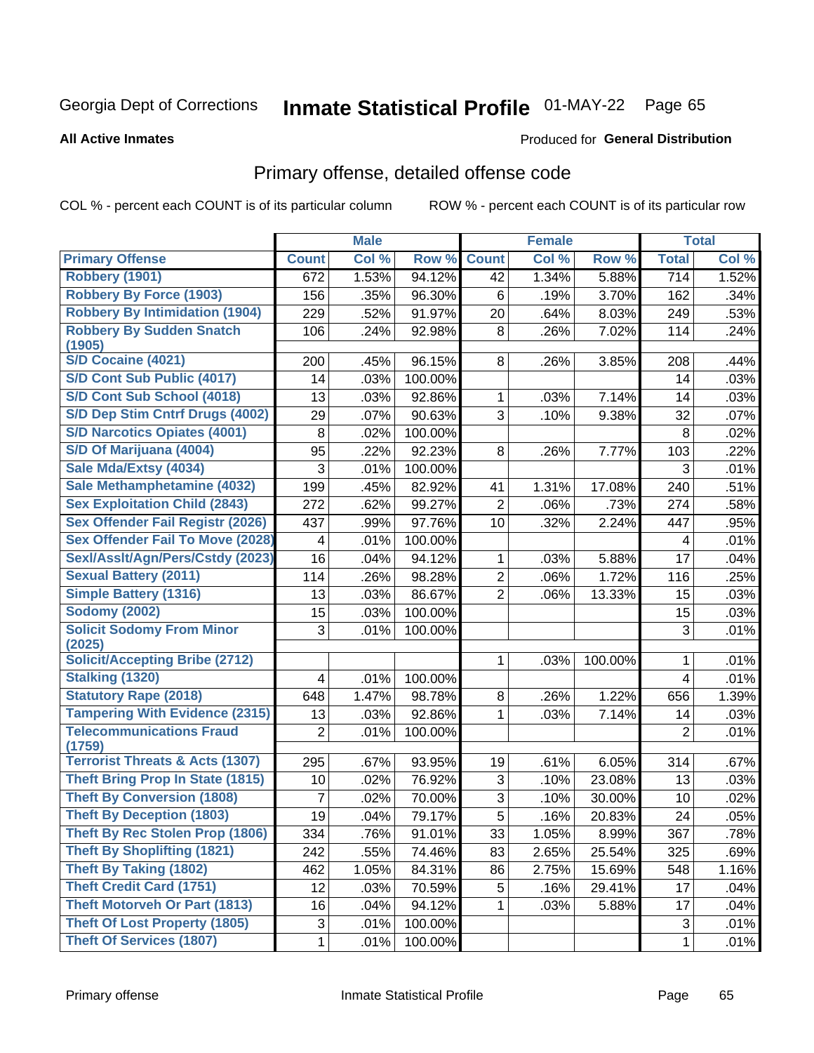Georgia Dept of Corrections **Inmate Statistical Profile** 01-MAY-22

**All Active Inmates**

Produced for **General Distribution**

## Primary offense, detailed offense code

COL % - percent each COUNT is of its particular column ROW % - percent each COUNT is of its particular row

| | Male | | | Female | | | Total | |
|---|---|---|---|---|---|---|---|---|
| **Primary Offense** | **Count** | **Col %** | **Row %** | **Count** | **Col %** | **Row %** | **Total** | **Col %** |
| **Robbery (1901)** | 672 | 1.53% | 94.12% | 42 | 1.34% | 5.88% | 714 | 1.52% |
| **Robbery By Force (1903)** | 156 | .35% | 96.30% | 6 | .19% | 3.70% | 162 | .34% |
| **Robbery By Intimidation (1904)** | 229 | .52% | 91.97% | 20 | .64% | 8.03% | 249 | .53% |
| **Robbery By Sudden Snatch (1905)** | 106 | .24% | 92.98% | 8 | .26% | 7.02% | 114 | .24% |
| **S/D Cocaine (4021)** | 200 | .45% | 96.15% | 8 | .26% | 3.85% | 208 | .44% |
| **S/D Cont Sub Public (4017)** | 14 | .03% | 100.00% | | | | 14 | .03% |
| **S/D Cont Sub School (4018)** | 13 | .03% | 92.86% | 1 | .03% | 7.14% | 14 | .03% |
| **S/D Dep Stim Cntrf Drugs (4002)** | 29 | .07% | 90.63% | 3 | .10% | 9.38% | 32 | .07% |
| **S/D Narcotics Opiates (4001)** | 8 | .02% | 100.00% | | | | 8 | .02% |
| **S/D Of Marijuana (4004)** | 95 | .22% | 92.23% | 8 | .26% | 7.77% | 103 | .22% |
| **Sale Mda/Extsy (4034)** | 3 | .01% | 100.00% | | | | 3 | .01% |
| **Sale Methamphetamine (4032)** | 199 | .45% | 82.92% | 41 | 1.31% | 17.08% | 240 | .51% |
| **Sex Exploitation Child (2843)** | 272 | .62% | 99.27% | 2 | .06% | .73% | 274 | .58% |
| **Sex Offender Fail Registr (2026)** | 437 | .99% | 97.76% | 10 | .32% | 2.24% | 447 | .95% |
| **Sex Offender Fail To Move (2028)** | 4 | .01% | 100.00% | | | | 4 | .01% |
| **Sexl/Asslt/Agn/Pers/Cstdy (2023)** | 16 | .04% | 94.12% | 1 | .03% | 5.88% | 17 | .04% |
| **Sexual Battery (2011)** | 114 | .26% | 98.28% | 2 | .06% | 1.72% | 116 | .25% |
| **Simple Battery (1316)** | 13 | .03% | 86.67% | 2 | .06% | 13.33% | 15 | .03% |
| **Sodomy (2002)** | 15 | .03% | 100.00% | | | | 15 | .03% |
| **Solicit Sodomy From Minor (2025)** | 3 | .01% | 100.00% | | | | 3 | .01% |
| **Solicit/Accepting Bribe (2712)** | | | | 1 | .03% | 100.00% | 1 | .01% |
| **Stalking (1320)** | 4 | .01% | 100.00% | | | | 4 | .01% |
| **Statutory Rape (2018)** | 648 | 1.47% | 98.78% | 8 | .26% | 1.22% | 656 | 1.39% |
| **Tampering With Evidence (2315)** | 13 | .03% | 92.86% | 1 | .03% | 7.14% | 14 | .03% |
| **Telecommunications Fraud (1759)** | 2 | .01% | 100.00% | | | | 2 | .01% |
| **Terrorist Threats & Acts (1307)** | 295 | .67% | 93.95% | 19 | .61% | 6.05% | 314 | .67% |
| **Theft Bring Prop In State (1815)** | 10 | .02% | 76.92% | 3 | .10% | 23.08% | 13 | .03% |
| **Theft By Conversion (1808)** | 7 | .02% | 70.00% | 3 | .10% | 30.00% | 10 | .02% |
| **Theft By Deception (1803)** | 19 | .04% | 79.17% | 5 | .16% | 20.83% | 24 | .05% |
| **Theft By Rec Stolen Prop (1806)** | 334 | .76% | 91.01% | 33 | 1.05% | 8.99% | 367 | .78% |
| **Theft By Shoplifting (1821)** | 242 | .55% | 74.46% | 83 | 2.65% | 25.54% | 325 | .69% |
| **Theft By Taking (1802)** | 462 | 1.05% | 84.31% | 86 | 2.75% | 15.69% | 548 | 1.16% |
| **Theft Credit Card (1751)** | 12 | .03% | 70.59% | 5 | .16% | 29.41% | 17 | .04% |
| **Theft Motorveh Or Part (1813)** | 16 | .04% | 94.12% | 1 | .03% | 5.88% | 17 | .04% |
| **Theft Of Lost Property (1805)** | 3 | .01% | 100.00% | | | | 3 | .01% |
| **Theft Of Services (1807)** | 1 | .01% | 100.00% | | | | 1 | .01% |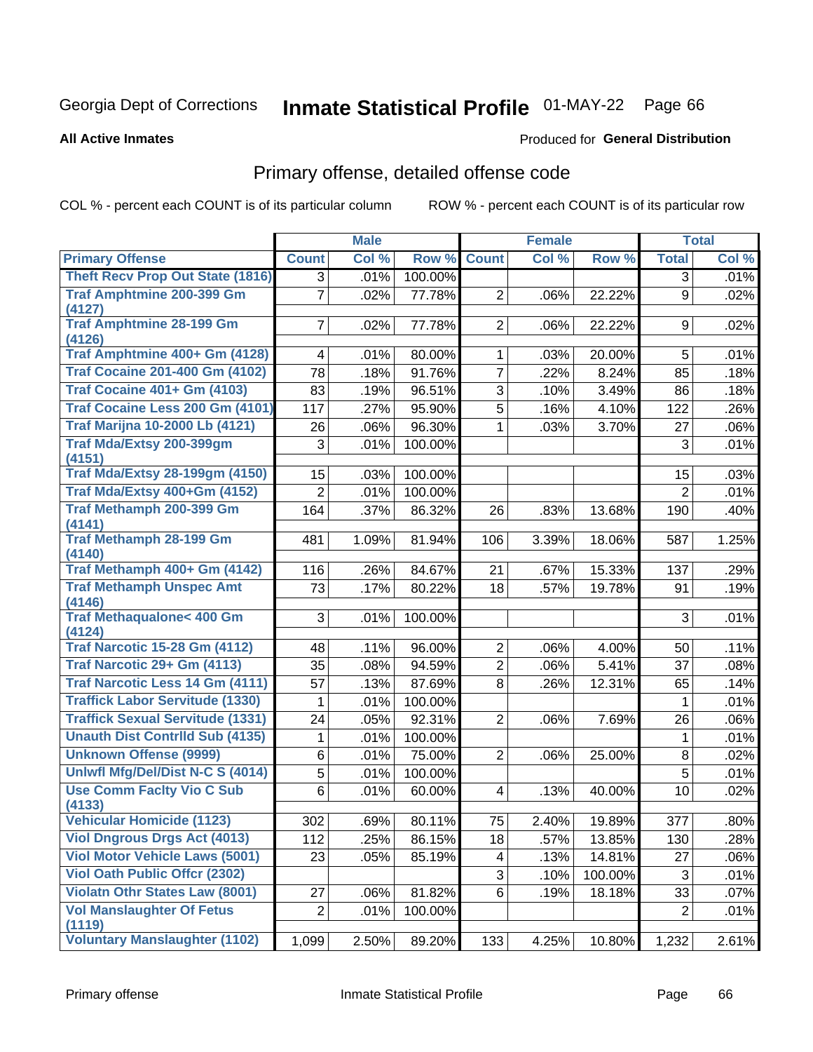Georgia Dept of Corrections **Inmate Statistical Profile** 01-MAY-22

**All Active Inmates**

Produced for **General Distribution**

## Primary offense, detailed offense code

COL % - percent each COUNT is of its particular column ROW % - percent each COUNT is of its particular row

| | Male | | | Female | | | Total | |
|---|---|---|---|---|---|---|---|---|
| **Primary Offense** | **Count** | **Col %** | **Row %** | **Count** | **Col %** | **Row %** | **Total** | **Col %** |
| Theft Recv Prop Out State (1816) | 3 | .01% | 100.00% | | | | 3 | .01% |
| Traf Amphtmine 200-399 Gm (4127) | 7 | .02% | 77.78% | 2 | .06% | 22.22% | 9 | .02% |
| Traf Amphtmine 28-199 Gm (4126) | 7 | .02% | 77.78% | 2 | .06% | 22.22% | 9 | .02% |
| Traf Amphtmine 400+ Gm (4128) | 4 | .01% | 80.00% | 1 | .03% | 20.00% | 5 | .01% |
| Traf Cocaine 201-400 Gm (4102) | 78 | .18% | 91.76% | 7 | .22% | 8.24% | 85 | .18% |
| Traf Cocaine 401+ Gm (4103) | 83 | .19% | 96.51% | 3 | .10% | 3.49% | 86 | .18% |
| Traf Cocaine Less 200 Gm (4101) | 117 | .27% | 95.90% | 5 | .16% | 4.10% | 122 | .26% |
| Traf Marijna 10-2000 Lb (4121) | 26 | .06% | 96.30% | 1 | .03% | 3.70% | 27 | .06% |
| Traf Mda/Extsy 200-399gm (4151) | 3 | .01% | 100.00% | | | | 3 | .01% |
| Traf Mda/Extsy 28-199gm (4150) | 15 | .03% | 100.00% | | | | 15 | .03% |
| Traf Mda/Extsy 400+Gm (4152) | 2 | .01% | 100.00% | | | | 2 | .01% |
| Traf Methamph 200-399 Gm (4141) | 164 | .37% | 86.32% | 26 | .83% | 13.68% | 190 | .40% |
| Traf Methamph 28-199 Gm (4140) | 481 | 1.09% | 81.94% | 106 | 3.39% | 18.06% | 587 | 1.25% |
| Traf Methamph 400+ Gm (4142) | 116 | .26% | 84.67% | 21 | .67% | 15.33% | 137 | .29% |
| Traf Methamph Unspec Amt (4146) | 73 | .17% | 80.22% | 18 | .57% | 19.78% | 91 | .19% |
| Traf Methaqualone< 400 Gm (4124) | 3 | .01% | 100.00% | | | | 3 | .01% |
| Traf Narcotic 15-28 Gm (4112) | 48 | .11% | 96.00% | 2 | .06% | 4.00% | 50 | .11% |
| Traf Narcotic 29+ Gm (4113) | 35 | .08% | 94.59% | 2 | .06% | 5.41% | 37 | .08% |
| Traf Narcotic Less 14 Gm (4111) | 57 | .13% | 87.69% | 8 | .26% | 12.31% | 65 | .14% |
| Traffick Labor Servitude (1330) | 1 | .01% | 100.00% | | | | 1 | .01% |
| Traffick Sexual Servitude (1331) | 24 | .05% | 92.31% | 2 | .06% | 7.69% | 26 | .06% |
| Unauth Dist Contrlld Sub (4135) | 1 | .01% | 100.00% | | | | 1 | .01% |
| Unknown Offense (9999) | 6 | .01% | 75.00% | 2 | .06% | 25.00% | 8 | .02% |
| Unlwfl Mfg/Del/Dist N-C S (4014) | 5 | .01% | 100.00% | | | | 5 | .01% |
| Use Comm Faclty Vio C Sub (4133) | 6 | .01% | 60.00% | 4 | .13% | 40.00% | 10 | .02% |
| Vehicular Homicide (1123) | 302 | .69% | 80.11% | 75 | 2.40% | 19.89% | 377 | .80% |
| Viol Dngrous Drgs Act (4013) | 112 | .25% | 86.15% | 18 | .57% | 13.85% | 130 | .28% |
| Viol Motor Vehicle Laws (5001) | 23 | .05% | 85.19% | 4 | .13% | 14.81% | 27 | .06% |
| Viol Oath Public Offcr (2302) | | | | 3 | .10% | 100.00% | 3 | .01% |
| Violatn Othr States Law (8001) | 27 | .06% | 81.82% | 6 | .19% | 18.18% | 33 | .07% |
| Vol Manslaughter Of Fetus (1119) | 2 | .01% | 100.00% | | | | 2 | .01% |
| Voluntary Manslaughter (1102) | 1,099 | 2.50% | 89.20% | 133 | 4.25% | 10.80% | 1,232 | 2.61% |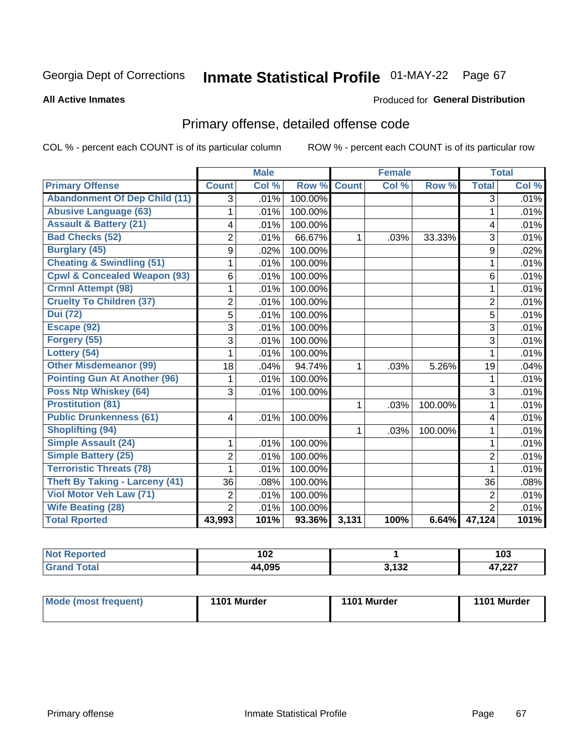# Georgia Dept of Corrections — Inmate Statistical Profile 01-MAY-22

**All Active Inmates**

Produced for **General Distribution**

## Primary offense, detailed offense code

COL % - percent each COUNT is of its particular column

ROW % - percent each COUNT is of its particular row

| | Male | | | Female | | | Total | |
|---|---|---|---|---|---|---|---|---|
| **Primary Offense** | **Count** | **Col %** | **Row %** | **Count** | **Col %** | **Row %** | **Total** | **Col %** |
| Abandonment Of Dep Child (11) | 3 | .01% | 100.00% | | | | 3 | .01% |
| Abusive Language (63) | 1 | .01% | 100.00% | | | | 1 | .01% |
| Assault & Battery (21) | 4 | .01% | 100.00% | | | | 4 | .01% |
| Bad Checks (52) | 2 | .01% | 66.67% | 1 | .03% | 33.33% | 3 | .01% |
| Burglary (45) | 9 | .02% | 100.00% | | | | 9 | .02% |
| Cheating & Swindling (51) | 1 | .01% | 100.00% | | | | 1 | .01% |
| Cpwl & Concealed Weapon (93) | 6 | .01% | 100.00% | | | | 6 | .01% |
| Crmnl Attempt (98) | 1 | .01% | 100.00% | | | | 1 | .01% |
| Cruelty To Children (37) | 2 | .01% | 100.00% | | | | 2 | .01% |
| Dui (72) | 5 | .01% | 100.00% | | | | 5 | .01% |
| Escape (92) | 3 | .01% | 100.00% | | | | 3 | .01% |
| Forgery (55) | 3 | .01% | 100.00% | | | | 3 | .01% |
| Lottery (54) | 1 | .01% | 100.00% | | | | 1 | .01% |
| Other Misdemeanor (99) | 18 | .04% | 94.74% | 1 | .03% | 5.26% | 19 | .04% |
| Pointing Gun At Another (96) | 1 | .01% | 100.00% | | | | 1 | .01% |
| Poss Ntp Whiskey (64) | 3 | .01% | 100.00% | | | | 3 | .01% |
| Prostitution (81) | | | | 1 | .03% | 100.00% | 1 | .01% |
| Public Drunkenness (61) | 4 | .01% | 100.00% | | | | 4 | .01% |
| Shoplifting (94) | | | | 1 | .03% | 100.00% | 1 | .01% |
| Simple Assault (24) | 1 | .01% | 100.00% | | | | 1 | .01% |
| Simple Battery (25) | 2 | .01% | 100.00% | | | | 2 | .01% |
| Terroristic Threats (78) | 1 | .01% | 100.00% | | | | 1 | .01% |
| Theft By Taking - Larceny (41) | 36 | .08% | 100.00% | | | | 36 | .08% |
| Viol Motor Veh Law (71) | 2 | .01% | 100.00% | | | | 2 | .01% |
| Wife Beating (28) | 2 | .01% | 100.00% | | | | 2 | .01% |
| **Total Rported** | **43,993** | **101%** | **93.36%** | **3,131** | **100%** | **6.64%** | **47,124** | **101%** |

| | Male | Female | Total |
|---|---|---|---|
| Not Reported | 102 | 1 | 103 |
| Grand Total | 44,095 | 3,132 | 47,227 |

| | Male | Female | Total |
|---|---|---|---|
| Mode (most frequent) | 1101 Murder | 1101 Murder | 1101 Murder |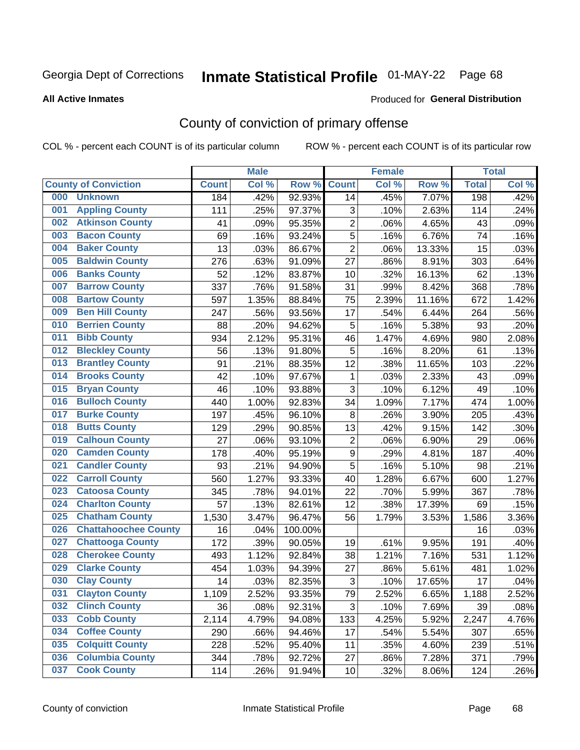Georgia Dept of Corrections **Inmate Statistical Profile** 01-MAY-22

**All Active Inmates**

Produced for **General Distribution**

## County of conviction of primary offense

COL % - percent each COUNT is of its particular column ROW % - percent each COUNT is of its particular row

| County of Conviction | Male | | | Female | | | Total | |
|---|---|---|---|---|---|---|---|---|
| | Count | Col % | Row % | Count | Col % | Row % | Total | Col % |
| 000 Unknown | 184 | .42% | 92.93% | 14 | .45% | 7.07% | 198 | .42% |
| 001 Appling County | 111 | .25% | 97.37% | 3 | .10% | 2.63% | 114 | .24% |
| 002 Atkinson County | 41 | .09% | 95.35% | 2 | .06% | 4.65% | 43 | .09% |
| 003 Bacon County | 69 | .16% | 93.24% | 5 | .16% | 6.76% | 74 | .16% |
| 004 Baker County | 13 | .03% | 86.67% | 2 | .06% | 13.33% | 15 | .03% |
| 005 Baldwin County | 276 | .63% | 91.09% | 27 | .86% | 8.91% | 303 | .64% |
| 006 Banks County | 52 | .12% | 83.87% | 10 | .32% | 16.13% | 62 | .13% |
| 007 Barrow County | 337 | .76% | 91.58% | 31 | .99% | 8.42% | 368 | .78% |
| 008 Bartow County | 597 | 1.35% | 88.84% | 75 | 2.39% | 11.16% | 672 | 1.42% |
| 009 Ben Hill County | 247 | .56% | 93.56% | 17 | .54% | 6.44% | 264 | .56% |
| 010 Berrien County | 88 | .20% | 94.62% | 5 | .16% | 5.38% | 93 | .20% |
| 011 Bibb County | 934 | 2.12% | 95.31% | 46 | 1.47% | 4.69% | 980 | 2.08% |
| 012 Bleckley County | 56 | .13% | 91.80% | 5 | .16% | 8.20% | 61 | .13% |
| 013 Brantley County | 91 | .21% | 88.35% | 12 | .38% | 11.65% | 103 | .22% |
| 014 Brooks County | 42 | .10% | 97.67% | 1 | .03% | 2.33% | 43 | .09% |
| 015 Bryan County | 46 | .10% | 93.88% | 3 | .10% | 6.12% | 49 | .10% |
| 016 Bulloch County | 440 | 1.00% | 92.83% | 34 | 1.09% | 7.17% | 474 | 1.00% |
| 017 Burke County | 197 | .45% | 96.10% | 8 | .26% | 3.90% | 205 | .43% |
| 018 Butts County | 129 | .29% | 90.85% | 13 | .42% | 9.15% | 142 | .30% |
| 019 Calhoun County | 27 | .06% | 93.10% | 2 | .06% | 6.90% | 29 | .06% |
| 020 Camden County | 178 | .40% | 95.19% | 9 | .29% | 4.81% | 187 | .40% |
| 021 Candler County | 93 | .21% | 94.90% | 5 | .16% | 5.10% | 98 | .21% |
| 022 Carroll County | 560 | 1.27% | 93.33% | 40 | 1.28% | 6.67% | 600 | 1.27% |
| 023 Catoosa County | 345 | .78% | 94.01% | 22 | .70% | 5.99% | 367 | .78% |
| 024 Charlton County | 57 | .13% | 82.61% | 12 | .38% | 17.39% | 69 | .15% |
| 025 Chatham County | 1,530 | 3.47% | 96.47% | 56 | 1.79% | 3.53% | 1,586 | 3.36% |
| 026 Chattahoochee County | 16 | .04% | 100.00% | | | | 16 | .03% |
| 027 Chattooga County | 172 | .39% | 90.05% | 19 | .61% | 9.95% | 191 | .40% |
| 028 Cherokee County | 493 | 1.12% | 92.84% | 38 | 1.21% | 7.16% | 531 | 1.12% |
| 029 Clarke County | 454 | 1.03% | 94.39% | 27 | .86% | 5.61% | 481 | 1.02% |
| 030 Clay County | 14 | .03% | 82.35% | 3 | .10% | 17.65% | 17 | .04% |
| 031 Clayton County | 1,109 | 2.52% | 93.35% | 79 | 2.52% | 6.65% | 1,188 | 2.52% |
| 032 Clinch County | 36 | .08% | 92.31% | 3 | .10% | 7.69% | 39 | .08% |
| 033 Cobb County | 2,114 | 4.79% | 94.08% | 133 | 4.25% | 5.92% | 2,247 | 4.76% |
| 034 Coffee County | 290 | .66% | 94.46% | 17 | .54% | 5.54% | 307 | .65% |
| 035 Colquitt County | 228 | .52% | 95.40% | 11 | .35% | 4.60% | 239 | .51% |
| 036 Columbia County | 344 | .78% | 92.72% | 27 | .86% | 7.28% | 371 | .79% |
| 037 Cook County | 114 | .26% | 91.94% | 10 | .32% | 8.06% | 124 | .26% |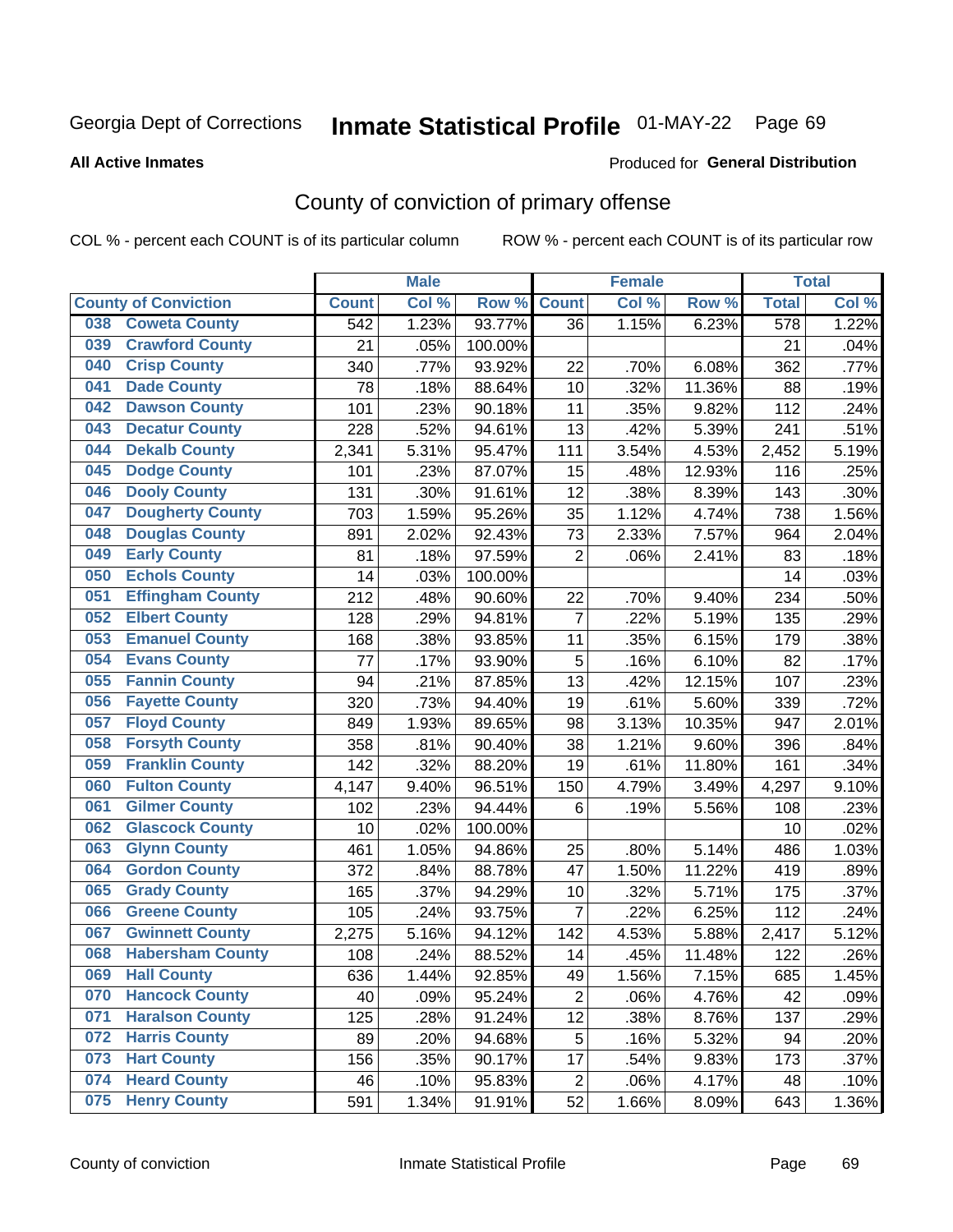Georgia Dept of Corrections **Inmate Statistical Profile** 01-MAY-22 Page 69

**All Active Inmates**

Produced for **General Distribution**

## County of conviction of primary offense

COL % - percent each COUNT is of its particular column ROW % - percent each COUNT is of its particular row

| County of Conviction | Male | | | Female | | | Total | |
|---|---|---|---|---|---|---|---|---|
| | Count | Col % | Row % | Count | Col % | Row % | Total | Col % |
| 038 Coweta County | 542 | 1.23% | 93.77% | 36 | 1.15% | 6.23% | 578 | 1.22% |
| 039 Crawford County | 21 | .05% | 100.00% | | | | 21 | .04% |
| 040 Crisp County | 340 | .77% | 93.92% | 22 | .70% | 6.08% | 362 | .77% |
| 041 Dade County | 78 | .18% | 88.64% | 10 | .32% | 11.36% | 88 | .19% |
| 042 Dawson County | 101 | .23% | 90.18% | 11 | .35% | 9.82% | 112 | .24% |
| 043 Decatur County | 228 | .52% | 94.61% | 13 | .42% | 5.39% | 241 | .51% |
| 044 Dekalb County | 2,341 | 5.31% | 95.47% | 111 | 3.54% | 4.53% | 2,452 | 5.19% |
| 045 Dodge County | 101 | .23% | 87.07% | 15 | .48% | 12.93% | 116 | .25% |
| 046 Dooly County | 131 | .30% | 91.61% | 12 | .38% | 8.39% | 143 | .30% |
| 047 Dougherty County | 703 | 1.59% | 95.26% | 35 | 1.12% | 4.74% | 738 | 1.56% |
| 048 Douglas County | 891 | 2.02% | 92.43% | 73 | 2.33% | 7.57% | 964 | 2.04% |
| 049 Early County | 81 | .18% | 97.59% | 2 | .06% | 2.41% | 83 | .18% |
| 050 Echols County | 14 | .03% | 100.00% | | | | 14 | .03% |
| 051 Effingham County | 212 | .48% | 90.60% | 22 | .70% | 9.40% | 234 | .50% |
| 052 Elbert County | 128 | .29% | 94.81% | 7 | .22% | 5.19% | 135 | .29% |
| 053 Emanuel County | 168 | .38% | 93.85% | 11 | .35% | 6.15% | 179 | .38% |
| 054 Evans County | 77 | .17% | 93.90% | 5 | .16% | 6.10% | 82 | .17% |
| 055 Fannin County | 94 | .21% | 87.85% | 13 | .42% | 12.15% | 107 | .23% |
| 056 Fayette County | 320 | .73% | 94.40% | 19 | .61% | 5.60% | 339 | .72% |
| 057 Floyd County | 849 | 1.93% | 89.65% | 98 | 3.13% | 10.35% | 947 | 2.01% |
| 058 Forsyth County | 358 | .81% | 90.40% | 38 | 1.21% | 9.60% | 396 | .84% |
| 059 Franklin County | 142 | .32% | 88.20% | 19 | .61% | 11.80% | 161 | .34% |
| 060 Fulton County | 4,147 | 9.40% | 96.51% | 150 | 4.79% | 3.49% | 4,297 | 9.10% |
| 061 Gilmer County | 102 | .23% | 94.44% | 6 | .19% | 5.56% | 108 | .23% |
| 062 Glascock County | 10 | .02% | 100.00% | | | | 10 | .02% |
| 063 Glynn County | 461 | 1.05% | 94.86% | 25 | .80% | 5.14% | 486 | 1.03% |
| 064 Gordon County | 372 | .84% | 88.78% | 47 | 1.50% | 11.22% | 419 | .89% |
| 065 Grady County | 165 | .37% | 94.29% | 10 | .32% | 5.71% | 175 | .37% |
| 066 Greene County | 105 | .24% | 93.75% | 7 | .22% | 6.25% | 112 | .24% |
| 067 Gwinnett County | 2,275 | 5.16% | 94.12% | 142 | 4.53% | 5.88% | 2,417 | 5.12% |
| 068 Habersham County | 108 | .24% | 88.52% | 14 | .45% | 11.48% | 122 | .26% |
| 069 Hall County | 636 | 1.44% | 92.85% | 49 | 1.56% | 7.15% | 685 | 1.45% |
| 070 Hancock County | 40 | .09% | 95.24% | 2 | .06% | 4.76% | 42 | .09% |
| 071 Haralson County | 125 | .28% | 91.24% | 12 | .38% | 8.76% | 137 | .29% |
| 072 Harris County | 89 | .20% | 94.68% | 5 | .16% | 5.32% | 94 | .20% |
| 073 Hart County | 156 | .35% | 90.17% | 17 | .54% | 9.83% | 173 | .37% |
| 074 Heard County | 46 | .10% | 95.83% | 2 | .06% | 4.17% | 48 | .10% |
| 075 Henry County | 591 | 1.34% | 91.91% | 52 | 1.66% | 8.09% | 643 | 1.36% |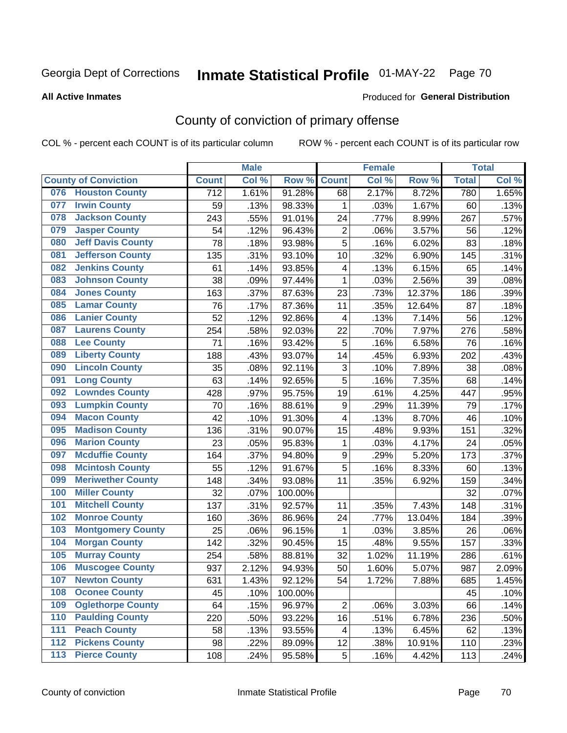Georgia Dept of Corrections **Inmate Statistical Profile** 01-MAY-22

**All Active Inmates**

Produced for **General Distribution**

## County of conviction of primary offense

COL % - percent each COUNT is of its particular column ROW % - percent each COUNT is of its particular row

| County of Conviction | Male | | | Female | | | Total | |
|---|---|---|---|---|---|---|---|---|
| | Count | Col % | Row % | Count | Col % | Row % | Total | Col % |
| 076 Houston County | 712 | 1.61% | 91.28% | 68 | 2.17% | 8.72% | 780 | 1.65% |
| 077 Irwin County | 59 | .13% | 98.33% | 1 | .03% | 1.67% | 60 | .13% |
| 078 Jackson County | 243 | .55% | 91.01% | 24 | .77% | 8.99% | 267 | .57% |
| 079 Jasper County | 54 | .12% | 96.43% | 2 | .06% | 3.57% | 56 | .12% |
| 080 Jeff Davis County | 78 | .18% | 93.98% | 5 | .16% | 6.02% | 83 | .18% |
| 081 Jefferson County | 135 | .31% | 93.10% | 10 | .32% | 6.90% | 145 | .31% |
| 082 Jenkins County | 61 | .14% | 93.85% | 4 | .13% | 6.15% | 65 | .14% |
| 083 Johnson County | 38 | .09% | 97.44% | 1 | .03% | 2.56% | 39 | .08% |
| 084 Jones County | 163 | .37% | 87.63% | 23 | .73% | 12.37% | 186 | .39% |
| 085 Lamar County | 76 | .17% | 87.36% | 11 | .35% | 12.64% | 87 | .18% |
| 086 Lanier County | 52 | .12% | 92.86% | 4 | .13% | 7.14% | 56 | .12% |
| 087 Laurens County | 254 | .58% | 92.03% | 22 | .70% | 7.97% | 276 | .58% |
| 088 Lee County | 71 | .16% | 93.42% | 5 | .16% | 6.58% | 76 | .16% |
| 089 Liberty County | 188 | .43% | 93.07% | 14 | .45% | 6.93% | 202 | .43% |
| 090 Lincoln County | 35 | .08% | 92.11% | 3 | .10% | 7.89% | 38 | .08% |
| 091 Long County | 63 | .14% | 92.65% | 5 | .16% | 7.35% | 68 | .14% |
| 092 Lowndes County | 428 | .97% | 95.75% | 19 | .61% | 4.25% | 447 | .95% |
| 093 Lumpkin County | 70 | .16% | 88.61% | 9 | .29% | 11.39% | 79 | .17% |
| 094 Macon County | 42 | .10% | 91.30% | 4 | .13% | 8.70% | 46 | .10% |
| 095 Madison County | 136 | .31% | 90.07% | 15 | .48% | 9.93% | 151 | .32% |
| 096 Marion County | 23 | .05% | 95.83% | 1 | .03% | 4.17% | 24 | .05% |
| 097 Mcduffie County | 164 | .37% | 94.80% | 9 | .29% | 5.20% | 173 | .37% |
| 098 Mcintosh County | 55 | .12% | 91.67% | 5 | .16% | 8.33% | 60 | .13% |
| 099 Meriwether County | 148 | .34% | 93.08% | 11 | .35% | 6.92% | 159 | .34% |
| 100 Miller County | 32 | .07% | 100.00% | | | | 32 | .07% |
| 101 Mitchell County | 137 | .31% | 92.57% | 11 | .35% | 7.43% | 148 | .31% |
| 102 Monroe County | 160 | .36% | 86.96% | 24 | .77% | 13.04% | 184 | .39% |
| 103 Montgomery County | 25 | .06% | 96.15% | 1 | .03% | 3.85% | 26 | .06% |
| 104 Morgan County | 142 | .32% | 90.45% | 15 | .48% | 9.55% | 157 | .33% |
| 105 Murray County | 254 | .58% | 88.81% | 32 | 1.02% | 11.19% | 286 | .61% |
| 106 Muscogee County | 937 | 2.12% | 94.93% | 50 | 1.60% | 5.07% | 987 | 2.09% |
| 107 Newton County | 631 | 1.43% | 92.12% | 54 | 1.72% | 7.88% | 685 | 1.45% |
| 108 Oconee County | 45 | .10% | 100.00% | | | | 45 | .10% |
| 109 Oglethorpe County | 64 | .15% | 96.97% | 2 | .06% | 3.03% | 66 | .14% |
| 110 Paulding County | 220 | .50% | 93.22% | 16 | .51% | 6.78% | 236 | .50% |
| 111 Peach County | 58 | .13% | 93.55% | 4 | .13% | 6.45% | 62 | .13% |
| 112 Pickens County | 98 | .22% | 89.09% | 12 | .38% | 10.91% | 110 | .23% |
| 113 Pierce County | 108 | .24% | 95.58% | 5 | .16% | 4.42% | 113 | .24% |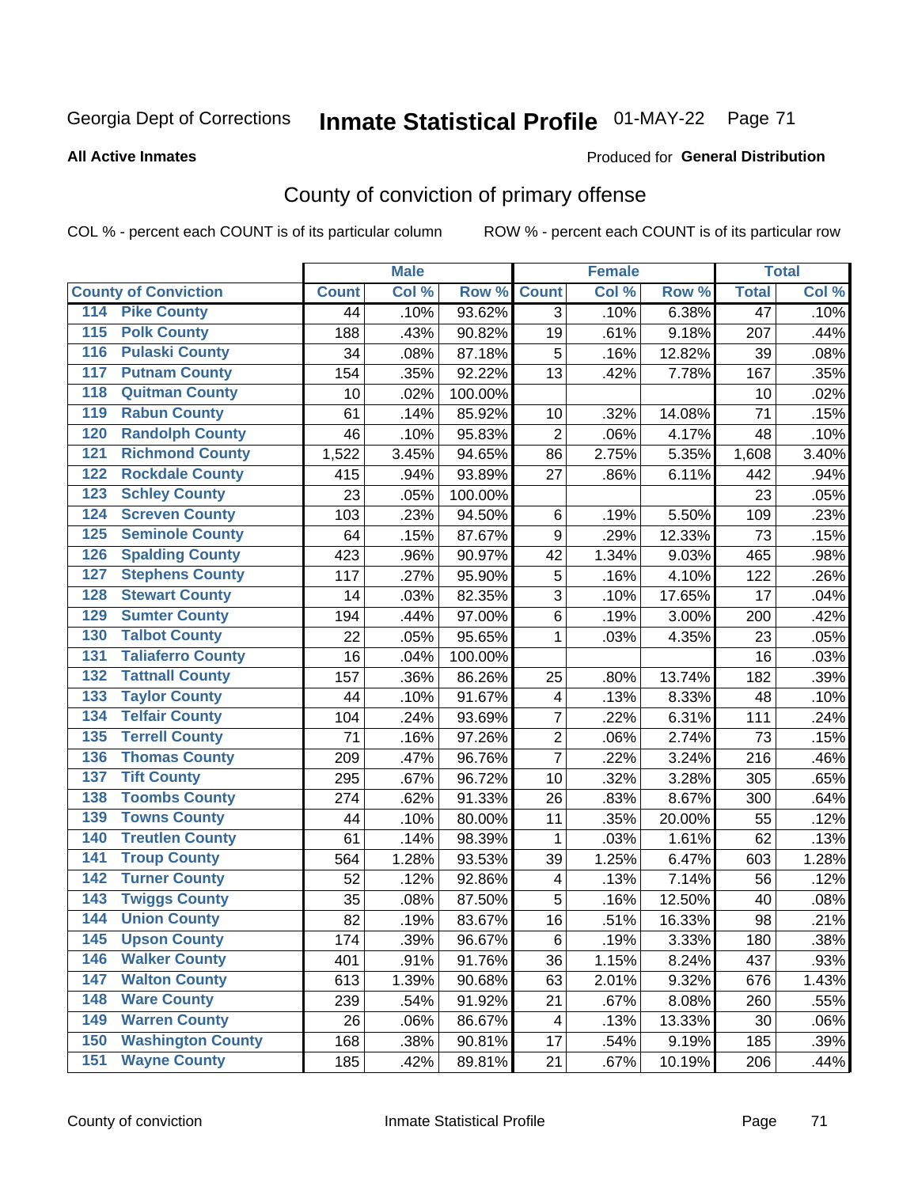Georgia Dept of Corrections **Inmate Statistical Profile** 01-MAY-22

**All Active Inmates**

Produced for **General Distribution**

## County of conviction of primary offense

COL % - percent each COUNT is of its particular column

ROW % - percent each COUNT is of its particular row

| County of Conviction | Male | | | Female | | | Total | |
|---|---|---|---|---|---|---|---|---|
| | Count | Col % | Row % | Count | Col % | Row % | Total | Col % |
| 114 Pike County | 44 | .10% | 93.62% | 3 | .10% | 6.38% | 47 | .10% |
| 115 Polk County | 188 | .43% | 90.82% | 19 | .61% | 9.18% | 207 | .44% |
| 116 Pulaski County | 34 | .08% | 87.18% | 5 | .16% | 12.82% | 39 | .08% |
| 117 Putnam County | 154 | .35% | 92.22% | 13 | .42% | 7.78% | 167 | .35% |
| 118 Quitman County | 10 | .02% | 100.00% | | | | 10 | .02% |
| 119 Rabun County | 61 | .14% | 85.92% | 10 | .32% | 14.08% | 71 | .15% |
| 120 Randolph County | 46 | .10% | 95.83% | 2 | .06% | 4.17% | 48 | .10% |
| 121 Richmond County | 1,522 | 3.45% | 94.65% | 86 | 2.75% | 5.35% | 1,608 | 3.40% |
| 122 Rockdale County | 415 | .94% | 93.89% | 27 | .86% | 6.11% | 442 | .94% |
| 123 Schley County | 23 | .05% | 100.00% | | | | 23 | .05% |
| 124 Screven County | 103 | .23% | 94.50% | 6 | .19% | 5.50% | 109 | .23% |
| 125 Seminole County | 64 | .15% | 87.67% | 9 | .29% | 12.33% | 73 | .15% |
| 126 Spalding County | 423 | .96% | 90.97% | 42 | 1.34% | 9.03% | 465 | .98% |
| 127 Stephens County | 117 | .27% | 95.90% | 5 | .16% | 4.10% | 122 | .26% |
| 128 Stewart County | 14 | .03% | 82.35% | 3 | .10% | 17.65% | 17 | .04% |
| 129 Sumter County | 194 | .44% | 97.00% | 6 | .19% | 3.00% | 200 | .42% |
| 130 Talbot County | 22 | .05% | 95.65% | 1 | .03% | 4.35% | 23 | .05% |
| 131 Taliaferro County | 16 | .04% | 100.00% | | | | 16 | .03% |
| 132 Tattnall County | 157 | .36% | 86.26% | 25 | .80% | 13.74% | 182 | .39% |
| 133 Taylor County | 44 | .10% | 91.67% | 4 | .13% | 8.33% | 48 | .10% |
| 134 Telfair County | 104 | .24% | 93.69% | 7 | .22% | 6.31% | 111 | .24% |
| 135 Terrell County | 71 | .16% | 97.26% | 2 | .06% | 2.74% | 73 | .15% |
| 136 Thomas County | 209 | .47% | 96.76% | 7 | .22% | 3.24% | 216 | .46% |
| 137 Tift County | 295 | .67% | 96.72% | 10 | .32% | 3.28% | 305 | .65% |
| 138 Toombs County | 274 | .62% | 91.33% | 26 | .83% | 8.67% | 300 | .64% |
| 139 Towns County | 44 | .10% | 80.00% | 11 | .35% | 20.00% | 55 | .12% |
| 140 Treutlen County | 61 | .14% | 98.39% | 1 | .03% | 1.61% | 62 | .13% |
| 141 Troup County | 564 | 1.28% | 93.53% | 39 | 1.25% | 6.47% | 603 | 1.28% |
| 142 Turner County | 52 | .12% | 92.86% | 4 | .13% | 7.14% | 56 | .12% |
| 143 Twiggs County | 35 | .08% | 87.50% | 5 | .16% | 12.50% | 40 | .08% |
| 144 Union County | 82 | .19% | 83.67% | 16 | .51% | 16.33% | 98 | .21% |
| 145 Upson County | 174 | .39% | 96.67% | 6 | .19% | 3.33% | 180 | .38% |
| 146 Walker County | 401 | .91% | 91.76% | 36 | 1.15% | 8.24% | 437 | .93% |
| 147 Walton County | 613 | 1.39% | 90.68% | 63 | 2.01% | 9.32% | 676 | 1.43% |
| 148 Ware County | 239 | .54% | 91.92% | 21 | .67% | 8.08% | 260 | .55% |
| 149 Warren County | 26 | .06% | 86.67% | 4 | .13% | 13.33% | 30 | .06% |
| 150 Washington County | 168 | .38% | 90.81% | 17 | .54% | 9.19% | 185 | .39% |
| 151 Wayne County | 185 | .42% | 89.81% | 21 | .67% | 10.19% | 206 | .44% |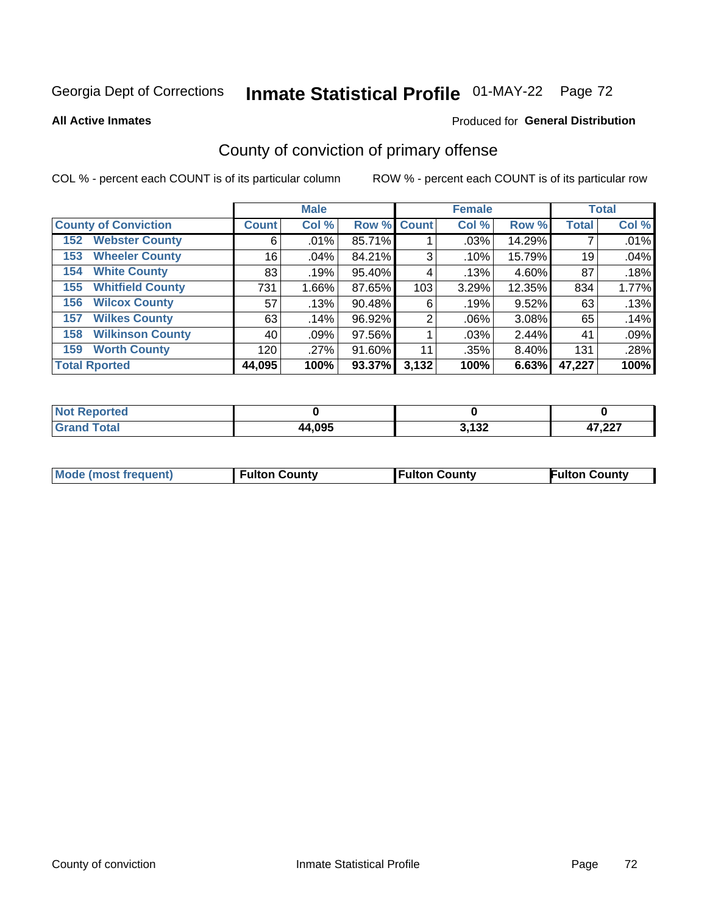Georgia Dept of Corrections **Inmate Statistical Profile** 01-MAY-22

**All Active Inmates**

Produced for **General Distribution**

## County of conviction of primary offense

COL % - percent each COUNT is of its particular column ROW % - percent each COUNT is of its particular row

| | Male | | | Female | | | Total | |
|---|---|---|---|---|---|---|---|---|
| County of Conviction | Count | Col % | Row % | Count | Col % | Row % | Total | Col % |
| 152 Webster County | 6 | .01% | 85.71% | 1 | .03% | 14.29% | 7 | .01% |
| 153 Wheeler County | 16 | .04% | 84.21% | 3 | .10% | 15.79% | 19 | .04% |
| 154 White County | 83 | .19% | 95.40% | 4 | .13% | 4.60% | 87 | .18% |
| 155 Whitfield County | 731 | 1.66% | 87.65% | 103 | 3.29% | 12.35% | 834 | 1.77% |
| 156 Wilcox County | 57 | .13% | 90.48% | 6 | .19% | 9.52% | 63 | .13% |
| 157 Wilkes County | 63 | .14% | 96.92% | 2 | .06% | 3.08% | 65 | .14% |
| 158 Wilkinson County | 40 | .09% | 97.56% | 1 | .03% | 2.44% | 41 | .09% |
| 159 Worth County | 120 | .27% | 91.60% | 11 | .35% | 8.40% | 131 | .28% |
| **Total Rported** | **44,095** | **100%** | **93.37%** | **3,132** | **100%** | **6.63%** | **47,227** | **100%** |

| | Male | Female | Total |
|---|---|---|---|
| Not Reported | **0** | **0** | **0** |
| Grand Total | **44,095** | **3,132** | **47,227** |

| | Male | Female | Total |
|---|---|---|---|
| Mode (most frequent) | **Fulton County** | **Fulton County** | **Fulton County** |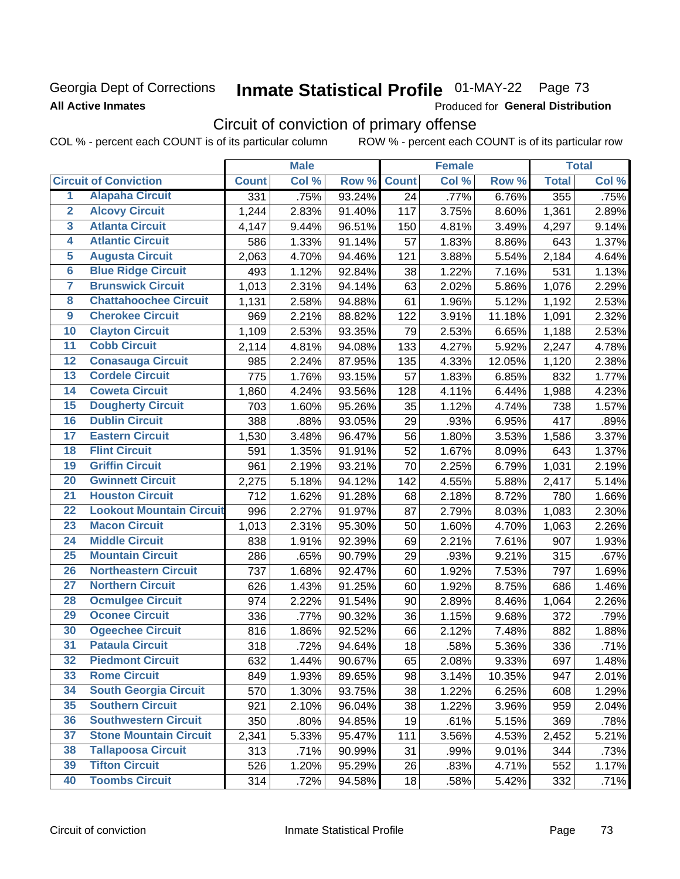Georgia Dept of Corrections
**All Active Inmates**

# Inmate Statistical Profile 01-MAY-22 Page 73

Produced for **General Distribution**

## Circuit of conviction of primary offense

COL % - percent each COUNT is of its particular column ROW % - percent each COUNT is of its particular row

| | Circuit of Conviction | Male | | | Female | | | Total | |
|---|---|---|---|---|---|---|---|---|---|
| | | Count | Col % | Row % | Count | Col % | Row % | Total | Col % |
| 1 | Alapaha Circuit | 331 | .75% | 93.24% | 24 | .77% | 6.76% | 355 | .75% |
| 2 | Alcovy Circuit | 1,244 | 2.83% | 91.40% | 117 | 3.75% | 8.60% | 1,361 | 2.89% |
| 3 | Atlanta Circuit | 4,147 | 9.44% | 96.51% | 150 | 4.81% | 3.49% | 4,297 | 9.14% |
| 4 | Atlantic Circuit | 586 | 1.33% | 91.14% | 57 | 1.83% | 8.86% | 643 | 1.37% |
| 5 | Augusta Circuit | 2,063 | 4.70% | 94.46% | 121 | 3.88% | 5.54% | 2,184 | 4.64% |
| 6 | Blue Ridge Circuit | 493 | 1.12% | 92.84% | 38 | 1.22% | 7.16% | 531 | 1.13% |
| 7 | Brunswick Circuit | 1,013 | 2.31% | 94.14% | 63 | 2.02% | 5.86% | 1,076 | 2.29% |
| 8 | Chattahoochee Circuit | 1,131 | 2.58% | 94.88% | 61 | 1.96% | 5.12% | 1,192 | 2.53% |
| 9 | Cherokee Circuit | 969 | 2.21% | 88.82% | 122 | 3.91% | 11.18% | 1,091 | 2.32% |
| 10 | Clayton Circuit | 1,109 | 2.53% | 93.35% | 79 | 2.53% | 6.65% | 1,188 | 2.53% |
| 11 | Cobb Circuit | 2,114 | 4.81% | 94.08% | 133 | 4.27% | 5.92% | 2,247 | 4.78% |
| 12 | Conasauga Circuit | 985 | 2.24% | 87.95% | 135 | 4.33% | 12.05% | 1,120 | 2.38% |
| 13 | Cordele Circuit | 775 | 1.76% | 93.15% | 57 | 1.83% | 6.85% | 832 | 1.77% |
| 14 | Coweta Circuit | 1,860 | 4.24% | 93.56% | 128 | 4.11% | 6.44% | 1,988 | 4.23% |
| 15 | Dougherty Circuit | 703 | 1.60% | 95.26% | 35 | 1.12% | 4.74% | 738 | 1.57% |
| 16 | Dublin Circuit | 388 | .88% | 93.05% | 29 | .93% | 6.95% | 417 | .89% |
| 17 | Eastern Circuit | 1,530 | 3.48% | 96.47% | 56 | 1.80% | 3.53% | 1,586 | 3.37% |
| 18 | Flint Circuit | 591 | 1.35% | 91.91% | 52 | 1.67% | 8.09% | 643 | 1.37% |
| 19 | Griffin Circuit | 961 | 2.19% | 93.21% | 70 | 2.25% | 6.79% | 1,031 | 2.19% |
| 20 | Gwinnett Circuit | 2,275 | 5.18% | 94.12% | 142 | 4.55% | 5.88% | 2,417 | 5.14% |
| 21 | Houston Circuit | 712 | 1.62% | 91.28% | 68 | 2.18% | 8.72% | 780 | 1.66% |
| 22 | Lookout Mountain Circuit | 996 | 2.27% | 91.97% | 87 | 2.79% | 8.03% | 1,083 | 2.30% |
| 23 | Macon Circuit | 1,013 | 2.31% | 95.30% | 50 | 1.60% | 4.70% | 1,063 | 2.26% |
| 24 | Middle Circuit | 838 | 1.91% | 92.39% | 69 | 2.21% | 7.61% | 907 | 1.93% |
| 25 | Mountain Circuit | 286 | .65% | 90.79% | 29 | .93% | 9.21% | 315 | .67% |
| 26 | Northeastern Circuit | 737 | 1.68% | 92.47% | 60 | 1.92% | 7.53% | 797 | 1.69% |
| 27 | Northern Circuit | 626 | 1.43% | 91.25% | 60 | 1.92% | 8.75% | 686 | 1.46% |
| 28 | Ocmulgee Circuit | 974 | 2.22% | 91.54% | 90 | 2.89% | 8.46% | 1,064 | 2.26% |
| 29 | Oconee Circuit | 336 | .77% | 90.32% | 36 | 1.15% | 9.68% | 372 | .79% |
| 30 | Ogeechee Circuit | 816 | 1.86% | 92.52% | 66 | 2.12% | 7.48% | 882 | 1.88% |
| 31 | Pataula Circuit | 318 | .72% | 94.64% | 18 | .58% | 5.36% | 336 | .71% |
| 32 | Piedmont Circuit | 632 | 1.44% | 90.67% | 65 | 2.08% | 9.33% | 697 | 1.48% |
| 33 | Rome Circuit | 849 | 1.93% | 89.65% | 98 | 3.14% | 10.35% | 947 | 2.01% |
| 34 | South Georgia Circuit | 570 | 1.30% | 93.75% | 38 | 1.22% | 6.25% | 608 | 1.29% |
| 35 | Southern Circuit | 921 | 2.10% | 96.04% | 38 | 1.22% | 3.96% | 959 | 2.04% |
| 36 | Southwestern Circuit | 350 | .80% | 94.85% | 19 | .61% | 5.15% | 369 | .78% |
| 37 | Stone Mountain Circuit | 2,341 | 5.33% | 95.47% | 111 | 3.56% | 4.53% | 2,452 | 5.21% |
| 38 | Tallapoosa Circuit | 313 | .71% | 90.99% | 31 | .99% | 9.01% | 344 | .73% |
| 39 | Tifton Circuit | 526 | 1.20% | 95.29% | 26 | .83% | 4.71% | 552 | 1.17% |
| 40 | Toombs Circuit | 314 | .72% | 94.58% | 18 | .58% | 5.42% | 332 | .71% |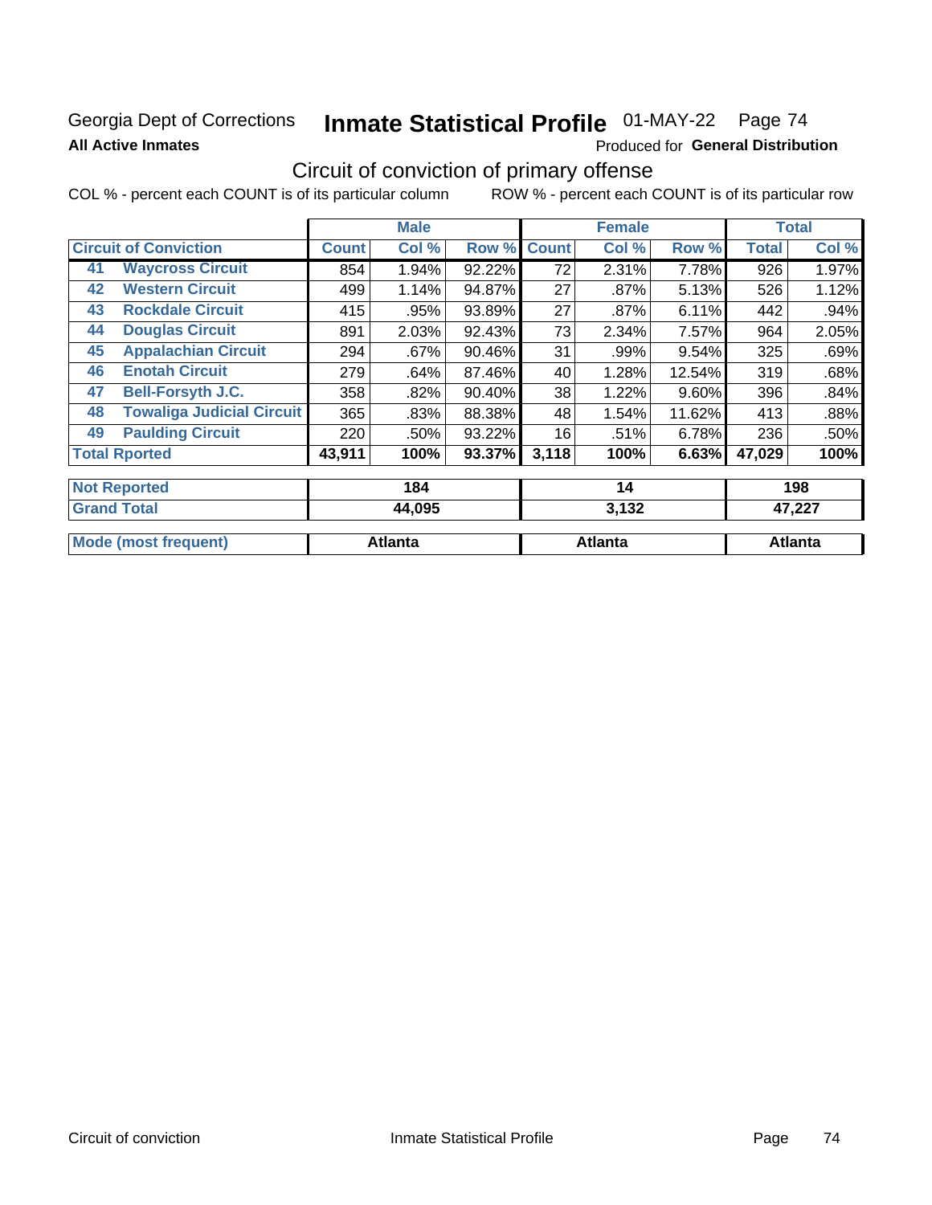Georgia Dept of Corrections
**All Active Inmates**

# Inmate Statistical Profile 01-MAY-22 Page 74

Produced for **General Distribution**

## Circuit of conviction of primary offense

COL % - percent each COUNT is of its particular column ROW % - percent each COUNT is of its particular row

| Circuit of Conviction | | Male | | | Female | | | Total | |
|---|---|---|---|---|---|---|---|---|---|
| | | Count | Col % | Row % | Count | Col % | Row % | Total | Col % |
| 41 | Waycross Circuit | 854 | 1.94% | 92.22% | 72 | 2.31% | 7.78% | 926 | 1.97% |
| 42 | Western Circuit | 499 | 1.14% | 94.87% | 27 | .87% | 5.13% | 526 | 1.12% |
| 43 | Rockdale Circuit | 415 | .95% | 93.89% | 27 | .87% | 6.11% | 442 | .94% |
| 44 | Douglas Circuit | 891 | 2.03% | 92.43% | 73 | 2.34% | 7.57% | 964 | 2.05% |
| 45 | Appalachian Circuit | 294 | .67% | 90.46% | 31 | .99% | 9.54% | 325 | .69% |
| 46 | Enotah Circuit | 279 | .64% | 87.46% | 40 | 1.28% | 12.54% | 319 | .68% |
| 47 | Bell-Forsyth J.C. | 358 | .82% | 90.40% | 38 | 1.22% | 9.60% | 396 | .84% |
| 48 | Towaliga Judicial Circuit | 365 | .83% | 88.38% | 48 | 1.54% | 11.62% | 413 | .88% |
| 49 | Paulding Circuit | 220 | .50% | 93.22% | 16 | .51% | 6.78% | 236 | .50% |
| Total Rported | | 43,911 | 100% | 93.37% | 3,118 | 100% | 6.63% | 47,029 | 100% |
| Not Reported | | 184 | | | 14 | | | 198 | |
| Grand Total | | 44,095 | | | 3,132 | | | 47,227 | |
| Mode (most frequent) | | Atlanta | | | Atlanta | | | Atlanta | |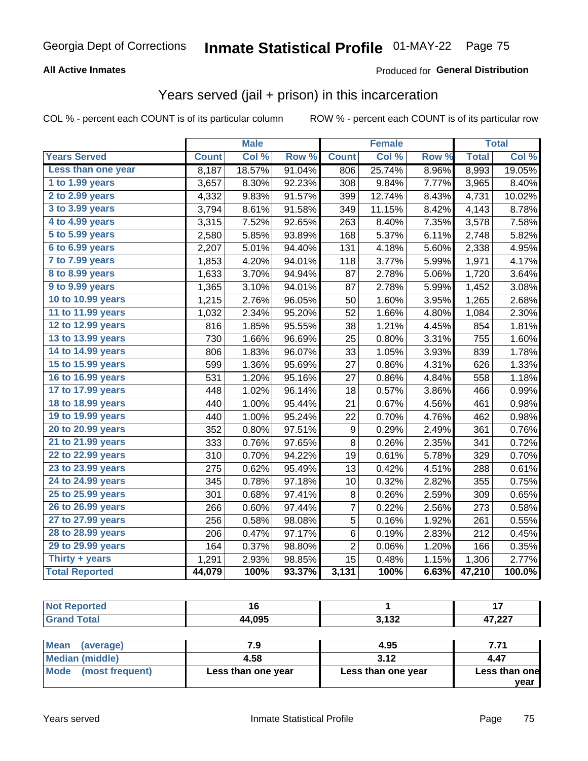# Georgia Dept of Corrections — Inmate Statistical Profile 01-MAY-22

**All Active Inmates** — Produced for **General Distribution**

## Years served (jail + prison) in this incarceration

COL % - percent each COUNT is of its particular column     ROW % - percent each COUNT is of its particular row

| | Male | | | Female | | | Total | |
|---|---|---|---|---|---|---|---|---|
| **Years Served** | **Count** | **Col %** | **Row %** | **Count** | **Col %** | **Row %** | **Total** | **Col %** |
| Less than one year | 8,187 | 18.57% | 91.04% | 806 | 25.74% | 8.96% | 8,993 | 19.05% |
| 1 to 1.99 years | 3,657 | 8.30% | 92.23% | 308 | 9.84% | 7.77% | 3,965 | 8.40% |
| 2 to 2.99 years | 4,332 | 9.83% | 91.57% | 399 | 12.74% | 8.43% | 4,731 | 10.02% |
| 3 to 3.99 years | 3,794 | 8.61% | 91.58% | 349 | 11.15% | 8.42% | 4,143 | 8.78% |
| 4 to 4.99 years | 3,315 | 7.52% | 92.65% | 263 | 8.40% | 7.35% | 3,578 | 7.58% |
| 5 to 5.99 years | 2,580 | 5.85% | 93.89% | 168 | 5.37% | 6.11% | 2,748 | 5.82% |
| 6 to 6.99 years | 2,207 | 5.01% | 94.40% | 131 | 4.18% | 5.60% | 2,338 | 4.95% |
| 7 to 7.99 years | 1,853 | 4.20% | 94.01% | 118 | 3.77% | 5.99% | 1,971 | 4.17% |
| 8 to 8.99 years | 1,633 | 3.70% | 94.94% | 87 | 2.78% | 5.06% | 1,720 | 3.64% |
| 9 to 9.99 years | 1,365 | 3.10% | 94.01% | 87 | 2.78% | 5.99% | 1,452 | 3.08% |
| 10 to 10.99 years | 1,215 | 2.76% | 96.05% | 50 | 1.60% | 3.95% | 1,265 | 2.68% |
| 11 to 11.99 years | 1,032 | 2.34% | 95.20% | 52 | 1.66% | 4.80% | 1,084 | 2.30% |
| 12 to 12.99 years | 816 | 1.85% | 95.55% | 38 | 1.21% | 4.45% | 854 | 1.81% |
| 13 to 13.99 years | 730 | 1.66% | 96.69% | 25 | 0.80% | 3.31% | 755 | 1.60% |
| 14 to 14.99 years | 806 | 1.83% | 96.07% | 33 | 1.05% | 3.93% | 839 | 1.78% |
| 15 to 15.99 years | 599 | 1.36% | 95.69% | 27 | 0.86% | 4.31% | 626 | 1.33% |
| 16 to 16.99 years | 531 | 1.20% | 95.16% | 27 | 0.86% | 4.84% | 558 | 1.18% |
| 17 to 17.99 years | 448 | 1.02% | 96.14% | 18 | 0.57% | 3.86% | 466 | 0.99% |
| 18 to 18.99 years | 440 | 1.00% | 95.44% | 21 | 0.67% | 4.56% | 461 | 0.98% |
| 19 to 19.99 years | 440 | 1.00% | 95.24% | 22 | 0.70% | 4.76% | 462 | 0.98% |
| 20 to 20.99 years | 352 | 0.80% | 97.51% | 9 | 0.29% | 2.49% | 361 | 0.76% |
| 21 to 21.99 years | 333 | 0.76% | 97.65% | 8 | 0.26% | 2.35% | 341 | 0.72% |
| 22 to 22.99 years | 310 | 0.70% | 94.22% | 19 | 0.61% | 5.78% | 329 | 0.70% |
| 23 to 23.99 years | 275 | 0.62% | 95.49% | 13 | 0.42% | 4.51% | 288 | 0.61% |
| 24 to 24.99 years | 345 | 0.78% | 97.18% | 10 | 0.32% | 2.82% | 355 | 0.75% |
| 25 to 25.99 years | 301 | 0.68% | 97.41% | 8 | 0.26% | 2.59% | 309 | 0.65% |
| 26 to 26.99 years | 266 | 0.60% | 97.44% | 7 | 0.22% | 2.56% | 273 | 0.58% |
| 27 to 27.99 years | 256 | 0.58% | 98.08% | 5 | 0.16% | 1.92% | 261 | 0.55% |
| 28 to 28.99 years | 206 | 0.47% | 97.17% | 6 | 0.19% | 2.83% | 212 | 0.45% |
| 29 to 29.99 years | 164 | 0.37% | 98.80% | 2 | 0.06% | 1.20% | 166 | 0.35% |
| Thirty + years | 1,291 | 2.93% | 98.85% | 15 | 0.48% | 1.15% | 1,306 | 2.77% |
| **Total Reported** | **44,079** | **100%** | **93.37%** | **3,131** | **100%** | **6.63%** | **47,210** | **100.0%** |

| | Male | Female | Total |
|---|---|---|---|
| Not Reported | 16 | 1 | 17 |
| Grand Total | 44,095 | 3,132 | 47,227 |

| | Male | Female | Total |
|---|---|---|---|
| Mean (average) | 7.9 | 4.95 | 7.71 |
| Median (middle) | 4.58 | 3.12 | 4.47 |
| Mode (most frequent) | Less than one year | Less than one year | Less than one year |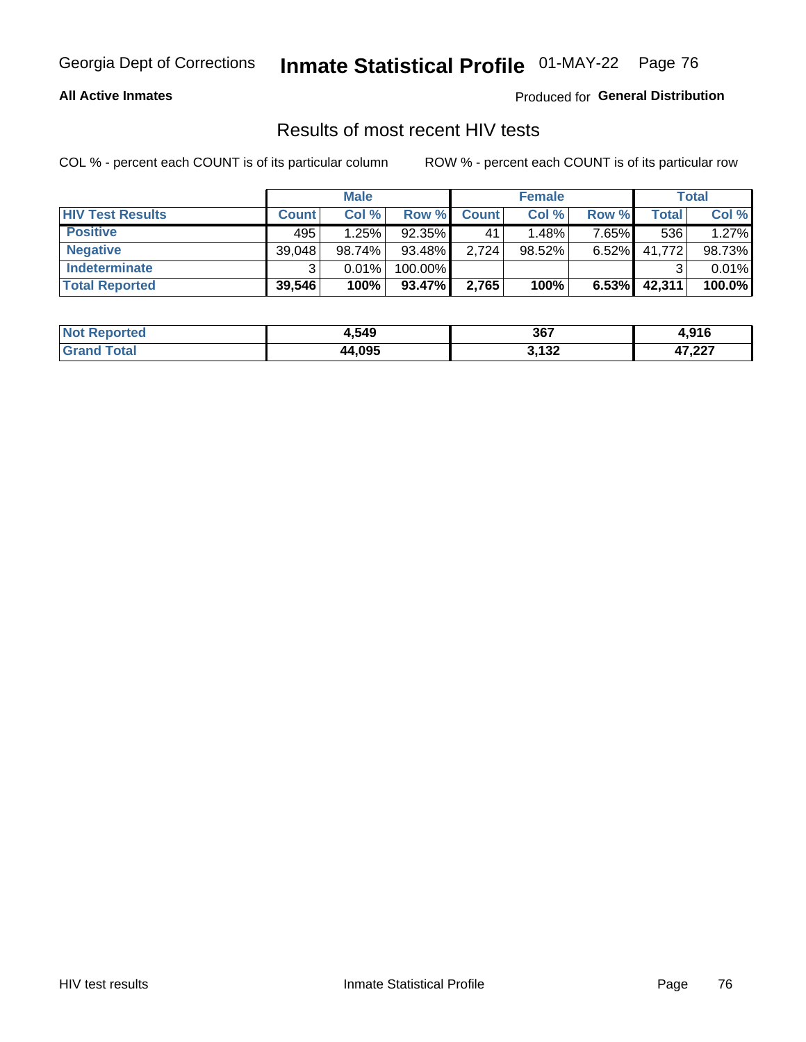Georgia Dept of Corrections **Inmate Statistical Profile** 01-MAY-22

**All Active Inmates**

Produced for **General Distribution**

## Results of most recent HIV tests

COL % - percent each COUNT is of its particular column ROW % - percent each COUNT is of its particular row

| | Male | | | Female | | | Total | |
|---|---|---|---|---|---|---|---|---|
| **HIV Test Results** | **Count** | **Col %** | **Row %** | **Count** | **Col %** | **Row %** | **Total** | **Col %** |
| **Positive** | 495 | 1.25% | 92.35% | 41 | 1.48% | 7.65% | 536 | 1.27% |
| **Negative** | 39,048 | 98.74% | 93.48% | 2,724 | 98.52% | 6.52% | 41,772 | 98.73% |
| **Indeterminate** | 3 | 0.01% | 100.00% | | | | 3 | 0.01% |
| **Total Reported** | **39,546** | **100%** | **93.47%** | **2,765** | **100%** | **6.53%** | **42,311** | **100.0%** |

| | Male | Female | Total |
|---|---|---|---|
| **Not Reported** | **4,549** | **367** | **4,916** |
| **Grand Total** | **44,095** | **3,132** | **47,227** |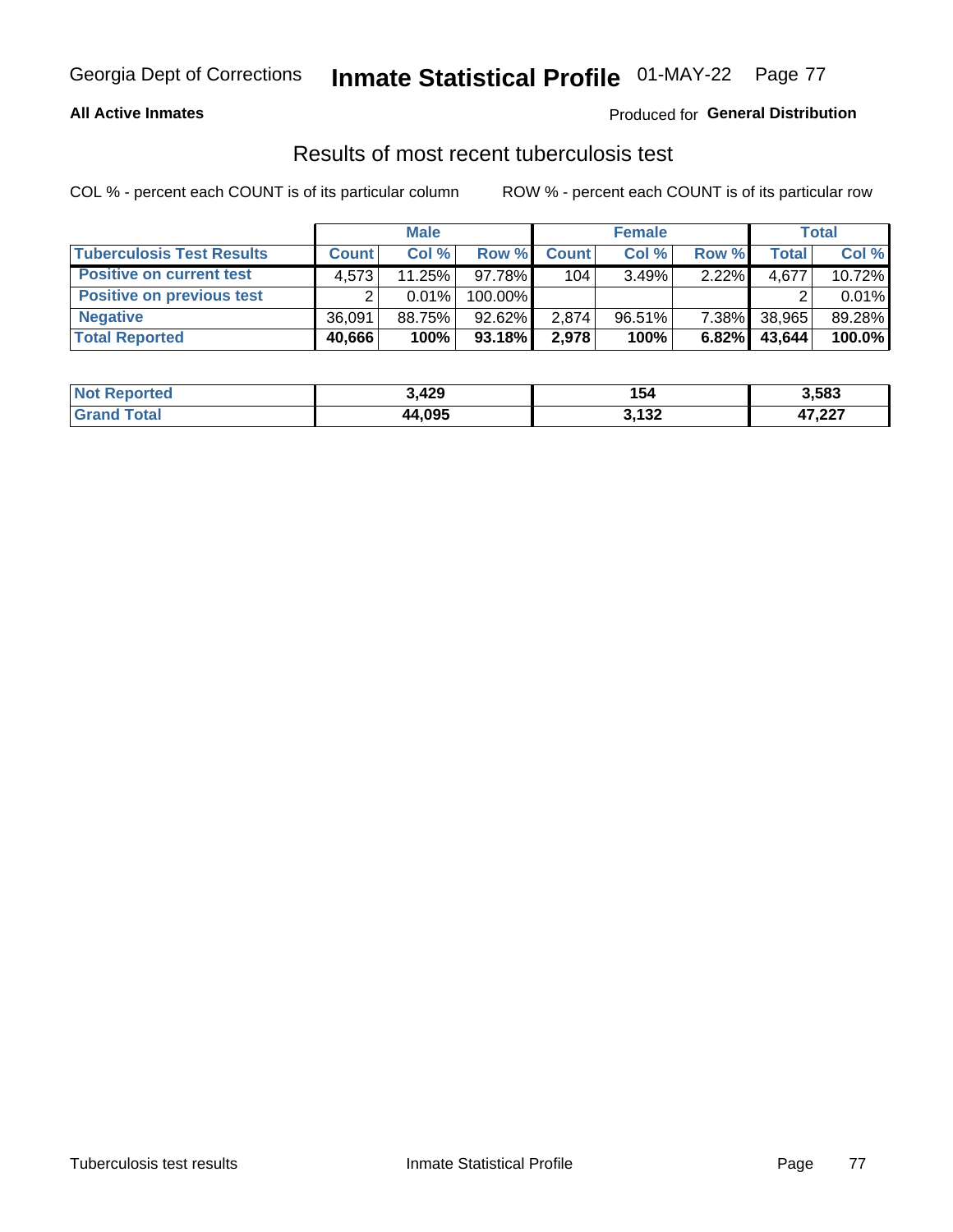Georgia Dept of Corrections **Inmate Statistical Profile** 01-MAY-22

**All Active Inmates**

Produced for **General Distribution**

## Results of most recent tuberculosis test

COL % - percent each COUNT is of its particular column

ROW % - percent each COUNT is of its particular row

| | Male | | | Female | | | Total | |
|---|---|---|---|---|---|---|---|---|
| **Tuberculosis Test Results** | **Count** | **Col %** | **Row %** | **Count** | **Col %** | **Row %** | **Total** | **Col %** |
| **Positive on current test** | 4,573 | 11.25% | 97.78% | 104 | 3.49% | 2.22% | 4,677 | 10.72% |
| **Positive on previous test** | 2 | 0.01% | 100.00% | | | | 2 | 0.01% |
| **Negative** | 36,091 | 88.75% | 92.62% | 2,874 | 96.51% | 7.38% | 38,965 | 89.28% |
| **Total Reported** | **40,666** | **100%** | **93.18%** | **2,978** | **100%** | **6.82%** | **43,644** | **100.0%** |

| | Male | Female | Total |
|---|---|---|---|
| **Not Reported** | **3,429** | **154** | **3,583** |
| **Grand Total** | **44,095** | **3,132** | **47,227** |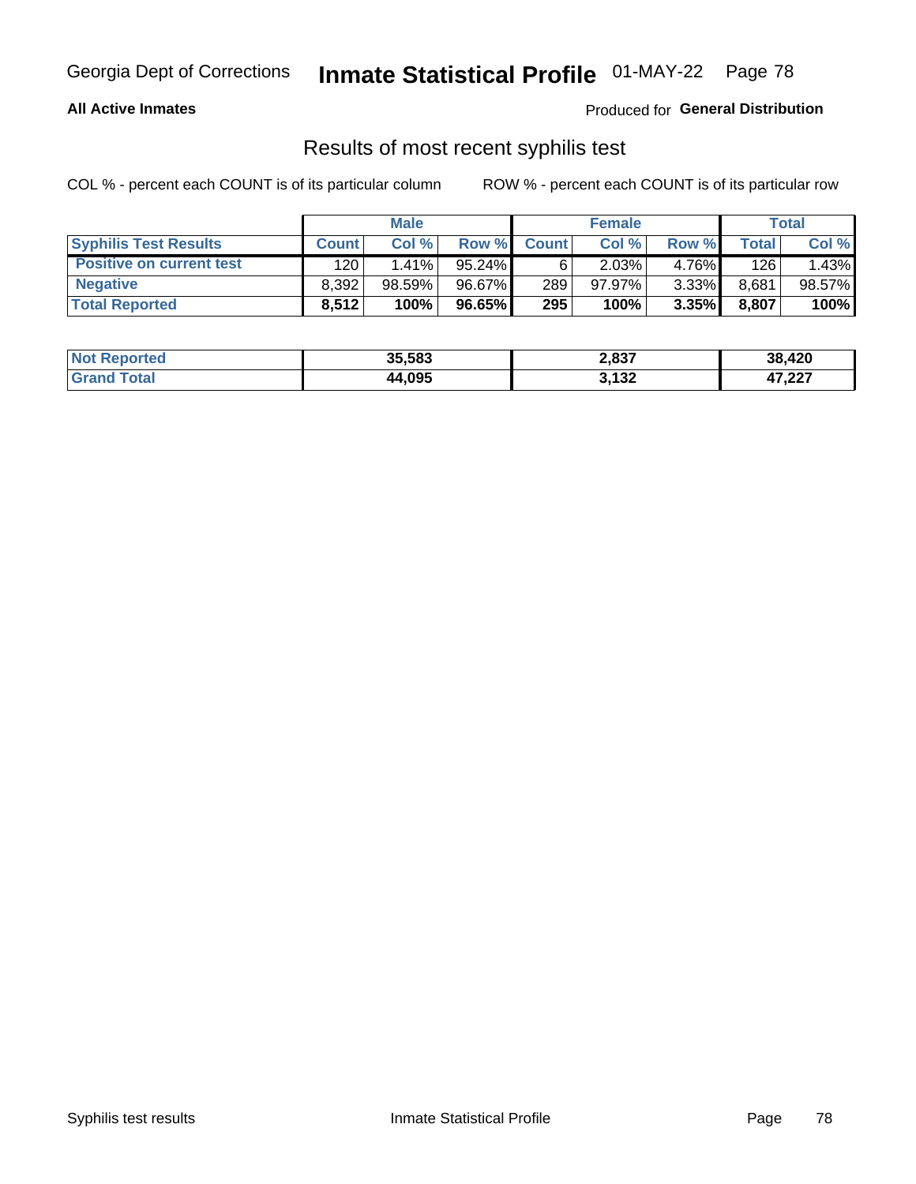Georgia Dept of Corrections **Inmate Statistical Profile** 01-MAY-22

**All Active Inmates**

Produced for **General Distribution**

## Results of most recent syphilis test

COL % - percent each COUNT is of its particular column    ROW % - percent each COUNT is of its particular row

| | Male | | | Female | | | Total | |
|---|---|---|---|---|---|---|---|---|
| **Syphilis Test Results** | **Count** | **Col %** | **Row %** | **Count** | **Col %** | **Row %** | **Total** | **Col %** |
| **Positive on current test** | 120 | 1.41% | 95.24% | 6 | 2.03% | 4.76% | 126 | 1.43% |
| **Negative** | 8,392 | 98.59% | 96.67% | 289 | 97.97% | 3.33% | 8,681 | 98.57% |
| **Total Reported** | **8,512** | **100%** | **96.65%** | **295** | **100%** | **3.35%** | **8,807** | **100%** |

| | Male | Female | Total |
|---|---|---|---|
| **Not Reported** | **35,583** | **2,837** | **38,420** |
| **Grand Total** | **44,095** | **3,132** | **47,227** |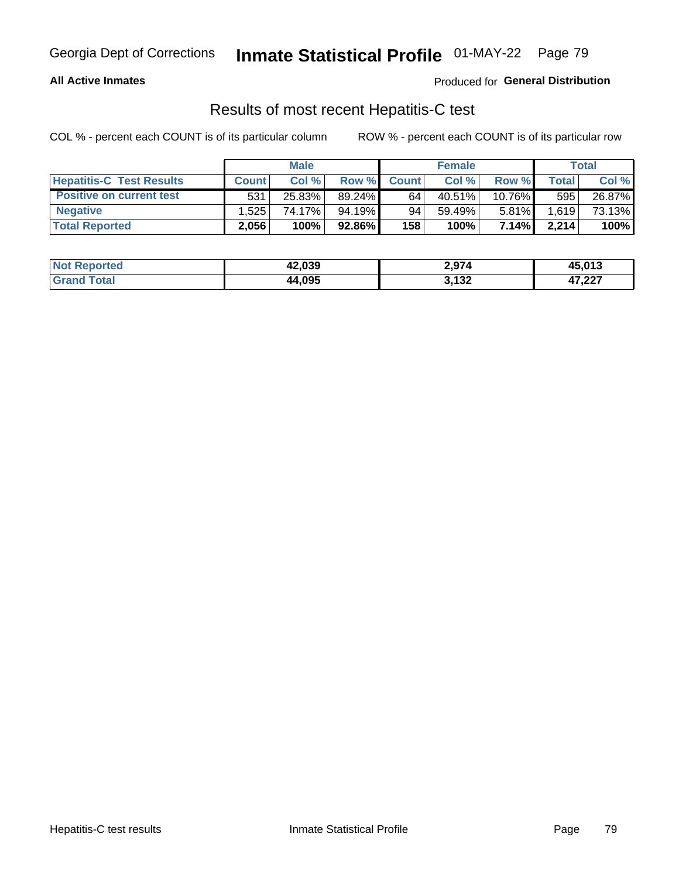Georgia Dept of Corrections **Inmate Statistical Profile** 01-MAY-22

**All Active Inmates**

Produced for **General Distribution**

## Results of most recent Hepatitis-C test

COL % - percent each COUNT is of its particular column ROW % - percent each COUNT is of its particular row

| | Male | | | Female | | | Total | |
|---|---|---|---|---|---|---|---|---|
| **Hepatitis-C Test Results** | **Count** | **Col %** | **Row %** | **Count** | **Col %** | **Row %** | **Total** | **Col %** |
| **Positive on current test** | 531 | 25.83% | 89.24% | 64 | 40.51% | 10.76% | 595 | 26.87% |
| **Negative** | 1,525 | 74.17% | 94.19% | 94 | 59.49% | 5.81% | 1,619 | 73.13% |
| **Total Reported** | **2,056** | **100%** | **92.86%** | **158** | **100%** | **7.14%** | **2,214** | **100%** |

| | Male | Female | Total |
|---|---|---|---|
| **Not Reported** | **42,039** | **2,974** | **45,013** |
| **Grand Total** | **44,095** | **3,132** | **47,227** |